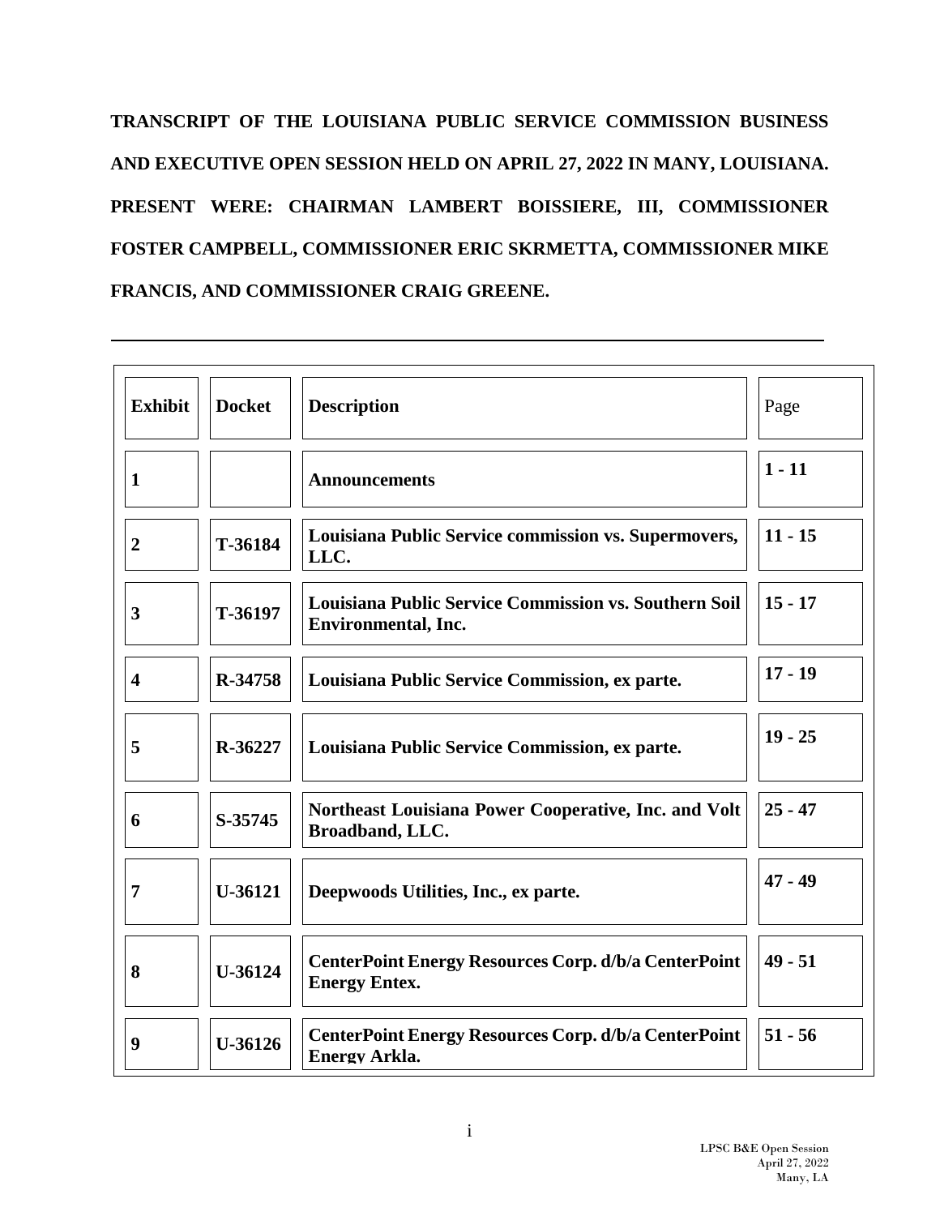**TRANSCRIPT OF THE LOUISIANA PUBLIC SERVICE COMMISSION BUSINESS AND EXECUTIVE OPEN SESSION HELD ON APRIL 27, 2022 IN MANY, LOUISIANA. PRESENT WERE: CHAIRMAN LAMBERT BOISSIERE, III, COMMISSIONER FOSTER CAMPBELL, COMMISSIONER ERIC SKRMETTA, COMMISSIONER MIKE FRANCIS, AND COMMISSIONER CRAIG GREENE.**

---

| **Exhibit** | **Docket** | **Description** | Page |
|---|---|---|---|
| **1** | | **Announcements** | **1 - 11** |
| **2** | **T-36184** | **Louisiana Public Service commission vs. Supermovers, LLC.** | **11 - 15** |
| **3** | **T-36197** | **Louisiana Public Service Commission vs. Southern Soil Environmental, Inc.** | **15 - 17** |
| **4** | **R-34758** | **Louisiana Public Service Commission, ex parte.** | **17 - 19** |
| **5** | **R-36227** | **Louisiana Public Service Commission, ex parte.** | **19 - 25** |
| **6** | **S-35745** | **Northeast Louisiana Power Cooperative, Inc. and Volt Broadband, LLC.** | **25 - 47** |
| **7** | **U-36121** | **Deepwoods Utilities, Inc., ex parte.** | **47 - 49** |
| **8** | **U-36124** | **CenterPoint Energy Resources Corp. d/b/a CenterPoint Energy Entex.** | **49 - 51** |
| **9** | **U-36126** | **CenterPoint Energy Resources Corp. d/b/a CenterPoint Energy Arkla.** | **51 - 56** |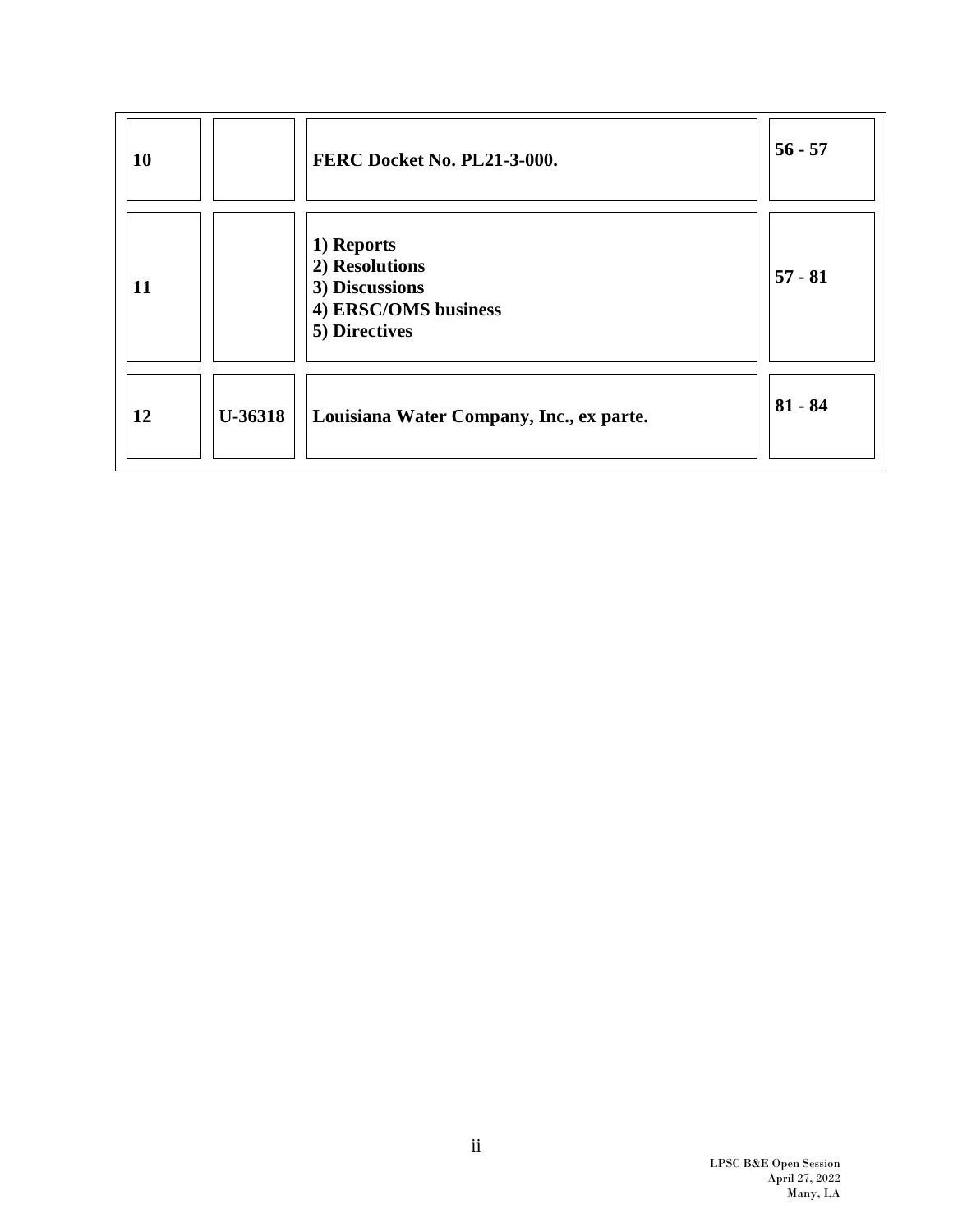| | | | |
|---|---|---|---|
| **10** | | **FERC Docket No. PL21-3-000.** | **56 - 57** |
| **11** | | **1) Reports**<br>**2) Resolutions**<br>**3) Discussions**<br>**4) ERSC/OMS business**<br>**5) Directives** | **57 - 81** |
| **12** | **U-36318** | **Louisiana Water Company, Inc., ex parte.** | **81 - 84** |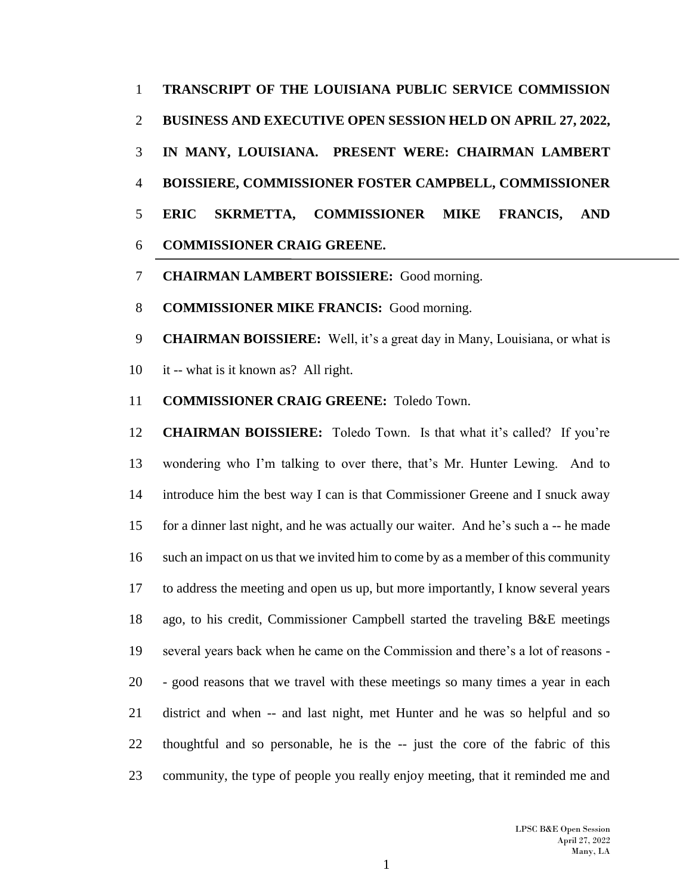**TRANSCRIPT OF THE LOUISIANA PUBLIC SERVICE COMMISSION BUSINESS AND EXECUTIVE OPEN SESSION HELD ON APRIL 27, 2022, IN MANY, LOUISIANA. PRESENT WERE: CHAIRMAN LAMBERT BOISSIERE, COMMISSIONER FOSTER CAMPBELL, COMMISSIONER ERIC SKRMETTA, COMMISSIONER MIKE FRANCIS, AND COMMISSIONER CRAIG GREENE.**

---

**CHAIRMAN LAMBERT BOISSIERE:** Good morning.

**COMMISSIONER MIKE FRANCIS:** Good morning.

**CHAIRMAN BOISSIERE:** Well, it's a great day in Many, Louisiana, or what is it -- what is it known as? All right.

**COMMISSIONER CRAIG GREENE:** Toledo Town.

**CHAIRMAN BOISSIERE:** Toledo Town. Is that what it's called? If you're wondering who I'm talking to over there, that's Mr. Hunter Lewing. And to introduce him the best way I can is that Commissioner Greene and I snuck away for a dinner last night, and he was actually our waiter. And he's such a -- he made such an impact on us that we invited him to come by as a member of this community to address the meeting and open us up, but more importantly, I know several years ago, to his credit, Commissioner Campbell started the traveling B&E meetings several years back when he came on the Commission and there's a lot of reasons -- good reasons that we travel with these meetings so many times a year in each district and when -- and last night, met Hunter and he was so helpful and so thoughtful and so personable, he is the -- just the core of the fabric of this community, the type of people you really enjoy meeting, that it reminded me and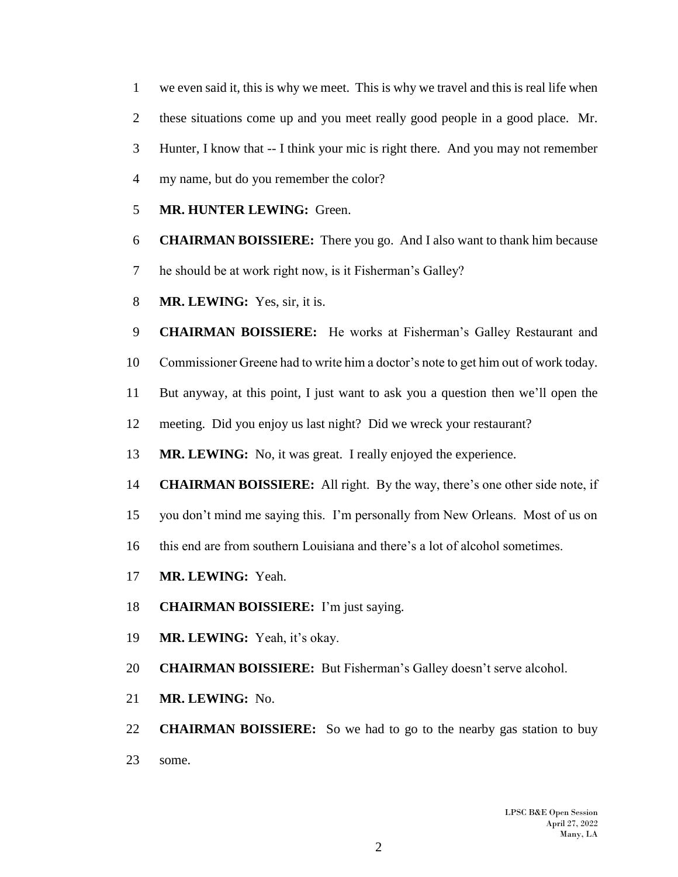we even said it, this is why we meet. This is why we travel and this is real life when these situations come up and you meet really good people in a good place. Mr. Hunter, I know that -- I think your mic is right there. And you may not remember my name, but do you remember the color?

**MR. HUNTER LEWING:** Green.

**CHAIRMAN BOISSIERE:** There you go. And I also want to thank him because he should be at work right now, is it Fisherman's Galley?

**MR. LEWING:** Yes, sir, it is.

**CHAIRMAN BOISSIERE:** He works at Fisherman's Galley Restaurant and Commissioner Greene had to write him a doctor's note to get him out of work today. But anyway, at this point, I just want to ask you a question then we'll open the meeting. Did you enjoy us last night? Did we wreck your restaurant?

**MR. LEWING:** No, it was great. I really enjoyed the experience.

**CHAIRMAN BOISSIERE:** All right. By the way, there's one other side note, if you don't mind me saying this. I'm personally from New Orleans. Most of us on this end are from southern Louisiana and there's a lot of alcohol sometimes.

**MR. LEWING:** Yeah.

**CHAIRMAN BOISSIERE:** I'm just saying.

**MR. LEWING:** Yeah, it's okay.

**CHAIRMAN BOISSIERE:** But Fisherman's Galley doesn't serve alcohol.

**MR. LEWING:** No.

**CHAIRMAN BOISSIERE:** So we had to go to the nearby gas station to buy some.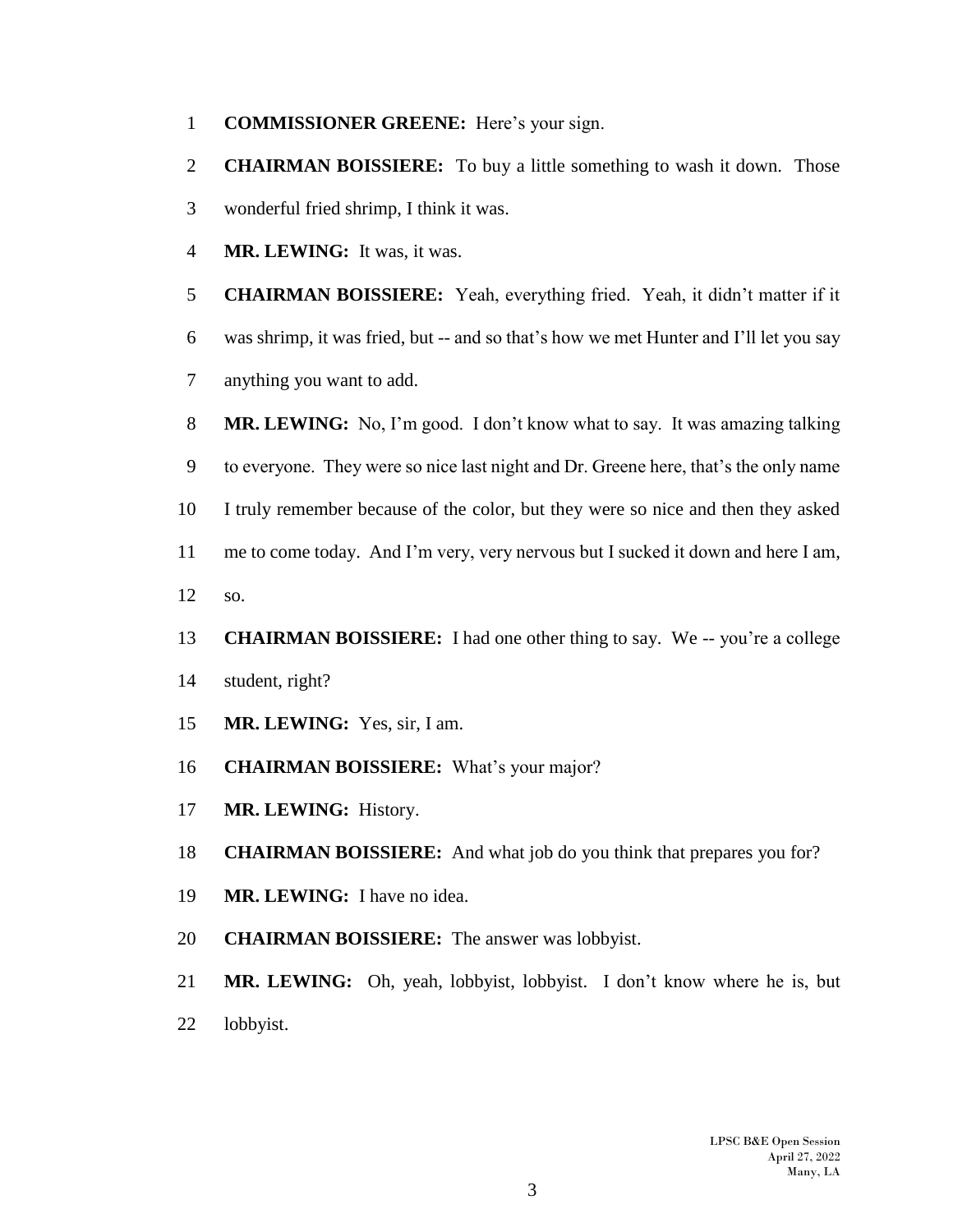**COMMISSIONER GREENE:** Here's your sign.

**CHAIRMAN BOISSIERE:** To buy a little something to wash it down. Those wonderful fried shrimp, I think it was.

**MR. LEWING:** It was, it was.

**CHAIRMAN BOISSIERE:** Yeah, everything fried. Yeah, it didn't matter if it was shrimp, it was fried, but -- and so that's how we met Hunter and I'll let you say anything you want to add.

**MR. LEWING:** No, I'm good. I don't know what to say. It was amazing talking to everyone. They were so nice last night and Dr. Greene here, that's the only name I truly remember because of the color, but they were so nice and then they asked me to come today. And I'm very, very nervous but I sucked it down and here I am, so.

**CHAIRMAN BOISSIERE:** I had one other thing to say. We -- you're a college student, right?

**MR. LEWING:** Yes, sir, I am.

**CHAIRMAN BOISSIERE:** What's your major?

**MR. LEWING:** History.

**CHAIRMAN BOISSIERE:** And what job do you think that prepares you for?

**MR. LEWING:** I have no idea.

**CHAIRMAN BOISSIERE:** The answer was lobbyist.

**MR. LEWING:** Oh, yeah, lobbyist, lobbyist. I don't know where he is, but lobbyist.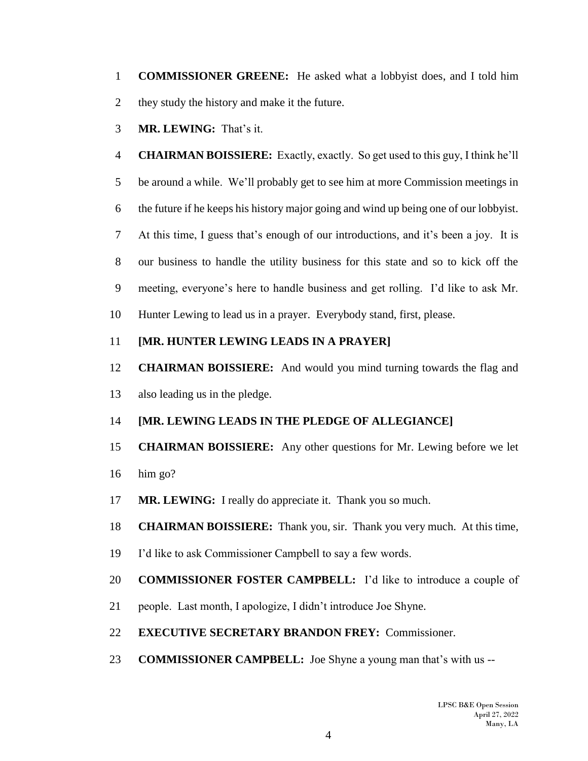**COMMISSIONER GREENE:** He asked what a lobbyist does, and I told him they study the history and make it the future.

**MR. LEWING:** That's it.

**CHAIRMAN BOISSIERE:** Exactly, exactly. So get used to this guy, I think he'll be around a while. We'll probably get to see him at more Commission meetings in the future if he keeps his history major going and wind up being one of our lobbyist. At this time, I guess that's enough of our introductions, and it's been a joy. It is our business to handle the utility business for this state and so to kick off the meeting, everyone's here to handle business and get rolling. I'd like to ask Mr. Hunter Lewing to lead us in a prayer. Everybody stand, first, please.

**[MR. HUNTER LEWING LEADS IN A PRAYER]**

**CHAIRMAN BOISSIERE:** And would you mind turning towards the flag and also leading us in the pledge.

**[MR. LEWING LEADS IN THE PLEDGE OF ALLEGIANCE]**

**CHAIRMAN BOISSIERE:** Any other questions for Mr. Lewing before we let him go?

**MR. LEWING:** I really do appreciate it. Thank you so much.

**CHAIRMAN BOISSIERE:** Thank you, sir. Thank you very much. At this time, I'd like to ask Commissioner Campbell to say a few words.

**COMMISSIONER FOSTER CAMPBELL:** I'd like to introduce a couple of people. Last month, I apologize, I didn't introduce Joe Shyne.

**EXECUTIVE SECRETARY BRANDON FREY:** Commissioner.

**COMMISSIONER CAMPBELL:** Joe Shyne a young man that's with us --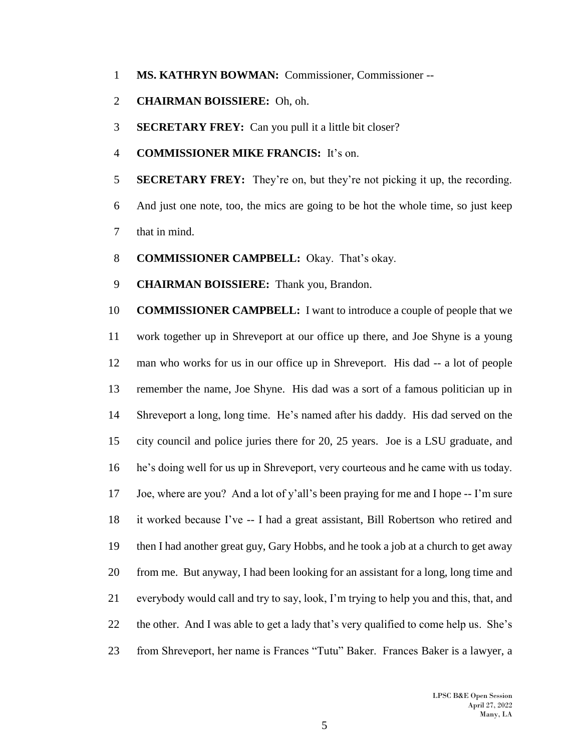1 **MS. KATHRYN BOWMAN:** Commissioner, Commissioner --

2 **CHAIRMAN BOISSIERE:** Oh, oh.

3 **SECRETARY FREY:** Can you pull it a little bit closer?

4 **COMMISSIONER MIKE FRANCIS:** It's on.

5 **SECRETARY FREY:** They're on, but they're not picking it up, the recording.
6 And just one note, too, the mics are going to be hot the whole time, so just keep
7 that in mind.

8 **COMMISSIONER CAMPBELL:** Okay. That's okay.

9 **CHAIRMAN BOISSIERE:** Thank you, Brandon.

10 **COMMISSIONER CAMPBELL:** I want to introduce a couple of people that we
11 work together up in Shreveport at our office up there, and Joe Shyne is a young
12 man who works for us in our office up in Shreveport. His dad -- a lot of people
13 remember the name, Joe Shyne. His dad was a sort of a famous politician up in
14 Shreveport a long, long time. He's named after his daddy. His dad served on the
15 city council and police juries there for 20, 25 years. Joe is a LSU graduate, and
16 he's doing well for us up in Shreveport, very courteous and he came with us today.
17 Joe, where are you? And a lot of y'all's been praying for me and I hope -- I'm sure
18 it worked because I've -- I had a great assistant, Bill Robertson who retired and
19 then I had another great guy, Gary Hobbs, and he took a job at a church to get away
20 from me. But anyway, I had been looking for an assistant for a long, long time and
21 everybody would call and try to say, look, I'm trying to help you and this, that, and
22 the other. And I was able to get a lady that's very qualified to come help us. She's
23 from Shreveport, her name is Frances "Tutu" Baker. Frances Baker is a lawyer, a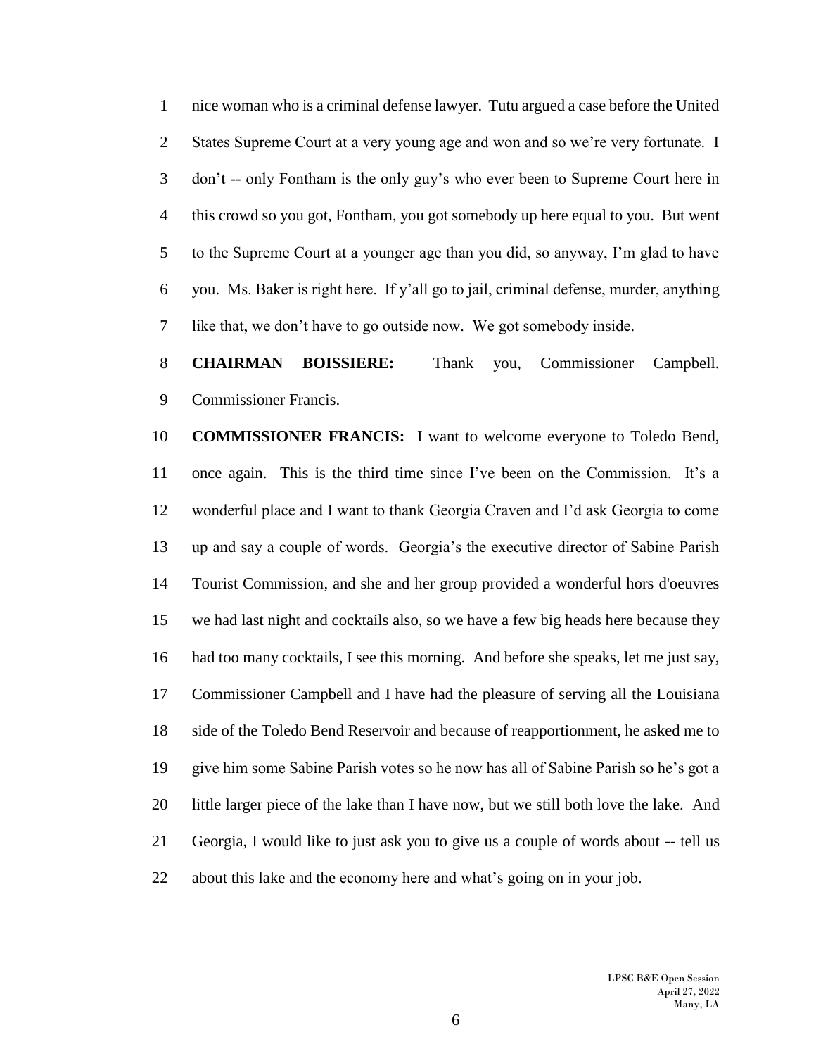nice woman who is a criminal defense lawyer. Tutu argued a case before the United States Supreme Court at a very young age and won and so we're very fortunate. I don't -- only Fontham is the only guy's who ever been to Supreme Court here in this crowd so you got, Fontham, you got somebody up here equal to you. But went to the Supreme Court at a younger age than you did, so anyway, I'm glad to have you. Ms. Baker is right here. If y'all go to jail, criminal defense, murder, anything like that, we don't have to go outside now. We got somebody inside.

**CHAIRMAN BOISSIERE:** Thank you, Commissioner Campbell. Commissioner Francis.

**COMMISSIONER FRANCIS:** I want to welcome everyone to Toledo Bend, once again. This is the third time since I've been on the Commission. It's a wonderful place and I want to thank Georgia Craven and I'd ask Georgia to come up and say a couple of words. Georgia's the executive director of Sabine Parish Tourist Commission, and she and her group provided a wonderful hors d'oeuvres we had last night and cocktails also, so we have a few big heads here because they had too many cocktails, I see this morning. And before she speaks, let me just say, Commissioner Campbell and I have had the pleasure of serving all the Louisiana side of the Toledo Bend Reservoir and because of reapportionment, he asked me to give him some Sabine Parish votes so he now has all of Sabine Parish so he's got a little larger piece of the lake than I have now, but we still both love the lake. And Georgia, I would like to just ask you to give us a couple of words about -- tell us about this lake and the economy here and what's going on in your job.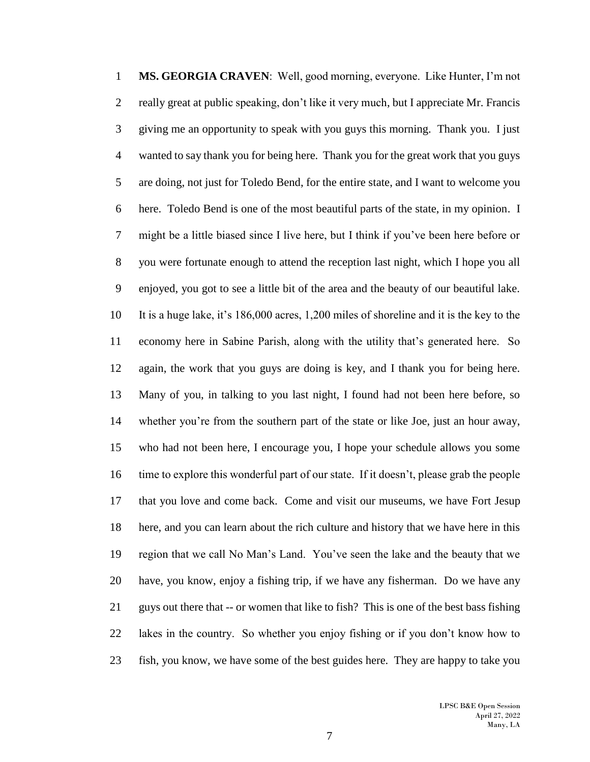**MS. GEORGIA CRAVEN**: Well, good morning, everyone. Like Hunter, I'm not really great at public speaking, don't like it very much, but I appreciate Mr. Francis giving me an opportunity to speak with you guys this morning. Thank you. I just wanted to say thank you for being here. Thank you for the great work that you guys are doing, not just for Toledo Bend, for the entire state, and I want to welcome you here. Toledo Bend is one of the most beautiful parts of the state, in my opinion. I might be a little biased since I live here, but I think if you've been here before or you were fortunate enough to attend the reception last night, which I hope you all enjoyed, you got to see a little bit of the area and the beauty of our beautiful lake. It is a huge lake, it's 186,000 acres, 1,200 miles of shoreline and it is the key to the economy here in Sabine Parish, along with the utility that's generated here. So again, the work that you guys are doing is key, and I thank you for being here. Many of you, in talking to you last night, I found had not been here before, so whether you're from the southern part of the state or like Joe, just an hour away, who had not been here, I encourage you, I hope your schedule allows you some time to explore this wonderful part of our state. If it doesn't, please grab the people that you love and come back. Come and visit our museums, we have Fort Jesup here, and you can learn about the rich culture and history that we have here in this region that we call No Man's Land. You've seen the lake and the beauty that we have, you know, enjoy a fishing trip, if we have any fisherman. Do we have any guys out there that -- or women that like to fish? This is one of the best bass fishing lakes in the country. So whether you enjoy fishing or if you don't know how to fish, you know, we have some of the best guides here. They are happy to take you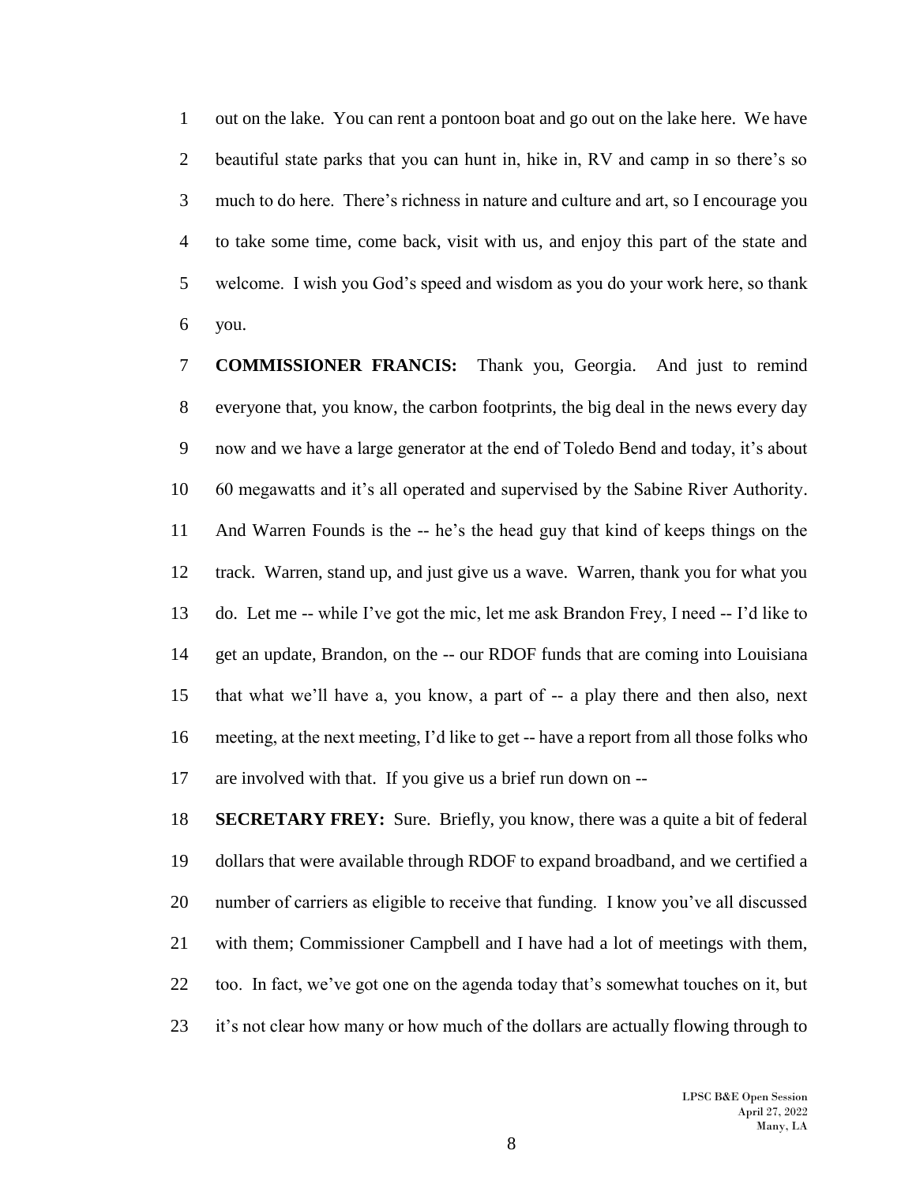out on the lake. You can rent a pontoon boat and go out on the lake here. We have beautiful state parks that you can hunt in, hike in, RV and camp in so there's so much to do here. There's richness in nature and culture and art, so I encourage you to take some time, come back, visit with us, and enjoy this part of the state and welcome. I wish you God's speed and wisdom as you do your work here, so thank you.

**COMMISSIONER FRANCIS:** Thank you, Georgia. And just to remind everyone that, you know, the carbon footprints, the big deal in the news every day now and we have a large generator at the end of Toledo Bend and today, it's about 60 megawatts and it's all operated and supervised by the Sabine River Authority. And Warren Founds is the -- he's the head guy that kind of keeps things on the track. Warren, stand up, and just give us a wave. Warren, thank you for what you do. Let me -- while I've got the mic, let me ask Brandon Frey, I need -- I'd like to get an update, Brandon, on the -- our RDOF funds that are coming into Louisiana that what we'll have a, you know, a part of -- a play there and then also, next meeting, at the next meeting, I'd like to get -- have a report from all those folks who are involved with that. If you give us a brief run down on --

**SECRETARY FREY:** Sure. Briefly, you know, there was a quite a bit of federal dollars that were available through RDOF to expand broadband, and we certified a number of carriers as eligible to receive that funding. I know you've all discussed with them; Commissioner Campbell and I have had a lot of meetings with them, too. In fact, we've got one on the agenda today that's somewhat touches on it, but it's not clear how many or how much of the dollars are actually flowing through to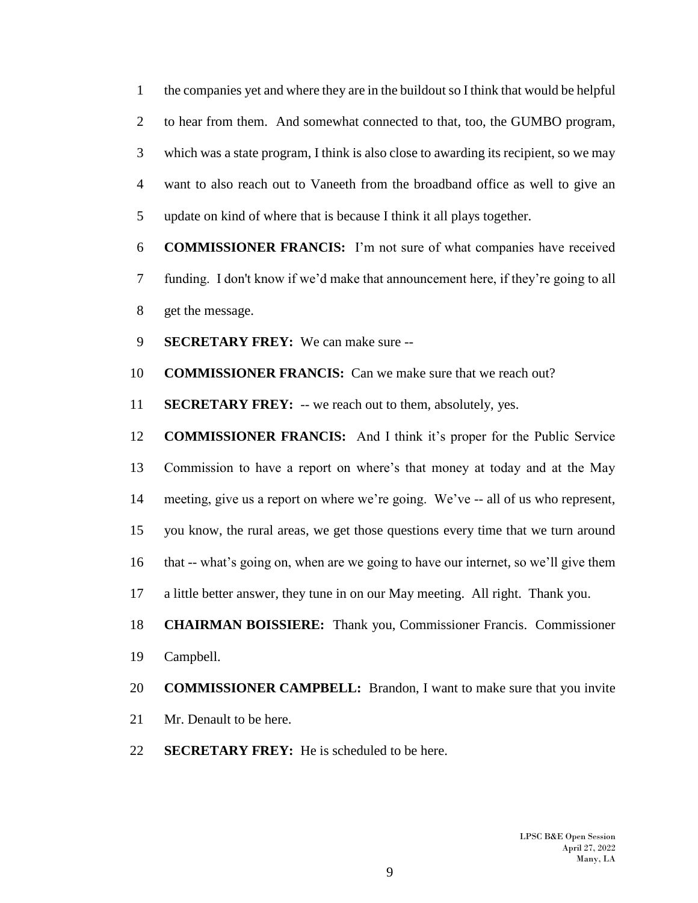the companies yet and where they are in the buildout so I think that would be helpful to hear from them. And somewhat connected to that, too, the GUMBO program, which was a state program, I think is also close to awarding its recipient, so we may want to also reach out to Vaneeth from the broadband office as well to give an update on kind of where that is because I think it all plays together.

**COMMISSIONER FRANCIS:** I'm not sure of what companies have received funding. I don't know if we'd make that announcement here, if they're going to all get the message.

**SECRETARY FREY:** We can make sure --

**COMMISSIONER FRANCIS:** Can we make sure that we reach out?

**SECRETARY FREY:** -- we reach out to them, absolutely, yes.

**COMMISSIONER FRANCIS:** And I think it's proper for the Public Service Commission to have a report on where's that money at today and at the May meeting, give us a report on where we're going. We've -- all of us who represent, you know, the rural areas, we get those questions every time that we turn around that -- what's going on, when are we going to have our internet, so we'll give them a little better answer, they tune in on our May meeting. All right. Thank you.

**CHAIRMAN BOISSIERE:** Thank you, Commissioner Francis. Commissioner Campbell.

**COMMISSIONER CAMPBELL:** Brandon, I want to make sure that you invite Mr. Denault to be here.

**SECRETARY FREY:** He is scheduled to be here.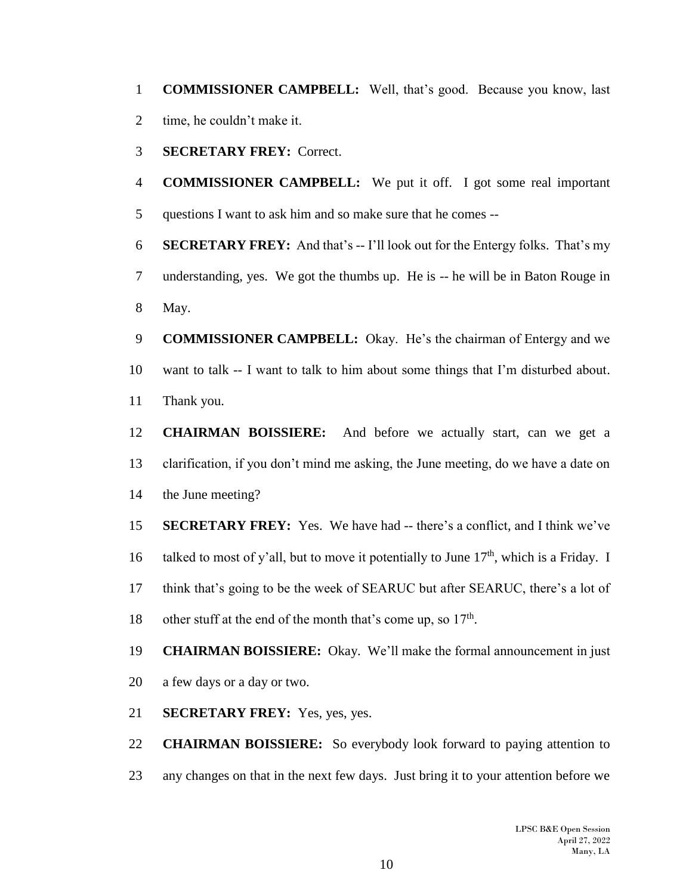**COMMISSIONER CAMPBELL:** Well, that's good. Because you know, last time, he couldn't make it.

**SECRETARY FREY:** Correct.

**COMMISSIONER CAMPBELL:** We put it off. I got some real important questions I want to ask him and so make sure that he comes --

**SECRETARY FREY:** And that's -- I'll look out for the Entergy folks. That's my understanding, yes. We got the thumbs up. He is -- he will be in Baton Rouge in May.

**COMMISSIONER CAMPBELL:** Okay. He's the chairman of Entergy and we want to talk -- I want to talk to him about some things that I'm disturbed about. Thank you.

**CHAIRMAN BOISSIERE:** And before we actually start, can we get a clarification, if you don't mind me asking, the June meeting, do we have a date on the June meeting?

**SECRETARY FREY:** Yes. We have had -- there's a conflict, and I think we've talked to most of y'all, but to move it potentially to June 17th, which is a Friday. I think that's going to be the week of SEARUC but after SEARUC, there's a lot of other stuff at the end of the month that's come up, so 17th.

**CHAIRMAN BOISSIERE:** Okay. We'll make the formal announcement in just a few days or a day or two.

**SECRETARY FREY:** Yes, yes, yes.

**CHAIRMAN BOISSIERE:** So everybody look forward to paying attention to any changes on that in the next few days. Just bring it to your attention before we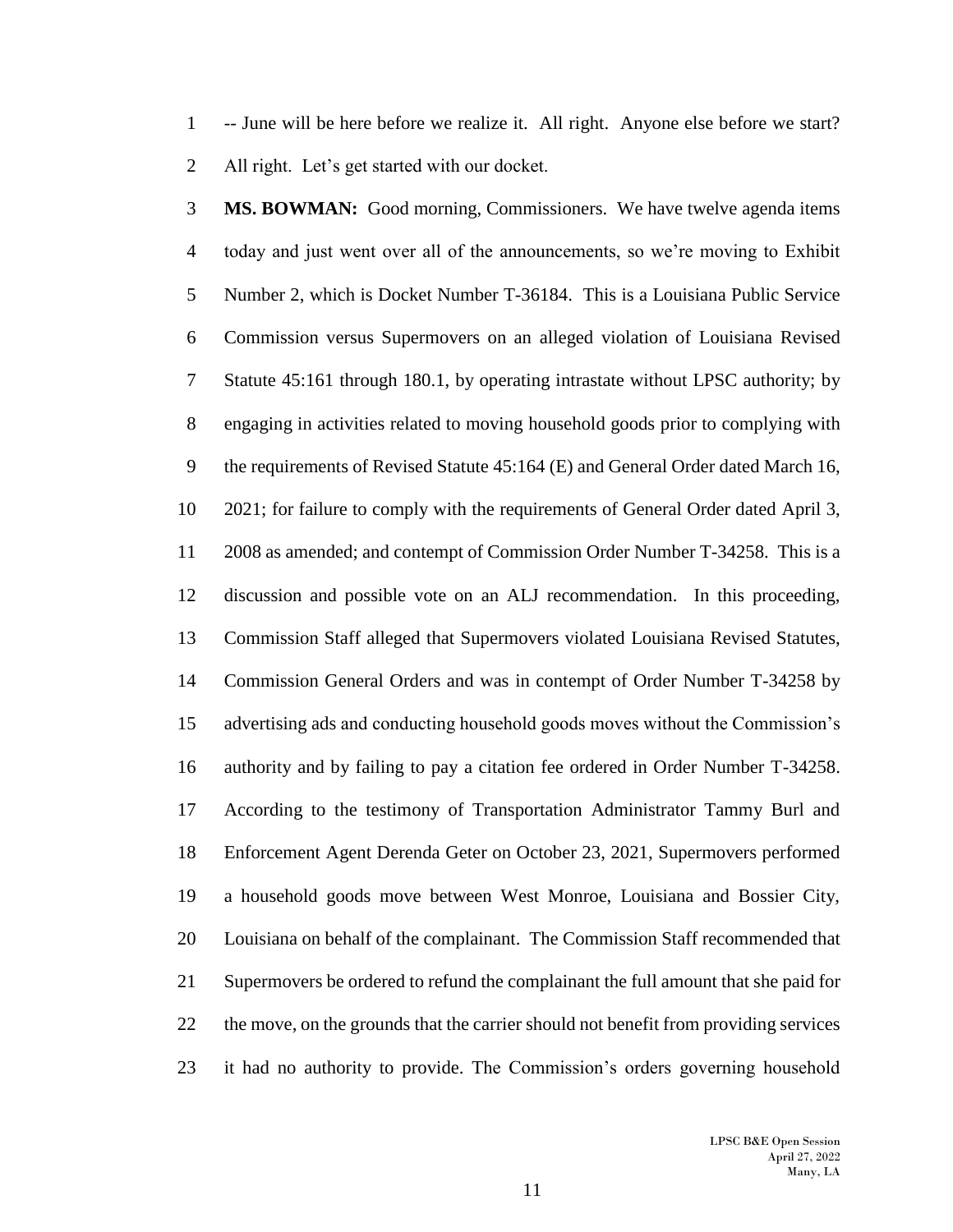-- June will be here before we realize it. All right. Anyone else before we start? All right. Let's get started with our docket.

**MS. BOWMAN:** Good morning, Commissioners. We have twelve agenda items today and just went over all of the announcements, so we're moving to Exhibit Number 2, which is Docket Number T-36184. This is a Louisiana Public Service Commission versus Supermovers on an alleged violation of Louisiana Revised Statute 45:161 through 180.1, by operating intrastate without LPSC authority; by engaging in activities related to moving household goods prior to complying with the requirements of Revised Statute 45:164 (E) and General Order dated March 16, 2021; for failure to comply with the requirements of General Order dated April 3, 2008 as amended; and contempt of Commission Order Number T-34258. This is a discussion and possible vote on an ALJ recommendation. In this proceeding, Commission Staff alleged that Supermovers violated Louisiana Revised Statutes, Commission General Orders and was in contempt of Order Number T-34258 by advertising ads and conducting household goods moves without the Commission's authority and by failing to pay a citation fee ordered in Order Number T-34258. According to the testimony of Transportation Administrator Tammy Burl and Enforcement Agent Derenda Geter on October 23, 2021, Supermovers performed a household goods move between West Monroe, Louisiana and Bossier City, Louisiana on behalf of the complainant. The Commission Staff recommended that Supermovers be ordered to refund the complainant the full amount that she paid for the move, on the grounds that the carrier should not benefit from providing services it had no authority to provide. The Commission's orders governing household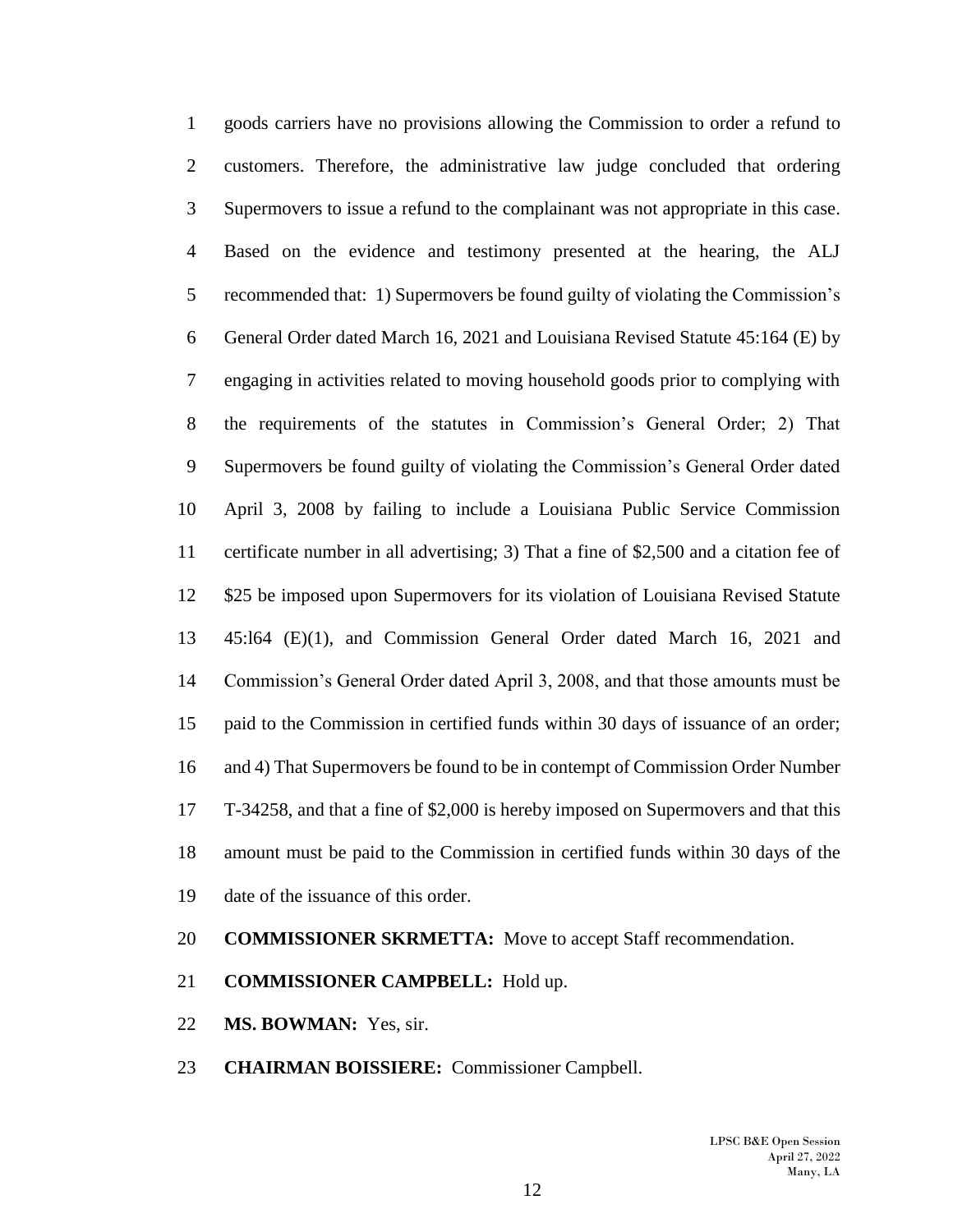goods carriers have no provisions allowing the Commission to order a refund to customers. Therefore, the administrative law judge concluded that ordering Supermovers to issue a refund to the complainant was not appropriate in this case. Based on the evidence and testimony presented at the hearing, the ALJ recommended that: 1) Supermovers be found guilty of violating the Commission's General Order dated March 16, 2021 and Louisiana Revised Statute 45:164 (E) by engaging in activities related to moving household goods prior to complying with the requirements of the statutes in Commission's General Order; 2) That Supermovers be found guilty of violating the Commission's General Order dated April 3, 2008 by failing to include a Louisiana Public Service Commission certificate number in all advertising; 3) That a fine of $2,500 and a citation fee of $25 be imposed upon Supermovers for its violation of Louisiana Revised Statute 45:l64 (E)(1), and Commission General Order dated March 16, 2021 and Commission's General Order dated April 3, 2008, and that those amounts must be paid to the Commission in certified funds within 30 days of issuance of an order; and 4) That Supermovers be found to be in contempt of Commission Order Number T-34258, and that a fine of $2,000 is hereby imposed on Supermovers and that this amount must be paid to the Commission in certified funds within 30 days of the date of the issuance of this order.

**COMMISSIONER SKRMETTA:** Move to accept Staff recommendation.

**COMMISSIONER CAMPBELL:** Hold up.

**MS. BOWMAN:** Yes, sir.

**CHAIRMAN BOISSIERE:** Commissioner Campbell.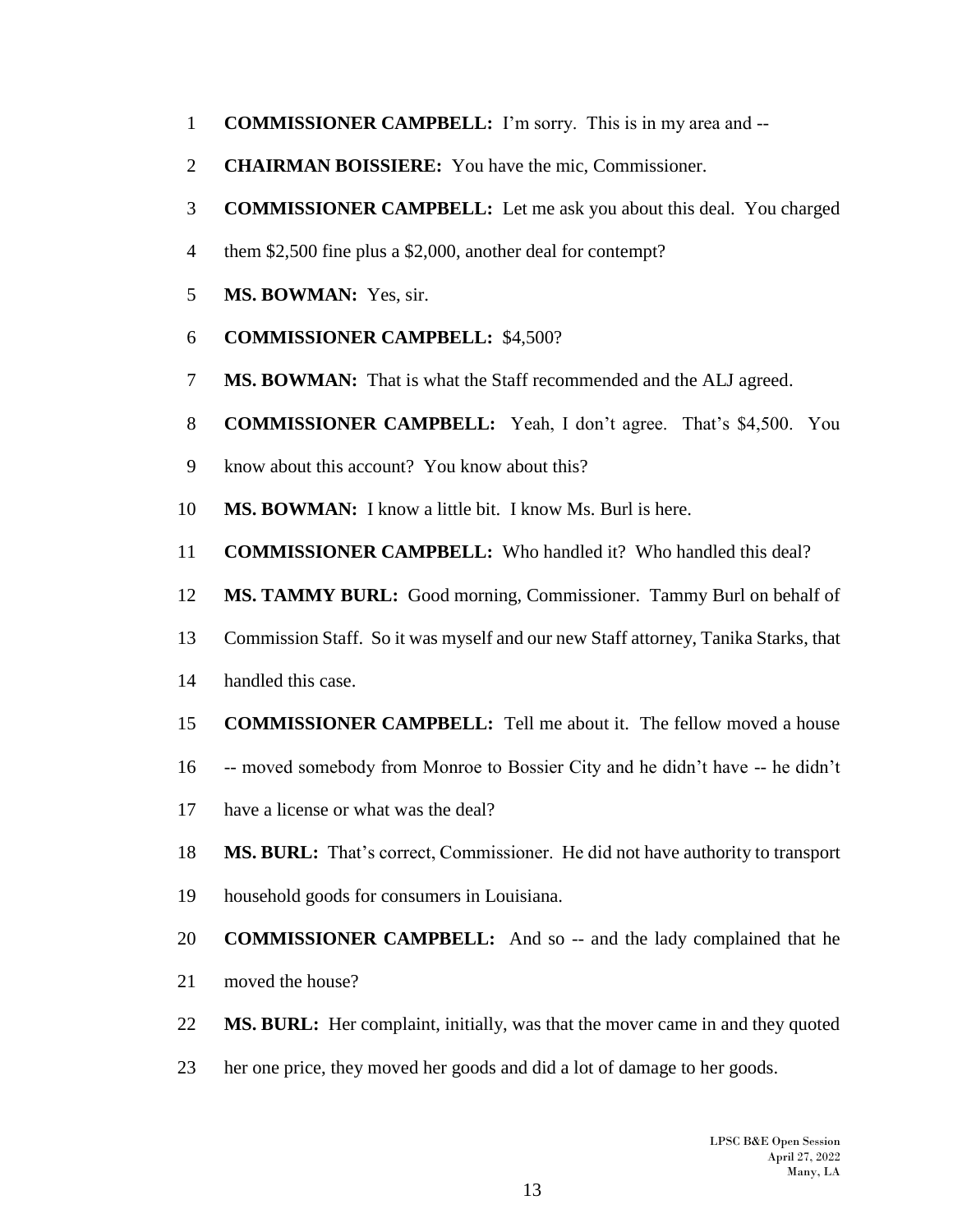**COMMISSIONER CAMPBELL:** I'm sorry. This is in my area and --

**CHAIRMAN BOISSIERE:** You have the mic, Commissioner.

**COMMISSIONER CAMPBELL:** Let me ask you about this deal. You charged them $2,500 fine plus a $2,000, another deal for contempt?

**MS. BOWMAN:** Yes, sir.

**COMMISSIONER CAMPBELL:** $4,500?

**MS. BOWMAN:** That is what the Staff recommended and the ALJ agreed.

**COMMISSIONER CAMPBELL:** Yeah, I don't agree. That's $4,500. You know about this account? You know about this?

**MS. BOWMAN:** I know a little bit. I know Ms. Burl is here.

**COMMISSIONER CAMPBELL:** Who handled it? Who handled this deal?

**MS. TAMMY BURL:** Good morning, Commissioner. Tammy Burl on behalf of Commission Staff. So it was myself and our new Staff attorney, Tanika Starks, that handled this case.

**COMMISSIONER CAMPBELL:** Tell me about it. The fellow moved a house -- moved somebody from Monroe to Bossier City and he didn't have -- he didn't have a license or what was the deal?

**MS. BURL:** That's correct, Commissioner. He did not have authority to transport household goods for consumers in Louisiana.

**COMMISSIONER CAMPBELL:** And so -- and the lady complained that he moved the house?

**MS. BURL:** Her complaint, initially, was that the mover came in and they quoted her one price, they moved her goods and did a lot of damage to her goods.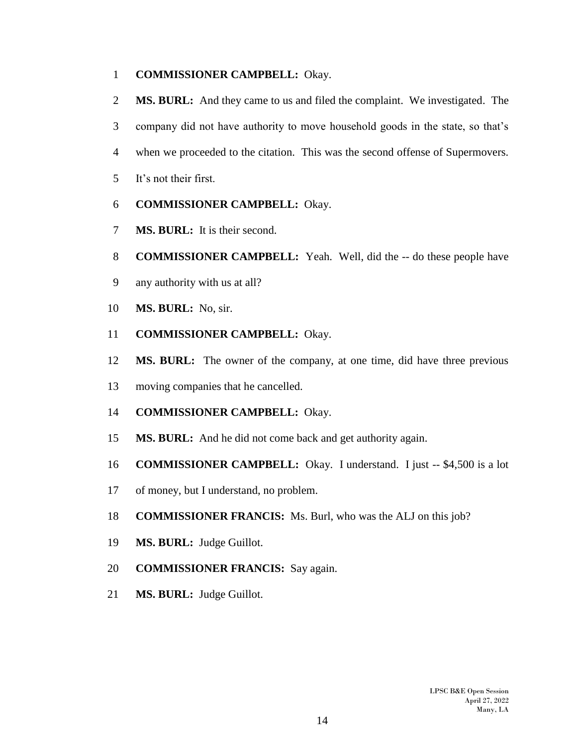**COMMISSIONER CAMPBELL:** Okay.

**MS. BURL:** And they came to us and filed the complaint. We investigated. The company did not have authority to move household goods in the state, so that's when we proceeded to the citation. This was the second offense of Supermovers. It's not their first.

**COMMISSIONER CAMPBELL:** Okay.

**MS. BURL:** It is their second.

**COMMISSIONER CAMPBELL:** Yeah. Well, did the -- do these people have any authority with us at all?

**MS. BURL:** No, sir.

**COMMISSIONER CAMPBELL:** Okay.

**MS. BURL:** The owner of the company, at one time, did have three previous moving companies that he cancelled.

**COMMISSIONER CAMPBELL:** Okay.

**MS. BURL:** And he did not come back and get authority again.

**COMMISSIONER CAMPBELL:** Okay. I understand. I just -- $4,500 is a lot of money, but I understand, no problem.

**COMMISSIONER FRANCIS:** Ms. Burl, who was the ALJ on this job?

**MS. BURL:** Judge Guillot.

**COMMISSIONER FRANCIS:** Say again.

**MS. BURL:** Judge Guillot.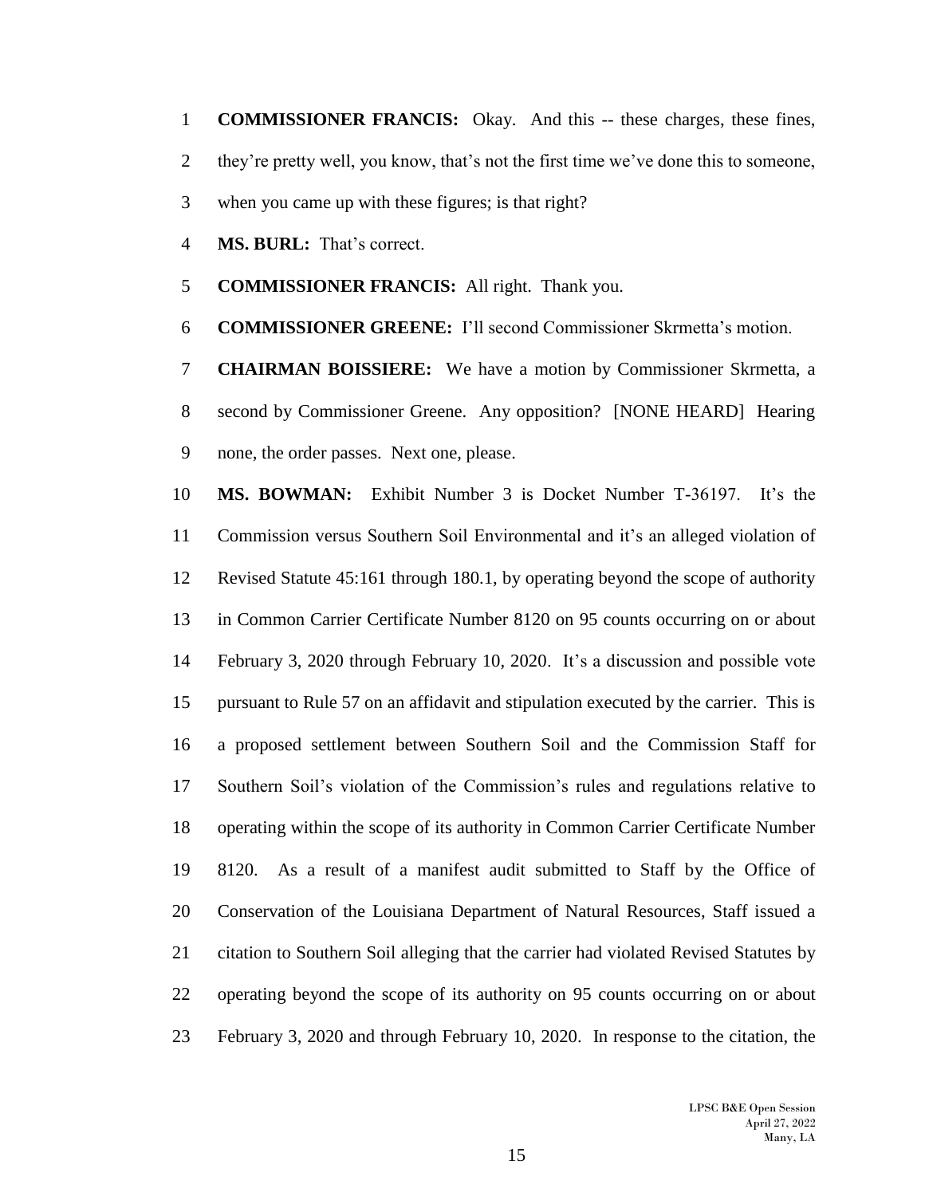**COMMISSIONER FRANCIS:** Okay. And this -- these charges, these fines, they're pretty well, you know, that's not the first time we've done this to someone, when you came up with these figures; is that right?

**MS. BURL:** That's correct.

**COMMISSIONER FRANCIS:** All right. Thank you.

**COMMISSIONER GREENE:** I'll second Commissioner Skrmetta's motion.

**CHAIRMAN BOISSIERE:** We have a motion by Commissioner Skrmetta, a second by Commissioner Greene. Any opposition? [NONE HEARD] Hearing none, the order passes. Next one, please.

**MS. BOWMAN:** Exhibit Number 3 is Docket Number T-36197. It's the Commission versus Southern Soil Environmental and it's an alleged violation of Revised Statute 45:161 through 180.1, by operating beyond the scope of authority in Common Carrier Certificate Number 8120 on 95 counts occurring on or about February 3, 2020 through February 10, 2020. It's a discussion and possible vote pursuant to Rule 57 on an affidavit and stipulation executed by the carrier. This is a proposed settlement between Southern Soil and the Commission Staff for Southern Soil's violation of the Commission's rules and regulations relative to operating within the scope of its authority in Common Carrier Certificate Number 8120. As a result of a manifest audit submitted to Staff by the Office of Conservation of the Louisiana Department of Natural Resources, Staff issued a citation to Southern Soil alleging that the carrier had violated Revised Statutes by operating beyond the scope of its authority on 95 counts occurring on or about February 3, 2020 and through February 10, 2020. In response to the citation, the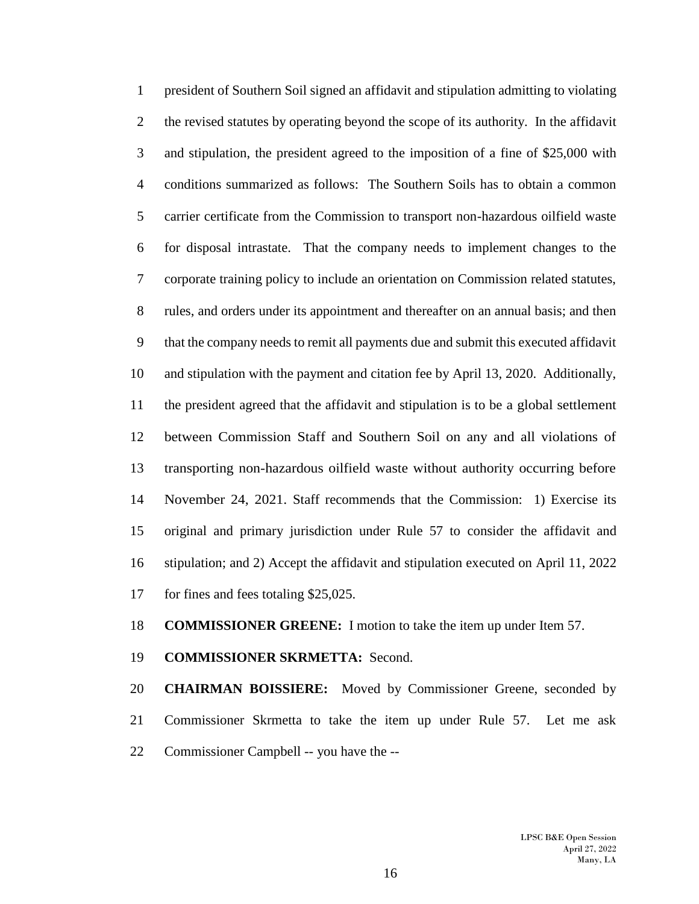president of Southern Soil signed an affidavit and stipulation admitting to violating the revised statutes by operating beyond the scope of its authority. In the affidavit and stipulation, the president agreed to the imposition of a fine of $25,000 with conditions summarized as follows: The Southern Soils has to obtain a common carrier certificate from the Commission to transport non-hazardous oilfield waste for disposal intrastate. That the company needs to implement changes to the corporate training policy to include an orientation on Commission related statutes, rules, and orders under its appointment and thereafter on an annual basis; and then that the company needs to remit all payments due and submit this executed affidavit and stipulation with the payment and citation fee by April 13, 2020. Additionally, the president agreed that the affidavit and stipulation is to be a global settlement between Commission Staff and Southern Soil on any and all violations of transporting non-hazardous oilfield waste without authority occurring before November 24, 2021. Staff recommends that the Commission: 1) Exercise its original and primary jurisdiction under Rule 57 to consider the affidavit and stipulation; and 2) Accept the affidavit and stipulation executed on April 11, 2022 for fines and fees totaling $25,025.

**COMMISSIONER GREENE:** I motion to take the item up under Item 57.

**COMMISSIONER SKRMETTA:** Second.

**CHAIRMAN BOISSIERE:** Moved by Commissioner Greene, seconded by Commissioner Skrmetta to take the item up under Rule 57. Let me ask Commissioner Campbell -- you have the --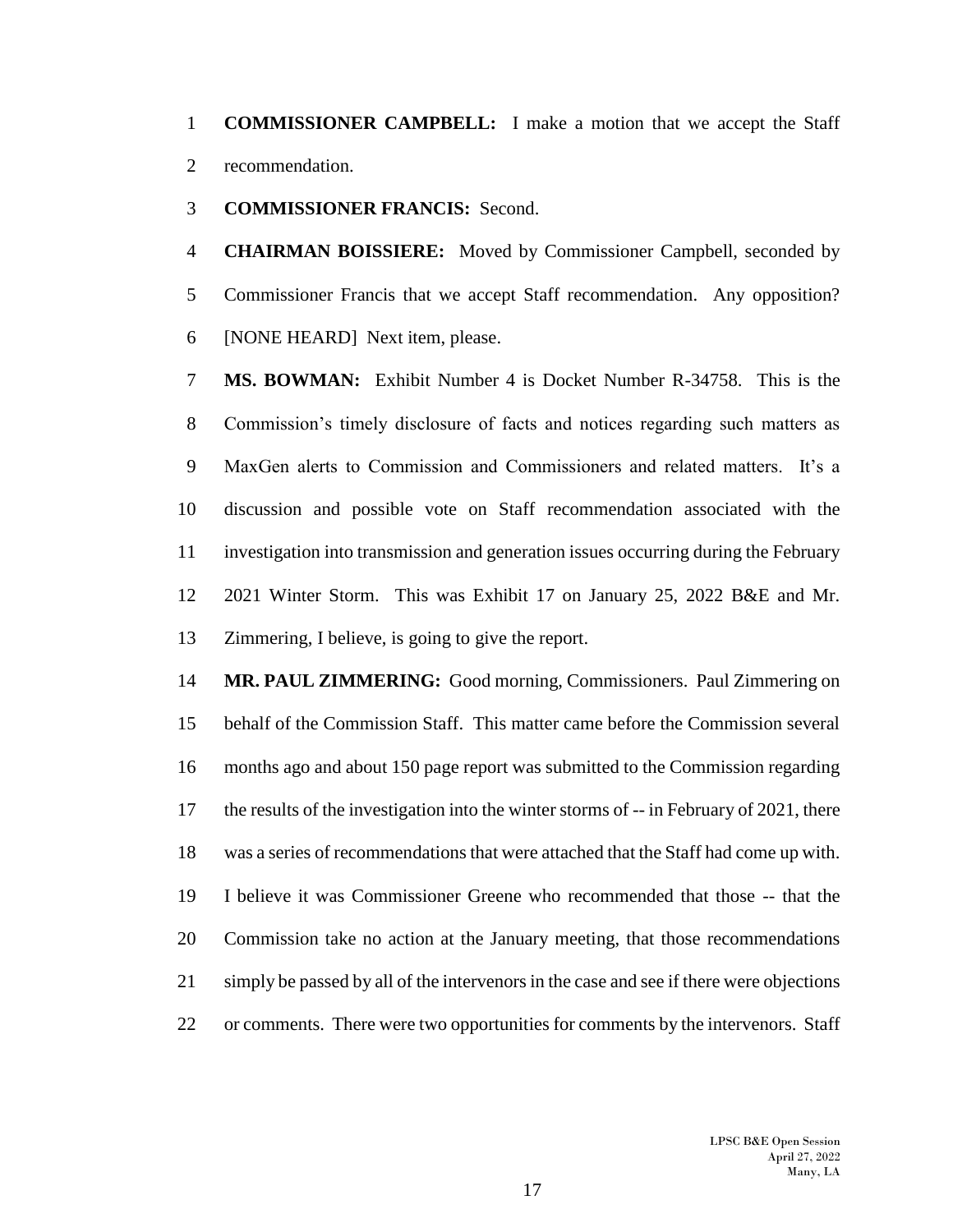**COMMISSIONER CAMPBELL:** I make a motion that we accept the Staff recommendation.

**COMMISSIONER FRANCIS:** Second.

**CHAIRMAN BOISSIERE:** Moved by Commissioner Campbell, seconded by Commissioner Francis that we accept Staff recommendation. Any opposition? [NONE HEARD] Next item, please.

**MS. BOWMAN:** Exhibit Number 4 is Docket Number R-34758. This is the Commission's timely disclosure of facts and notices regarding such matters as MaxGen alerts to Commission and Commissioners and related matters. It's a discussion and possible vote on Staff recommendation associated with the investigation into transmission and generation issues occurring during the February 2021 Winter Storm. This was Exhibit 17 on January 25, 2022 B&E and Mr. Zimmering, I believe, is going to give the report.

**MR. PAUL ZIMMERING:** Good morning, Commissioners. Paul Zimmering on behalf of the Commission Staff. This matter came before the Commission several months ago and about 150 page report was submitted to the Commission regarding the results of the investigation into the winter storms of -- in February of 2021, there was a series of recommendations that were attached that the Staff had come up with. I believe it was Commissioner Greene who recommended that those -- that the Commission take no action at the January meeting, that those recommendations simply be passed by all of the intervenors in the case and see if there were objections or comments. There were two opportunities for comments by the intervenors. Staff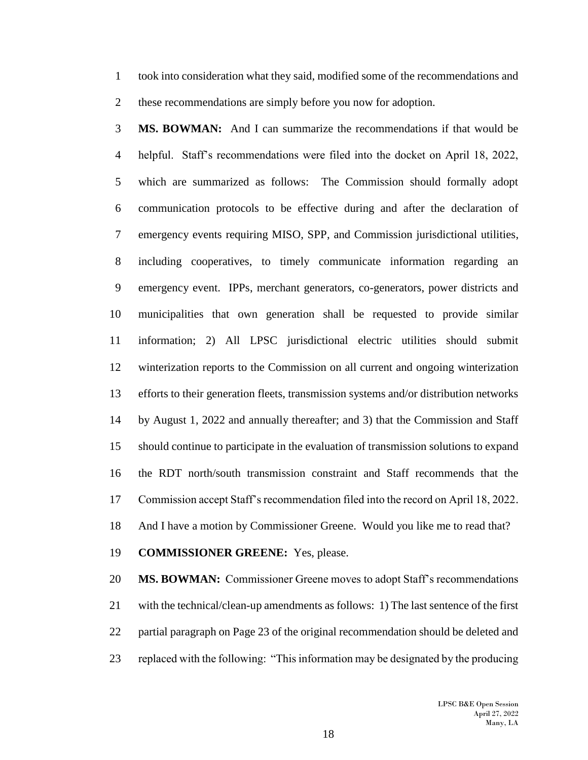took into consideration what they said, modified some of the recommendations and these recommendations are simply before you now for adoption.

**MS. BOWMAN:** And I can summarize the recommendations if that would be helpful. Staff's recommendations were filed into the docket on April 18, 2022, which are summarized as follows: The Commission should formally adopt communication protocols to be effective during and after the declaration of emergency events requiring MISO, SPP, and Commission jurisdictional utilities, including cooperatives, to timely communicate information regarding an emergency event. IPPs, merchant generators, co-generators, power districts and municipalities that own generation shall be requested to provide similar information; 2) All LPSC jurisdictional electric utilities should submit winterization reports to the Commission on all current and ongoing winterization efforts to their generation fleets, transmission systems and/or distribution networks by August 1, 2022 and annually thereafter; and 3) that the Commission and Staff should continue to participate in the evaluation of transmission solutions to expand the RDT north/south transmission constraint and Staff recommends that the Commission accept Staff's recommendation filed into the record on April 18, 2022. And I have a motion by Commissioner Greene. Would you like me to read that?

**COMMISSIONER GREENE:** Yes, please.

**MS. BOWMAN:** Commissioner Greene moves to adopt Staff's recommendations with the technical/clean-up amendments as follows: 1) The last sentence of the first partial paragraph on Page 23 of the original recommendation should be deleted and replaced with the following: "This information may be designated by the producing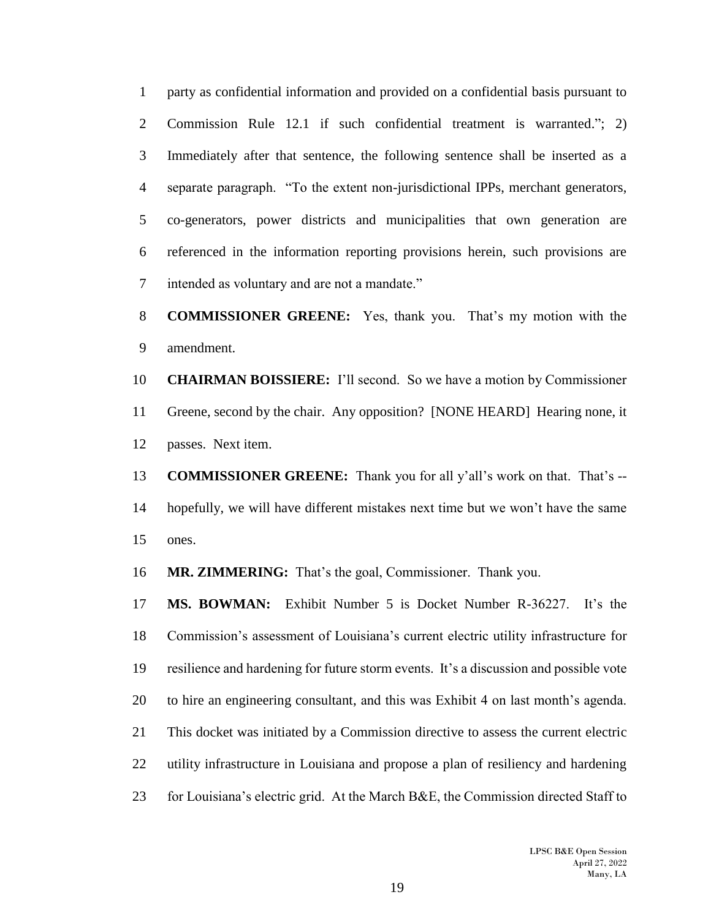party as confidential information and provided on a confidential basis pursuant to Commission Rule 12.1 if such confidential treatment is warranted."; 2) Immediately after that sentence, the following sentence shall be inserted as a separate paragraph. "To the extent non-jurisdictional IPPs, merchant generators, co-generators, power districts and municipalities that own generation are referenced in the information reporting provisions herein, such provisions are intended as voluntary and are not a mandate."

**COMMISSIONER GREENE:** Yes, thank you. That's my motion with the amendment.

**CHAIRMAN BOISSIERE:** I'll second. So we have a motion by Commissioner Greene, second by the chair. Any opposition? [NONE HEARD] Hearing none, it passes. Next item.

**COMMISSIONER GREENE:** Thank you for all y'all's work on that. That's -- hopefully, we will have different mistakes next time but we won't have the same ones.

**MR. ZIMMERING:** That's the goal, Commissioner. Thank you.

**MS. BOWMAN:** Exhibit Number 5 is Docket Number R-36227. It's the Commission's assessment of Louisiana's current electric utility infrastructure for resilience and hardening for future storm events. It's a discussion and possible vote to hire an engineering consultant, and this was Exhibit 4 on last month's agenda. This docket was initiated by a Commission directive to assess the current electric utility infrastructure in Louisiana and propose a plan of resiliency and hardening for Louisiana's electric grid. At the March B&E, the Commission directed Staff to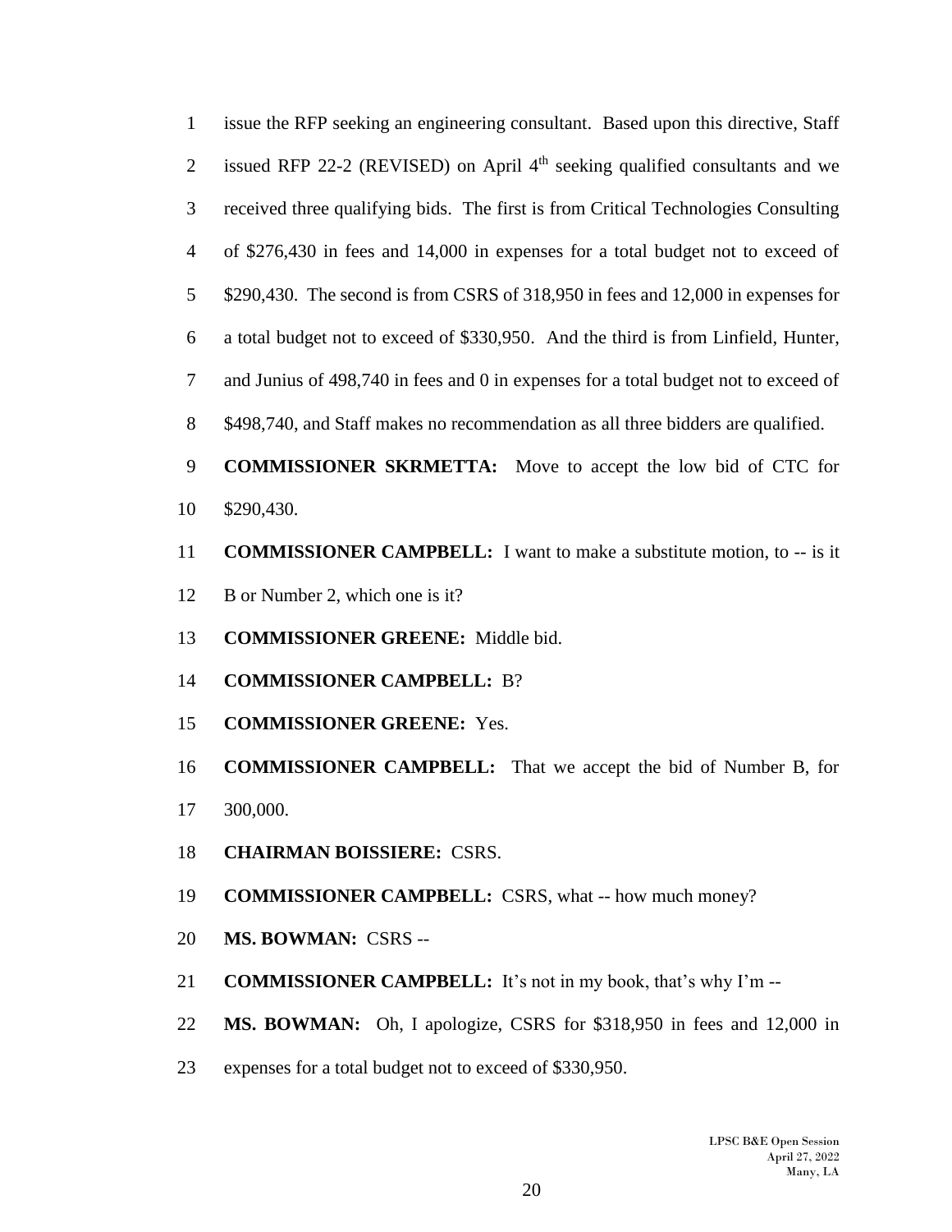issue the RFP seeking an engineering consultant. Based upon this directive, Staff issued RFP 22-2 (REVISED) on April 4th seeking qualified consultants and we received three qualifying bids. The first is from Critical Technologies Consulting of $276,430 in fees and 14,000 in expenses for a total budget not to exceed of $290,430. The second is from CSRS of 318,950 in fees and 12,000 in expenses for a total budget not to exceed of $330,950. And the third is from Linfield, Hunter, and Junius of 498,740 in fees and 0 in expenses for a total budget not to exceed of $498,740, and Staff makes no recommendation as all three bidders are qualified.

**COMMISSIONER SKRMETTA:** Move to accept the low bid of CTC for $290,430.

**COMMISSIONER CAMPBELL:** I want to make a substitute motion, to -- is it B or Number 2, which one is it?

**COMMISSIONER GREENE:** Middle bid.

**COMMISSIONER CAMPBELL:** B?

**COMMISSIONER GREENE:** Yes.

**COMMISSIONER CAMPBELL:** That we accept the bid of Number B, for 300,000.

**CHAIRMAN BOISSIERE:** CSRS.

**COMMISSIONER CAMPBELL:** CSRS, what -- how much money?

**MS. BOWMAN:** CSRS --

**COMMISSIONER CAMPBELL:** It's not in my book, that's why I'm --

**MS. BOWMAN:** Oh, I apologize, CSRS for $318,950 in fees and 12,000 in expenses for a total budget not to exceed of $330,950.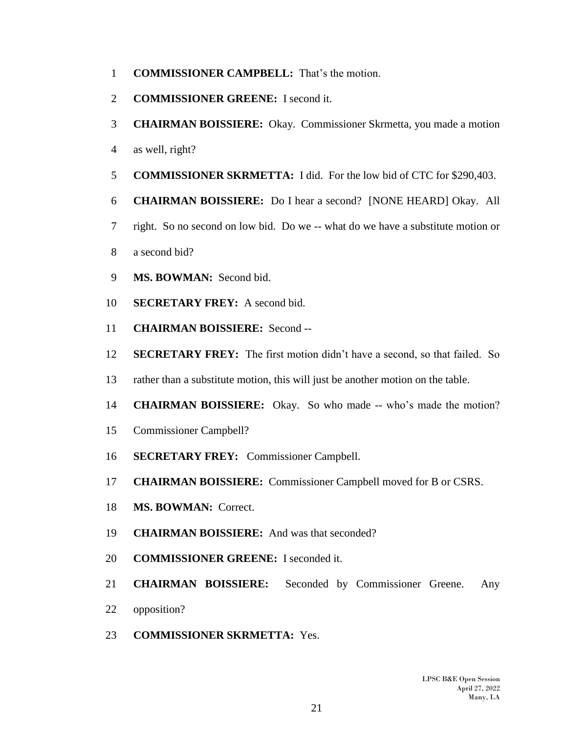**COMMISSIONER CAMPBELL:** That's the motion.

**COMMISSIONER GREENE:** I second it.

**CHAIRMAN BOISSIERE:** Okay. Commissioner Skrmetta, you made a motion as well, right?

**COMMISSIONER SKRMETTA:** I did. For the low bid of CTC for $290,403.

**CHAIRMAN BOISSIERE:** Do I hear a second? [NONE HEARD] Okay. All right. So no second on low bid. Do we -- what do we have a substitute motion or a second bid?

**MS. BOWMAN:** Second bid.

**SECRETARY FREY:** A second bid.

**CHAIRMAN BOISSIERE:** Second --

**SECRETARY FREY:** The first motion didn't have a second, so that failed. So rather than a substitute motion, this will just be another motion on the table.

**CHAIRMAN BOISSIERE:** Okay. So who made -- who's made the motion? Commissioner Campbell?

**SECRETARY FREY:** Commissioner Campbell.

**CHAIRMAN BOISSIERE:** Commissioner Campbell moved for B or CSRS.

**MS. BOWMAN:** Correct.

**CHAIRMAN BOISSIERE:** And was that seconded?

**COMMISSIONER GREENE:** I seconded it.

**CHAIRMAN BOISSIERE:** Seconded by Commissioner Greene. Any opposition?

**COMMISSIONER SKRMETTA:** Yes.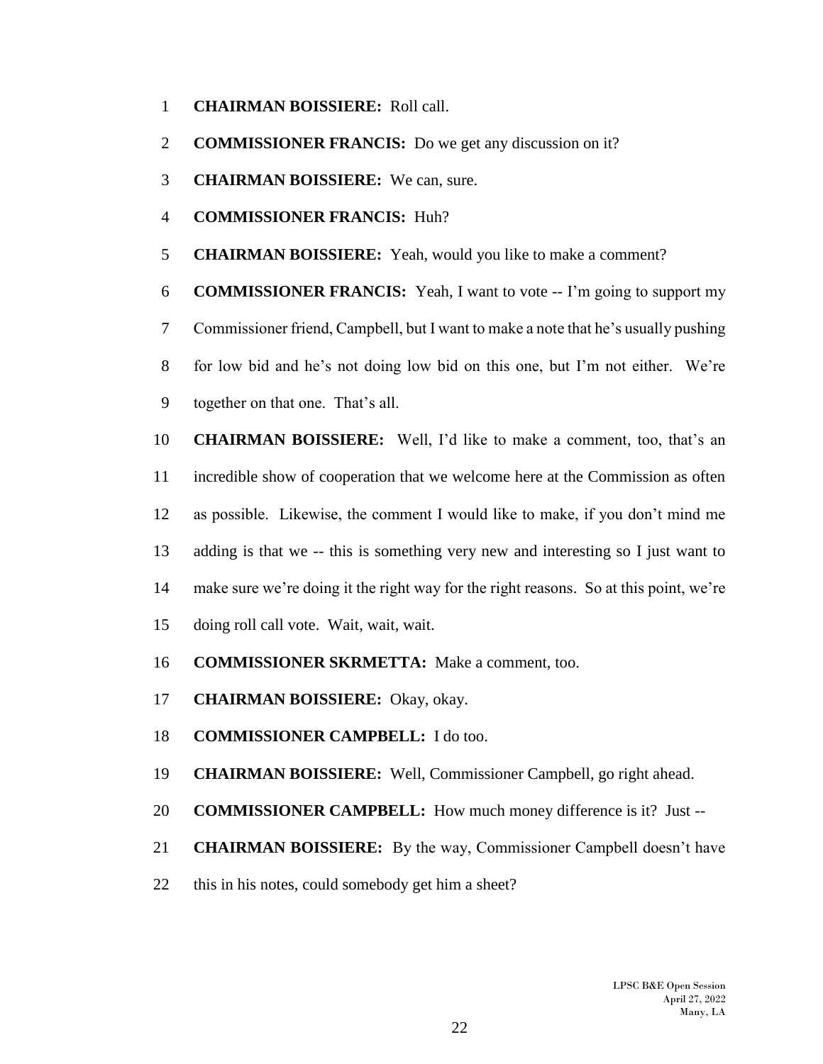**CHAIRMAN BOISSIERE:** Roll call.

**COMMISSIONER FRANCIS:** Do we get any discussion on it?

**CHAIRMAN BOISSIERE:** We can, sure.

**COMMISSIONER FRANCIS:** Huh?

**CHAIRMAN BOISSIERE:** Yeah, would you like to make a comment?

**COMMISSIONER FRANCIS:** Yeah, I want to vote -- I'm going to support my Commissioner friend, Campbell, but I want to make a note that he's usually pushing for low bid and he's not doing low bid on this one, but I'm not either. We're together on that one. That's all.

**CHAIRMAN BOISSIERE:** Well, I'd like to make a comment, too, that's an incredible show of cooperation that we welcome here at the Commission as often as possible. Likewise, the comment I would like to make, if you don't mind me adding is that we -- this is something very new and interesting so I just want to make sure we're doing it the right way for the right reasons. So at this point, we're doing roll call vote. Wait, wait, wait.

**COMMISSIONER SKRMETTA:** Make a comment, too.

**CHAIRMAN BOISSIERE:** Okay, okay.

**COMMISSIONER CAMPBELL:** I do too.

**CHAIRMAN BOISSIERE:** Well, Commissioner Campbell, go right ahead.

**COMMISSIONER CAMPBELL:** How much money difference is it? Just --

**CHAIRMAN BOISSIERE:** By the way, Commissioner Campbell doesn't have this in his notes, could somebody get him a sheet?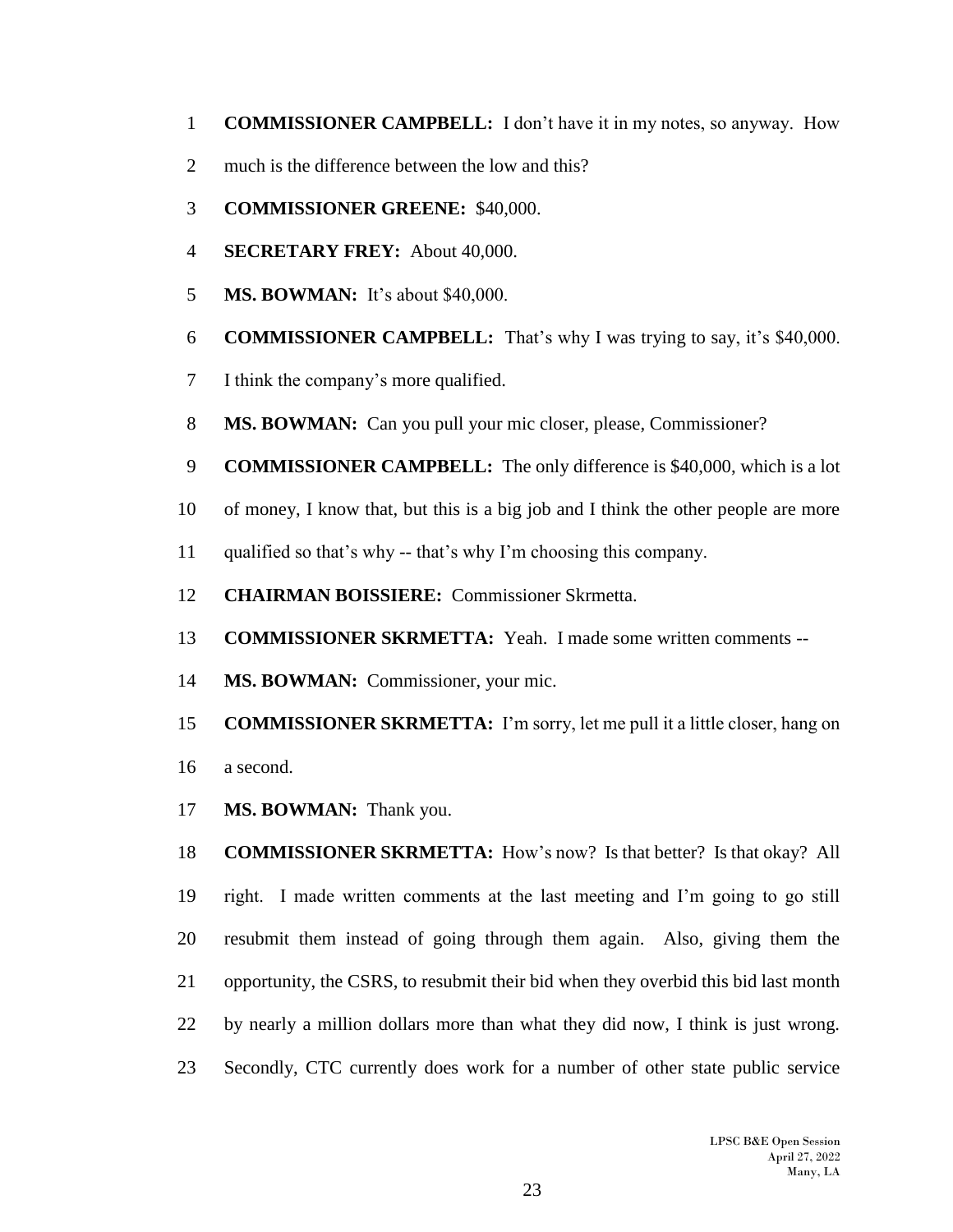**COMMISSIONER CAMPBELL:** I don't have it in my notes, so anyway. How much is the difference between the low and this?

**COMMISSIONER GREENE:** $40,000.

**SECRETARY FREY:** About 40,000.

**MS. BOWMAN:** It's about $40,000.

**COMMISSIONER CAMPBELL:** That's why I was trying to say, it's $40,000. I think the company's more qualified.

**MS. BOWMAN:** Can you pull your mic closer, please, Commissioner?

**COMMISSIONER CAMPBELL:** The only difference is $40,000, which is a lot of money, I know that, but this is a big job and I think the other people are more qualified so that's why -- that's why I'm choosing this company.

**CHAIRMAN BOISSIERE:** Commissioner Skrmetta.

**COMMISSIONER SKRMETTA:** Yeah. I made some written comments --

**MS. BOWMAN:** Commissioner, your mic.

**COMMISSIONER SKRMETTA:** I'm sorry, let me pull it a little closer, hang on a second.

**MS. BOWMAN:** Thank you.

**COMMISSIONER SKRMETTA:** How's now? Is that better? Is that okay? All right. I made written comments at the last meeting and I'm going to go still resubmit them instead of going through them again. Also, giving them the opportunity, the CSRS, to resubmit their bid when they overbid this bid last month by nearly a million dollars more than what they did now, I think is just wrong. Secondly, CTC currently does work for a number of other state public service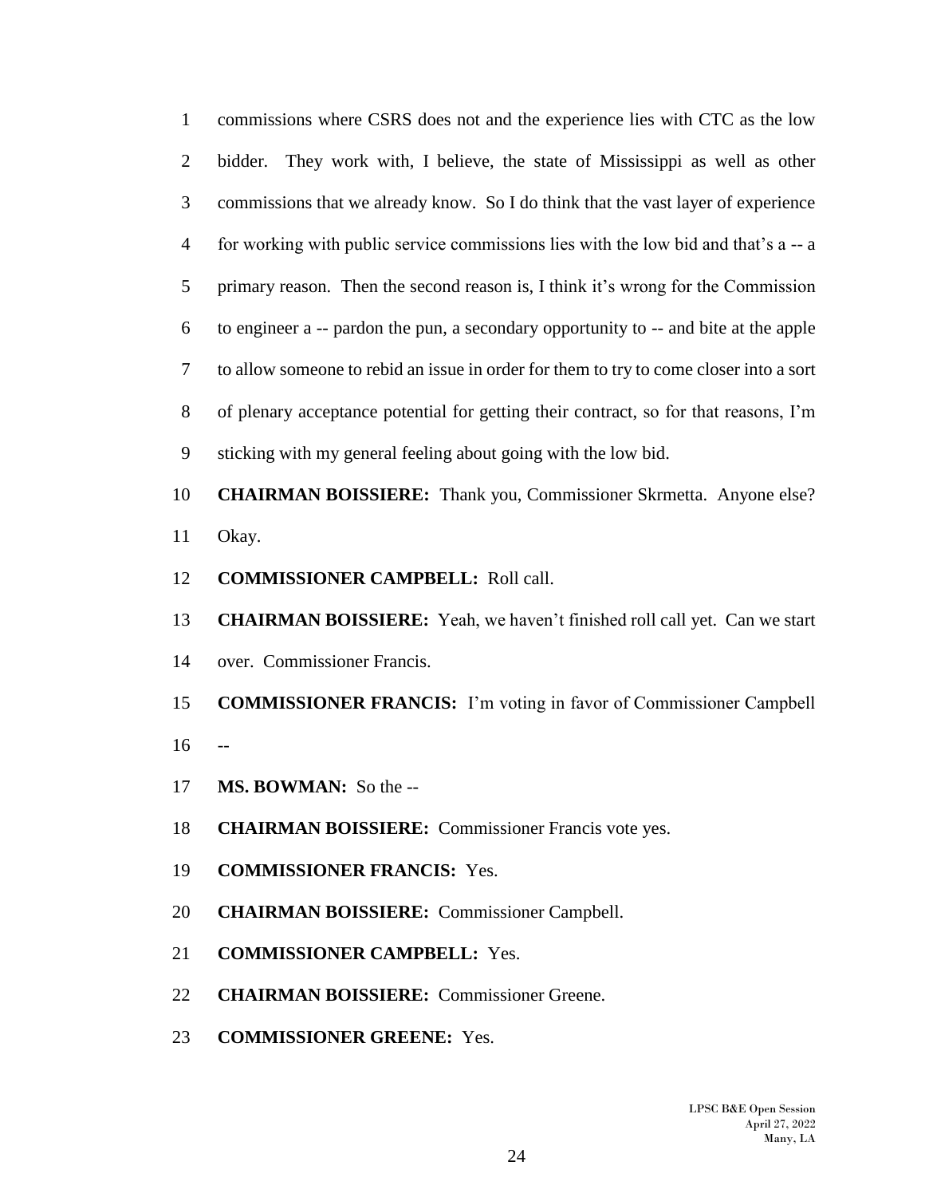commissions where CSRS does not and the experience lies with CTC as the low bidder. They work with, I believe, the state of Mississippi as well as other commissions that we already know. So I do think that the vast layer of experience for working with public service commissions lies with the low bid and that's a -- a primary reason. Then the second reason is, I think it's wrong for the Commission to engineer a -- pardon the pun, a secondary opportunity to -- and bite at the apple to allow someone to rebid an issue in order for them to try to come closer into a sort of plenary acceptance potential for getting their contract, so for that reasons, I'm sticking with my general feeling about going with the low bid.

**CHAIRMAN BOISSIERE:** Thank you, Commissioner Skrmetta. Anyone else? Okay.

**COMMISSIONER CAMPBELL:** Roll call.

**CHAIRMAN BOISSIERE:** Yeah, we haven't finished roll call yet. Can we start over. Commissioner Francis.

**COMMISSIONER FRANCIS:** I'm voting in favor of Commissioner Campbell --

**MS. BOWMAN:** So the --

**CHAIRMAN BOISSIERE:** Commissioner Francis vote yes.

**COMMISSIONER FRANCIS:** Yes.

**CHAIRMAN BOISSIERE:** Commissioner Campbell.

**COMMISSIONER CAMPBELL:** Yes.

**CHAIRMAN BOISSIERE:** Commissioner Greene.

**COMMISSIONER GREENE:** Yes.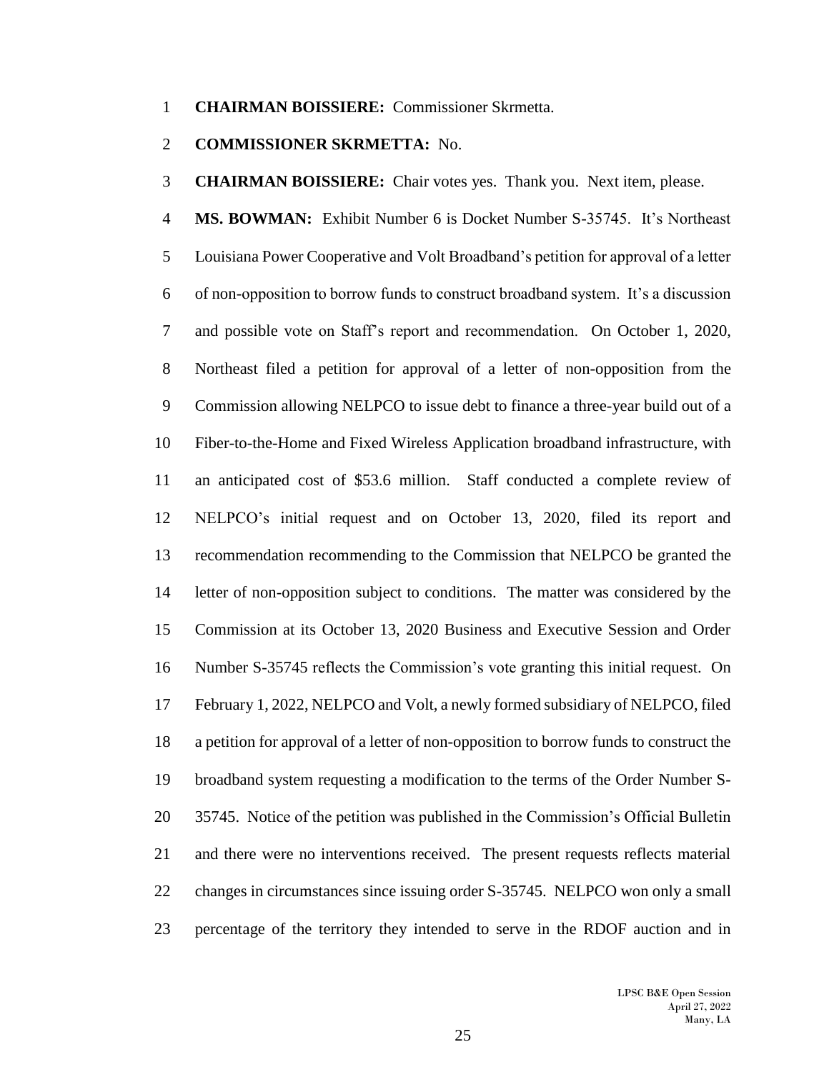**CHAIRMAN BOISSIERE:** Commissioner Skrmetta.

**COMMISSIONER SKRMETTA:** No.

**CHAIRMAN BOISSIERE:** Chair votes yes. Thank you. Next item, please.

**MS. BOWMAN:** Exhibit Number 6 is Docket Number S-35745. It's Northeast Louisiana Power Cooperative and Volt Broadband's petition for approval of a letter of non-opposition to borrow funds to construct broadband system. It's a discussion and possible vote on Staff's report and recommendation. On October 1, 2020, Northeast filed a petition for approval of a letter of non-opposition from the Commission allowing NELPCO to issue debt to finance a three-year build out of a Fiber-to-the-Home and Fixed Wireless Application broadband infrastructure, with an anticipated cost of $53.6 million. Staff conducted a complete review of NELPCO's initial request and on October 13, 2020, filed its report and recommendation recommending to the Commission that NELPCO be granted the letter of non-opposition subject to conditions. The matter was considered by the Commission at its October 13, 2020 Business and Executive Session and Order Number S-35745 reflects the Commission's vote granting this initial request. On February 1, 2022, NELPCO and Volt, a newly formed subsidiary of NELPCO, filed a petition for approval of a letter of non-opposition to borrow funds to construct the broadband system requesting a modification to the terms of the Order Number S-35745. Notice of the petition was published in the Commission's Official Bulletin and there were no interventions received. The present requests reflects material changes in circumstances since issuing order S-35745. NELPCO won only a small percentage of the territory they intended to serve in the RDOF auction and in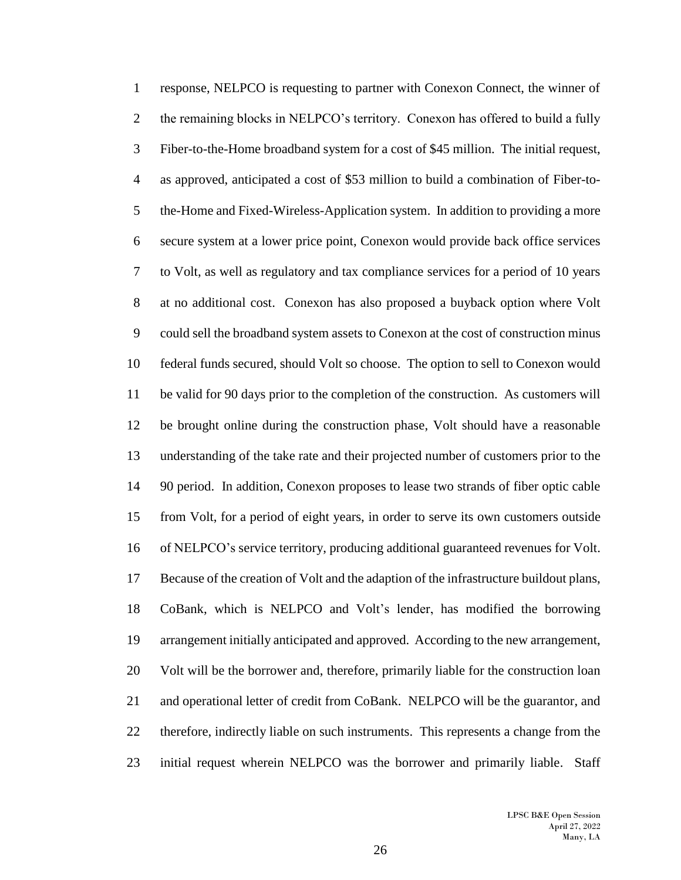response, NELPCO is requesting to partner with Conexon Connect, the winner of the remaining blocks in NELPCO's territory. Conexon has offered to build a fully Fiber-to-the-Home broadband system for a cost of $45 million. The initial request, as approved, anticipated a cost of $53 million to build a combination of Fiber-to-the-Home and Fixed-Wireless-Application system. In addition to providing a more secure system at a lower price point, Conexon would provide back office services to Volt, as well as regulatory and tax compliance services for a period of 10 years at no additional cost. Conexon has also proposed a buyback option where Volt could sell the broadband system assets to Conexon at the cost of construction minus federal funds secured, should Volt so choose. The option to sell to Conexon would be valid for 90 days prior to the completion of the construction. As customers will be brought online during the construction phase, Volt should have a reasonable understanding of the take rate and their projected number of customers prior to the 90 period. In addition, Conexon proposes to lease two strands of fiber optic cable from Volt, for a period of eight years, in order to serve its own customers outside of NELPCO's service territory, producing additional guaranteed revenues for Volt. Because of the creation of Volt and the adaption of the infrastructure buildout plans, CoBank, which is NELPCO and Volt's lender, has modified the borrowing arrangement initially anticipated and approved. According to the new arrangement, Volt will be the borrower and, therefore, primarily liable for the construction loan and operational letter of credit from CoBank. NELPCO will be the guarantor, and therefore, indirectly liable on such instruments. This represents a change from the initial request wherein NELPCO was the borrower and primarily liable. Staff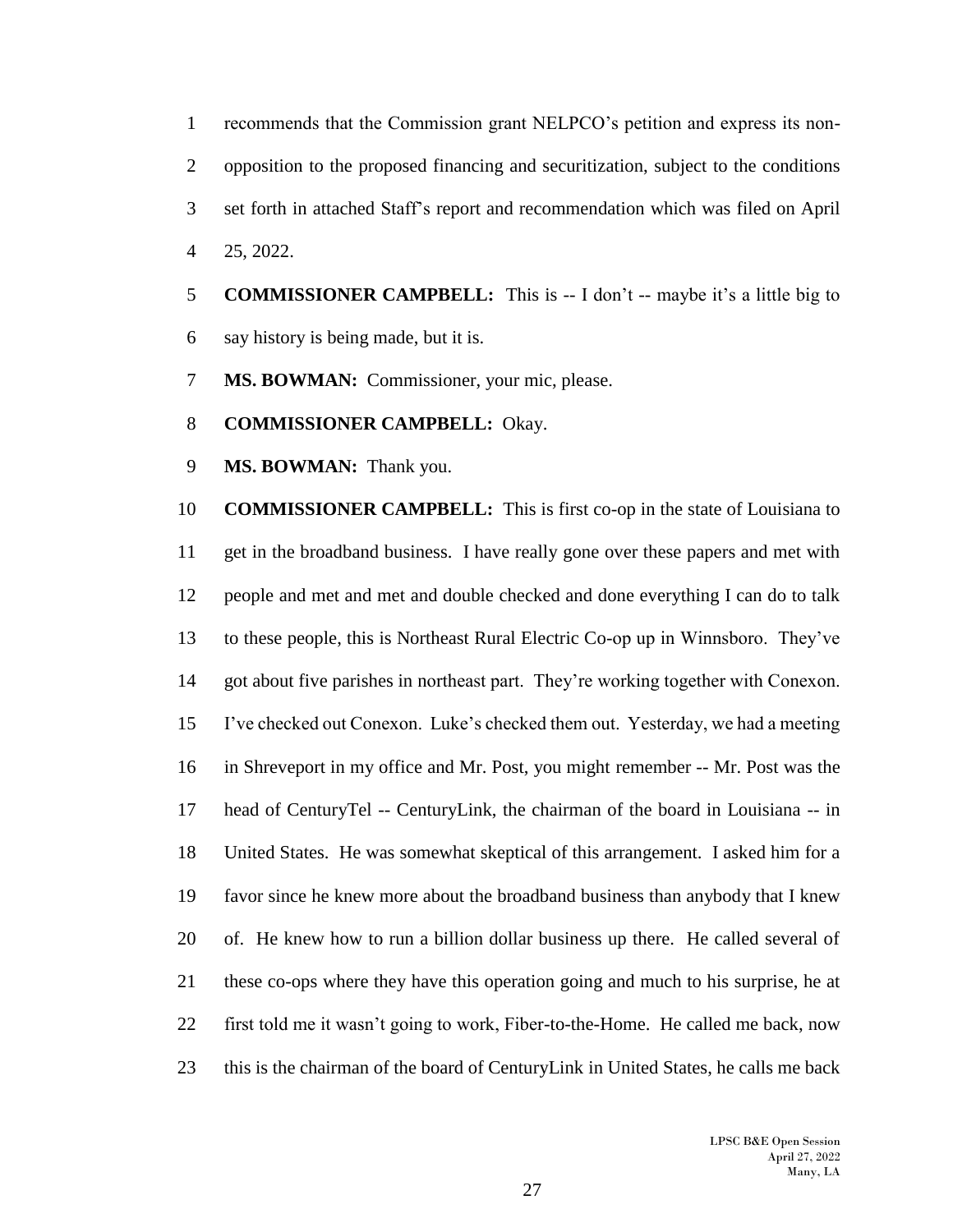recommends that the Commission grant NELPCO's petition and express its non-opposition to the proposed financing and securitization, subject to the conditions set forth in attached Staff's report and recommendation which was filed on April 25, 2022.

**COMMISSIONER CAMPBELL:** This is -- I don't -- maybe it's a little big to say history is being made, but it is.

**MS. BOWMAN:** Commissioner, your mic, please.

**COMMISSIONER CAMPBELL:** Okay.

**MS. BOWMAN:** Thank you.

**COMMISSIONER CAMPBELL:** This is first co-op in the state of Louisiana to get in the broadband business. I have really gone over these papers and met with people and met and met and double checked and done everything I can do to talk to these people, this is Northeast Rural Electric Co-op up in Winnsboro. They've got about five parishes in northeast part. They're working together with Conexon. I've checked out Conexon. Luke's checked them out. Yesterday, we had a meeting in Shreveport in my office and Mr. Post, you might remember -- Mr. Post was the head of CenturyTel -- CenturyLink, the chairman of the board in Louisiana -- in United States. He was somewhat skeptical of this arrangement. I asked him for a favor since he knew more about the broadband business than anybody that I knew of. He knew how to run a billion dollar business up there. He called several of these co-ops where they have this operation going and much to his surprise, he at first told me it wasn't going to work, Fiber-to-the-Home. He called me back, now this is the chairman of the board of CenturyLink in United States, he calls me back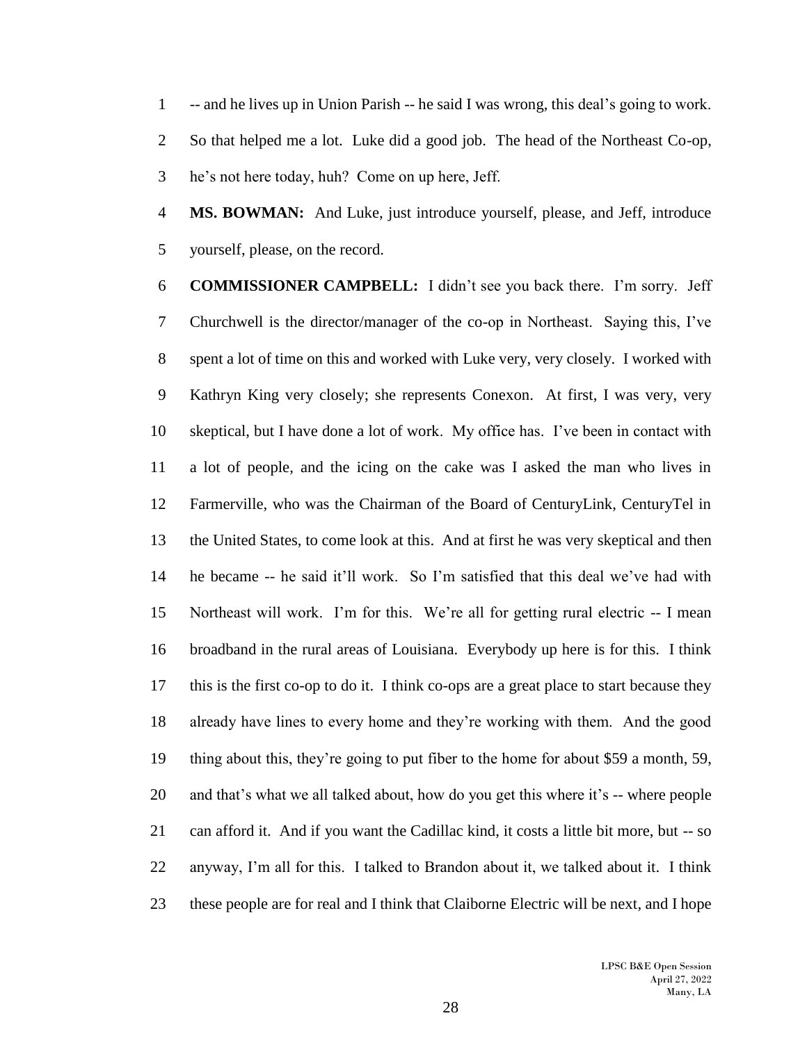-- and he lives up in Union Parish -- he said I was wrong, this deal's going to work. So that helped me a lot. Luke did a good job. The head of the Northeast Co-op, he's not here today, huh? Come on up here, Jeff.

**MS. BOWMAN:** And Luke, just introduce yourself, please, and Jeff, introduce yourself, please, on the record.

**COMMISSIONER CAMPBELL:** I didn't see you back there. I'm sorry. Jeff Churchwell is the director/manager of the co-op in Northeast. Saying this, I've spent a lot of time on this and worked with Luke very, very closely. I worked with Kathryn King very closely; she represents Conexon. At first, I was very, very skeptical, but I have done a lot of work. My office has. I've been in contact with a lot of people, and the icing on the cake was I asked the man who lives in Farmerville, who was the Chairman of the Board of CenturyLink, CenturyTel in the United States, to come look at this. And at first he was very skeptical and then he became -- he said it'll work. So I'm satisfied that this deal we've had with Northeast will work. I'm for this. We're all for getting rural electric -- I mean broadband in the rural areas of Louisiana. Everybody up here is for this. I think this is the first co-op to do it. I think co-ops are a great place to start because they already have lines to every home and they're working with them. And the good thing about this, they're going to put fiber to the home for about $59 a month, 59, and that's what we all talked about, how do you get this where it's -- where people can afford it. And if you want the Cadillac kind, it costs a little bit more, but -- so anyway, I'm all for this. I talked to Brandon about it, we talked about it. I think these people are for real and I think that Claiborne Electric will be next, and I hope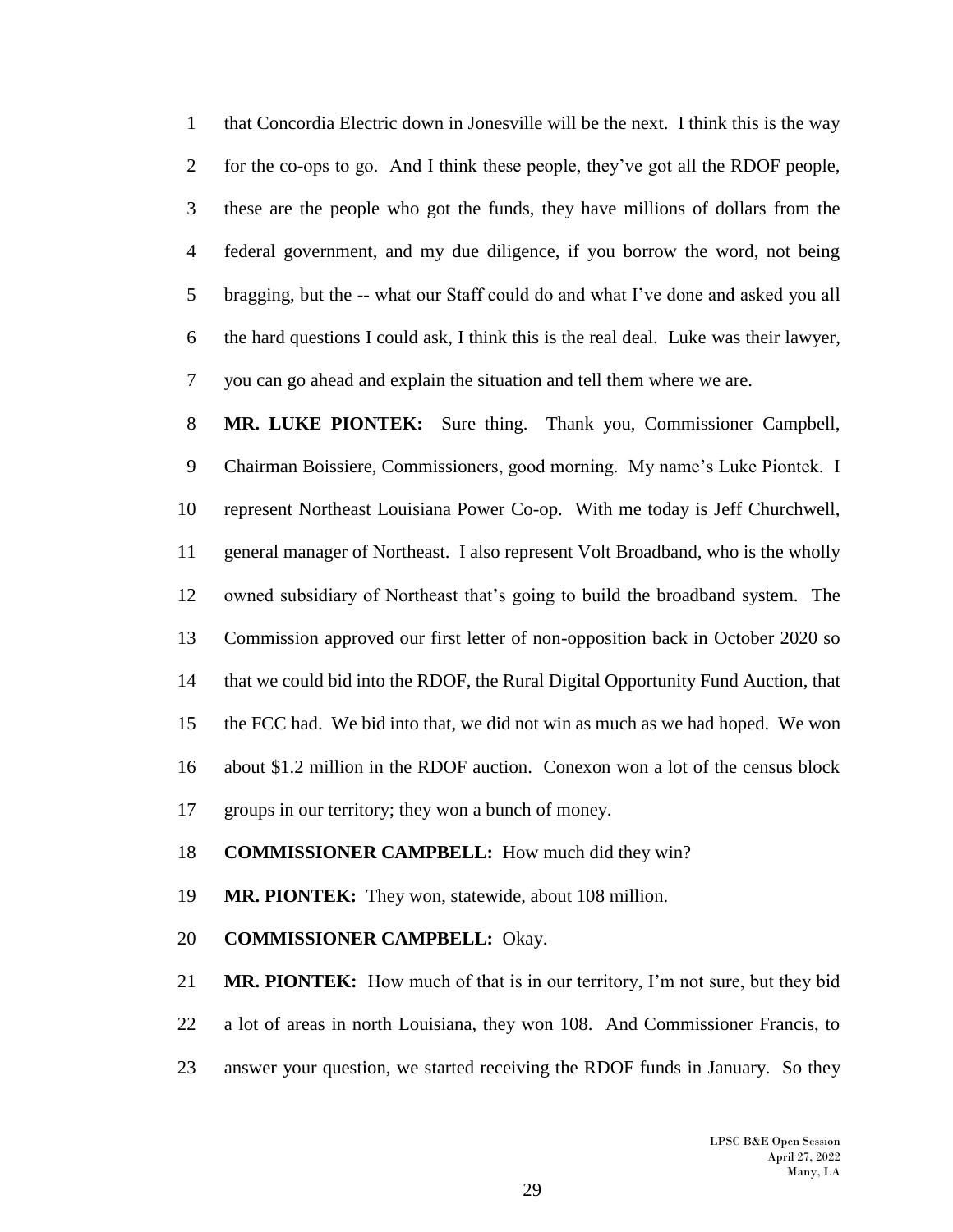that Concordia Electric down in Jonesville will be the next. I think this is the way for the co-ops to go. And I think these people, they've got all the RDOF people, these are the people who got the funds, they have millions of dollars from the federal government, and my due diligence, if you borrow the word, not being bragging, but the -- what our Staff could do and what I've done and asked you all the hard questions I could ask, I think this is the real deal. Luke was their lawyer, you can go ahead and explain the situation and tell them where we are.

**MR. LUKE PIONTEK:** Sure thing. Thank you, Commissioner Campbell, Chairman Boissiere, Commissioners, good morning. My name's Luke Piontek. I represent Northeast Louisiana Power Co-op. With me today is Jeff Churchwell, general manager of Northeast. I also represent Volt Broadband, who is the wholly owned subsidiary of Northeast that's going to build the broadband system. The Commission approved our first letter of non-opposition back in October 2020 so that we could bid into the RDOF, the Rural Digital Opportunity Fund Auction, that the FCC had. We bid into that, we did not win as much as we had hoped. We won about $1.2 million in the RDOF auction. Conexon won a lot of the census block groups in our territory; they won a bunch of money.

**COMMISSIONER CAMPBELL:** How much did they win?

**MR. PIONTEK:** They won, statewide, about 108 million.

**COMMISSIONER CAMPBELL:** Okay.

**MR. PIONTEK:** How much of that is in our territory, I'm not sure, but they bid a lot of areas in north Louisiana, they won 108. And Commissioner Francis, to answer your question, we started receiving the RDOF funds in January. So they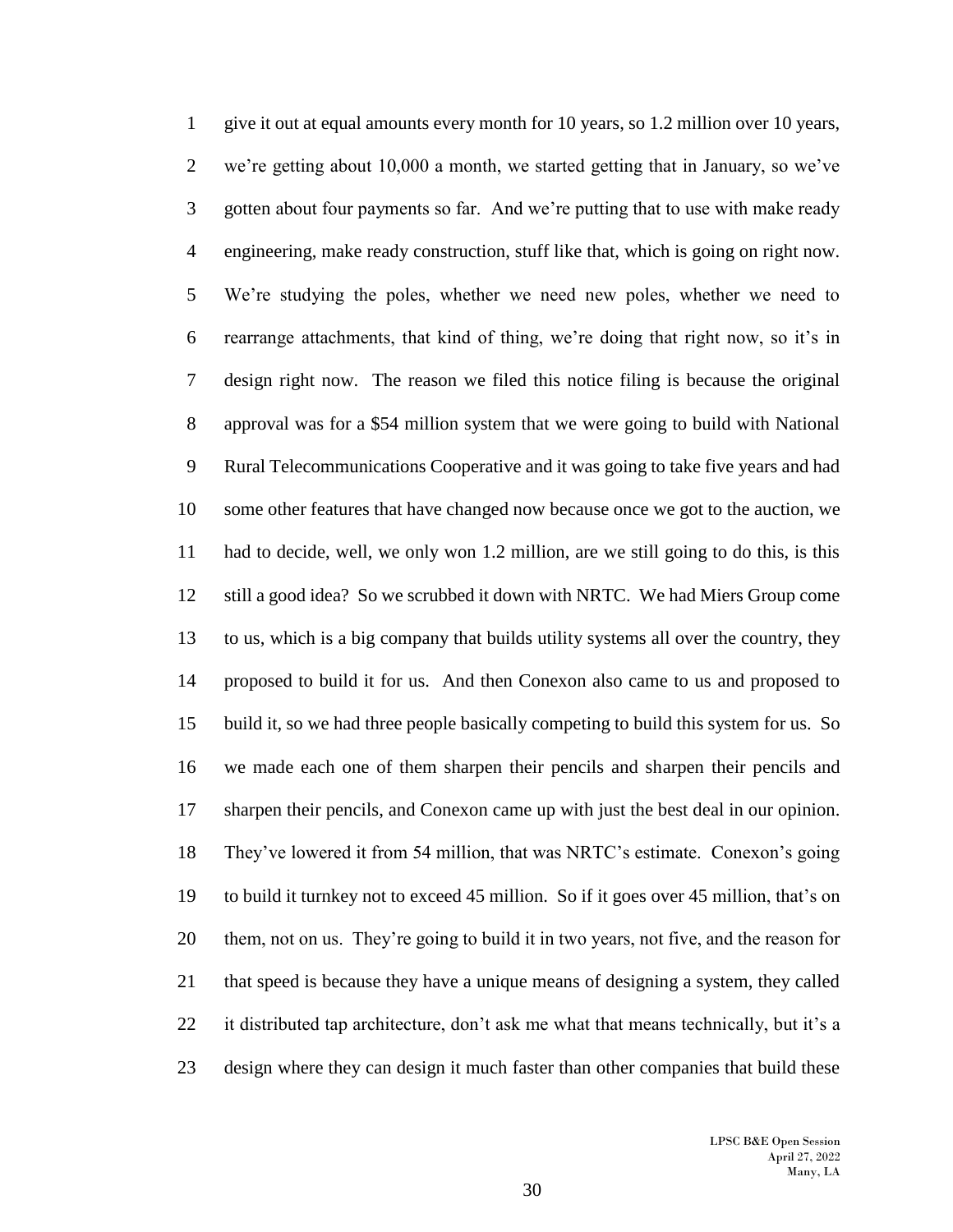give it out at equal amounts every month for 10 years, so 1.2 million over 10 years, we're getting about 10,000 a month, we started getting that in January, so we've gotten about four payments so far. And we're putting that to use with make ready engineering, make ready construction, stuff like that, which is going on right now. We're studying the poles, whether we need new poles, whether we need to rearrange attachments, that kind of thing, we're doing that right now, so it's in design right now. The reason we filed this notice filing is because the original approval was for a $54 million system that we were going to build with National Rural Telecommunications Cooperative and it was going to take five years and had some other features that have changed now because once we got to the auction, we had to decide, well, we only won 1.2 million, are we still going to do this, is this still a good idea? So we scrubbed it down with NRTC. We had Miers Group come to us, which is a big company that builds utility systems all over the country, they proposed to build it for us. And then Conexon also came to us and proposed to build it, so we had three people basically competing to build this system for us. So we made each one of them sharpen their pencils and sharpen their pencils and sharpen their pencils, and Conexon came up with just the best deal in our opinion. They've lowered it from 54 million, that was NRTC's estimate. Conexon's going to build it turnkey not to exceed 45 million. So if it goes over 45 million, that's on them, not on us. They're going to build it in two years, not five, and the reason for that speed is because they have a unique means of designing a system, they called it distributed tap architecture, don't ask me what that means technically, but it's a design where they can design it much faster than other companies that build these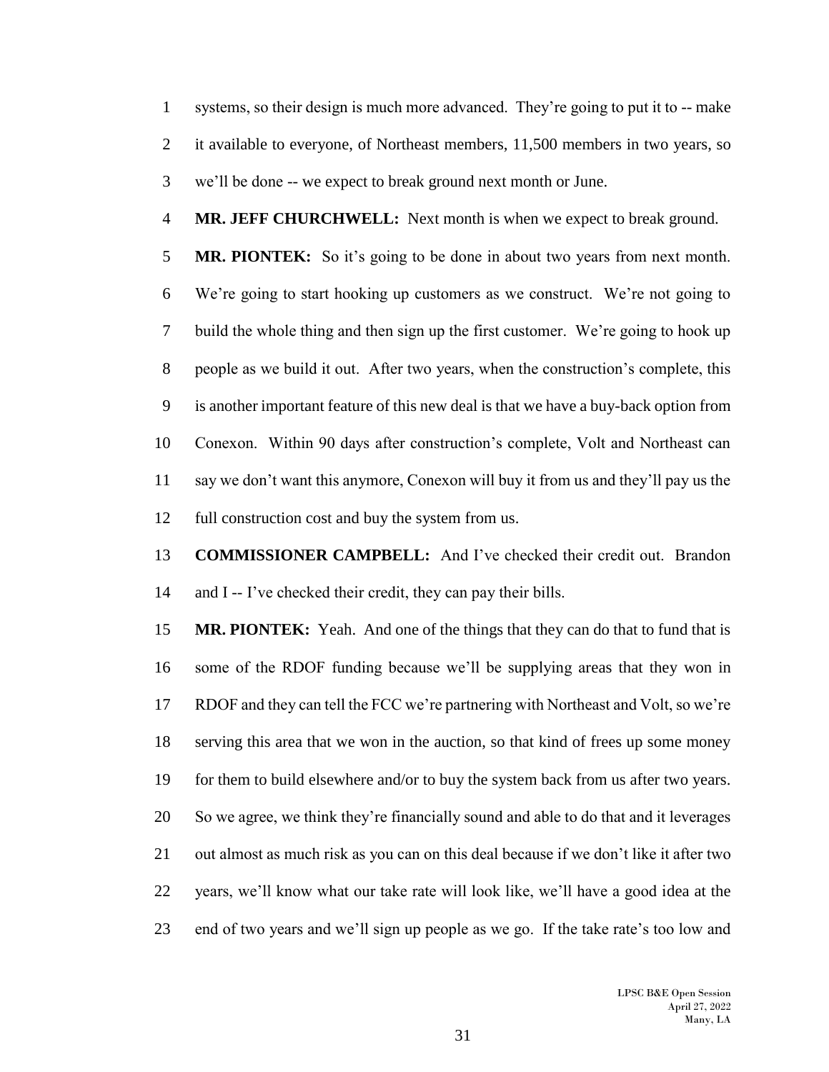systems, so their design is much more advanced. They're going to put it to -- make it available to everyone, of Northeast members, 11,500 members in two years, so we'll be done -- we expect to break ground next month or June.

**MR. JEFF CHURCHWELL:** Next month is when we expect to break ground.

**MR. PIONTEK:** So it's going to be done in about two years from next month. We're going to start hooking up customers as we construct. We're not going to build the whole thing and then sign up the first customer. We're going to hook up people as we build it out. After two years, when the construction's complete, this is another important feature of this new deal is that we have a buy-back option from Conexon. Within 90 days after construction's complete, Volt and Northeast can say we don't want this anymore, Conexon will buy it from us and they'll pay us the full construction cost and buy the system from us.

**COMMISSIONER CAMPBELL:** And I've checked their credit out. Brandon and I -- I've checked their credit, they can pay their bills.

**MR. PIONTEK:** Yeah. And one of the things that they can do that to fund that is some of the RDOF funding because we'll be supplying areas that they won in RDOF and they can tell the FCC we're partnering with Northeast and Volt, so we're serving this area that we won in the auction, so that kind of frees up some money for them to build elsewhere and/or to buy the system back from us after two years. So we agree, we think they're financially sound and able to do that and it leverages out almost as much risk as you can on this deal because if we don't like it after two years, we'll know what our take rate will look like, we'll have a good idea at the end of two years and we'll sign up people as we go. If the take rate's too low and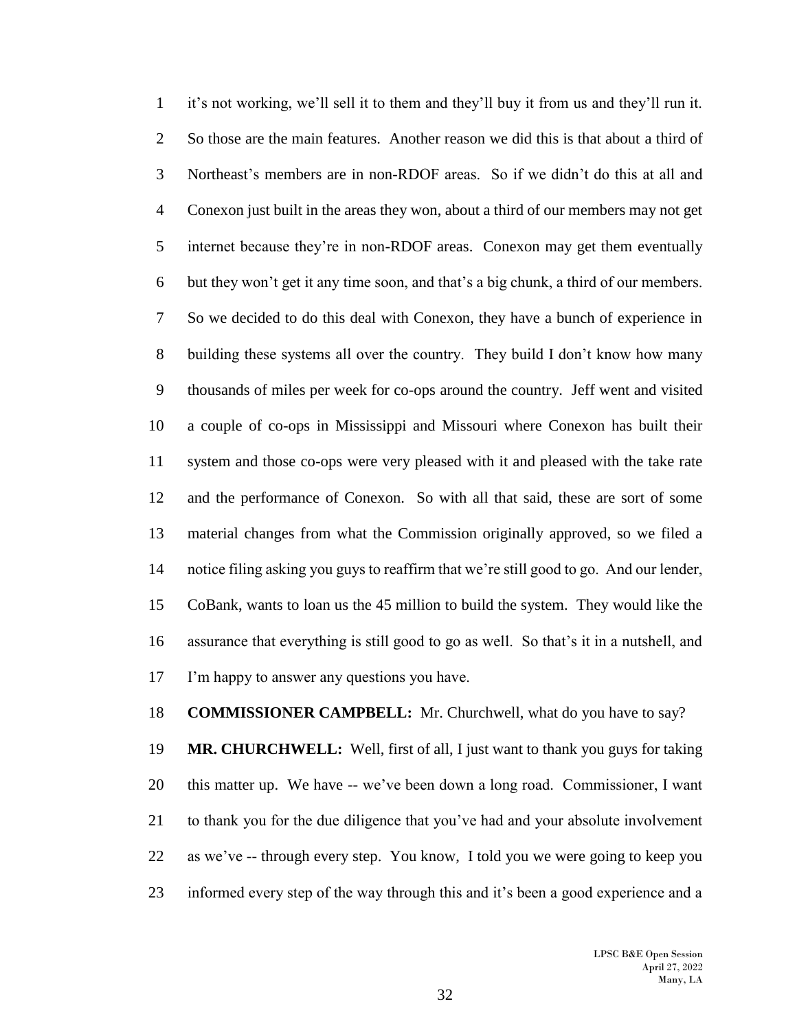it's not working, we'll sell it to them and they'll buy it from us and they'll run it. So those are the main features. Another reason we did this is that about a third of Northeast's members are in non-RDOF areas. So if we didn't do this at all and Conexon just built in the areas they won, about a third of our members may not get internet because they're in non-RDOF areas. Conexon may get them eventually but they won't get it any time soon, and that's a big chunk, a third of our members. So we decided to do this deal with Conexon, they have a bunch of experience in building these systems all over the country. They build I don't know how many thousands of miles per week for co-ops around the country. Jeff went and visited a couple of co-ops in Mississippi and Missouri where Conexon has built their system and those co-ops were very pleased with it and pleased with the take rate and the performance of Conexon. So with all that said, these are sort of some material changes from what the Commission originally approved, so we filed a notice filing asking you guys to reaffirm that we're still good to go. And our lender, CoBank, wants to loan us the 45 million to build the system. They would like the assurance that everything is still good to go as well. So that's it in a nutshell, and I'm happy to answer any questions you have.

**COMMISSIONER CAMPBELL:** Mr. Churchwell, what do you have to say?

**MR. CHURCHWELL:** Well, first of all, I just want to thank you guys for taking this matter up. We have -- we've been down a long road. Commissioner, I want to thank you for the due diligence that you've had and your absolute involvement as we've -- through every step. You know, I told you we were going to keep you informed every step of the way through this and it's been a good experience and a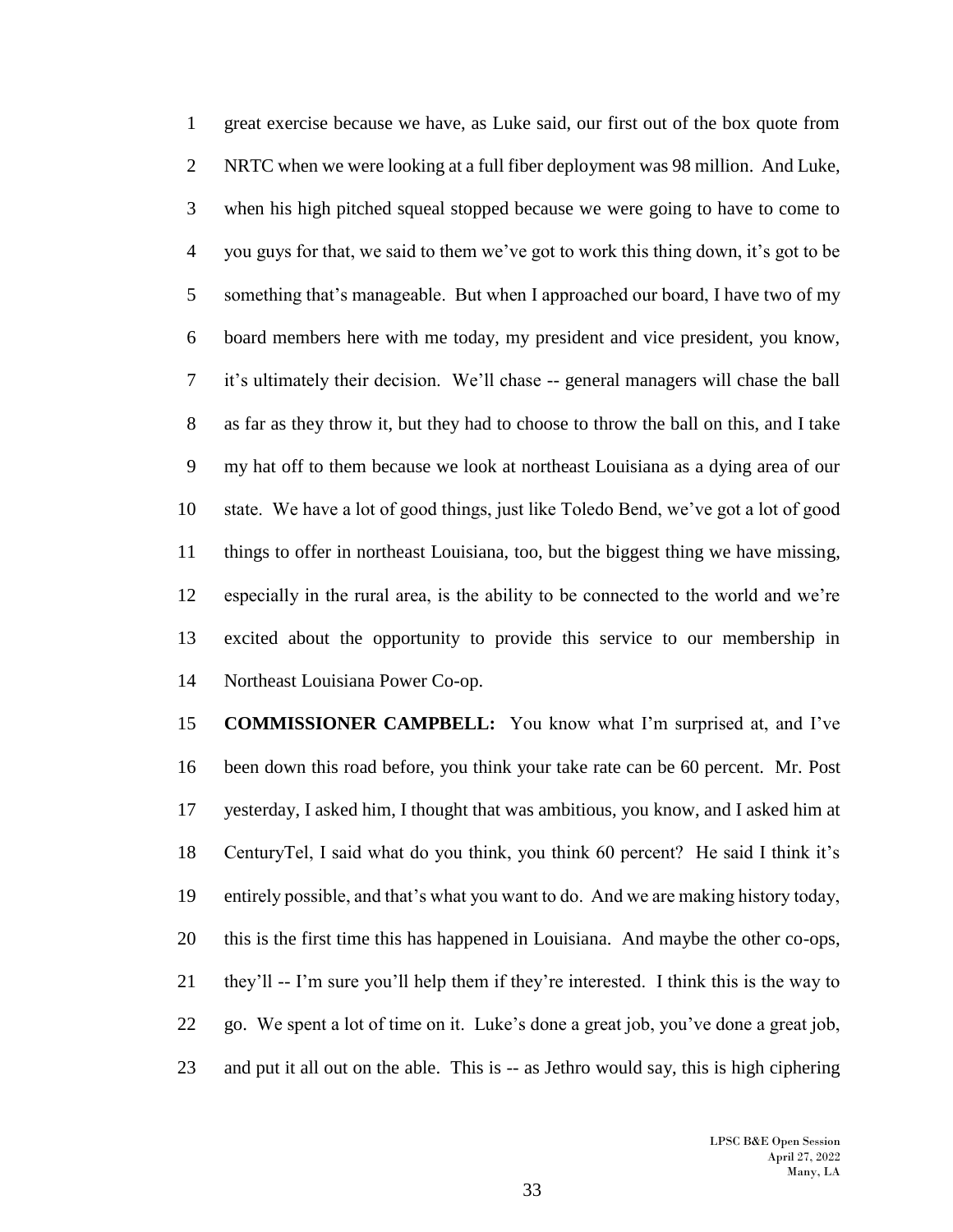great exercise because we have, as Luke said, our first out of the box quote from NRTC when we were looking at a full fiber deployment was 98 million. And Luke, when his high pitched squeal stopped because we were going to have to come to you guys for that, we said to them we've got to work this thing down, it's got to be something that's manageable. But when I approached our board, I have two of my board members here with me today, my president and vice president, you know, it's ultimately their decision. We'll chase -- general managers will chase the ball as far as they throw it, but they had to choose to throw the ball on this, and I take my hat off to them because we look at northeast Louisiana as a dying area of our state. We have a lot of good things, just like Toledo Bend, we've got a lot of good things to offer in northeast Louisiana, too, but the biggest thing we have missing, especially in the rural area, is the ability to be connected to the world and we're excited about the opportunity to provide this service to our membership in Northeast Louisiana Power Co-op.

**COMMISSIONER CAMPBELL:** You know what I'm surprised at, and I've been down this road before, you think your take rate can be 60 percent. Mr. Post yesterday, I asked him, I thought that was ambitious, you know, and I asked him at CenturyTel, I said what do you think, you think 60 percent? He said I think it's entirely possible, and that's what you want to do. And we are making history today, this is the first time this has happened in Louisiana. And maybe the other co-ops, they'll -- I'm sure you'll help them if they're interested. I think this is the way to go. We spent a lot of time on it. Luke's done a great job, you've done a great job, and put it all out on the able. This is -- as Jethro would say, this is high ciphering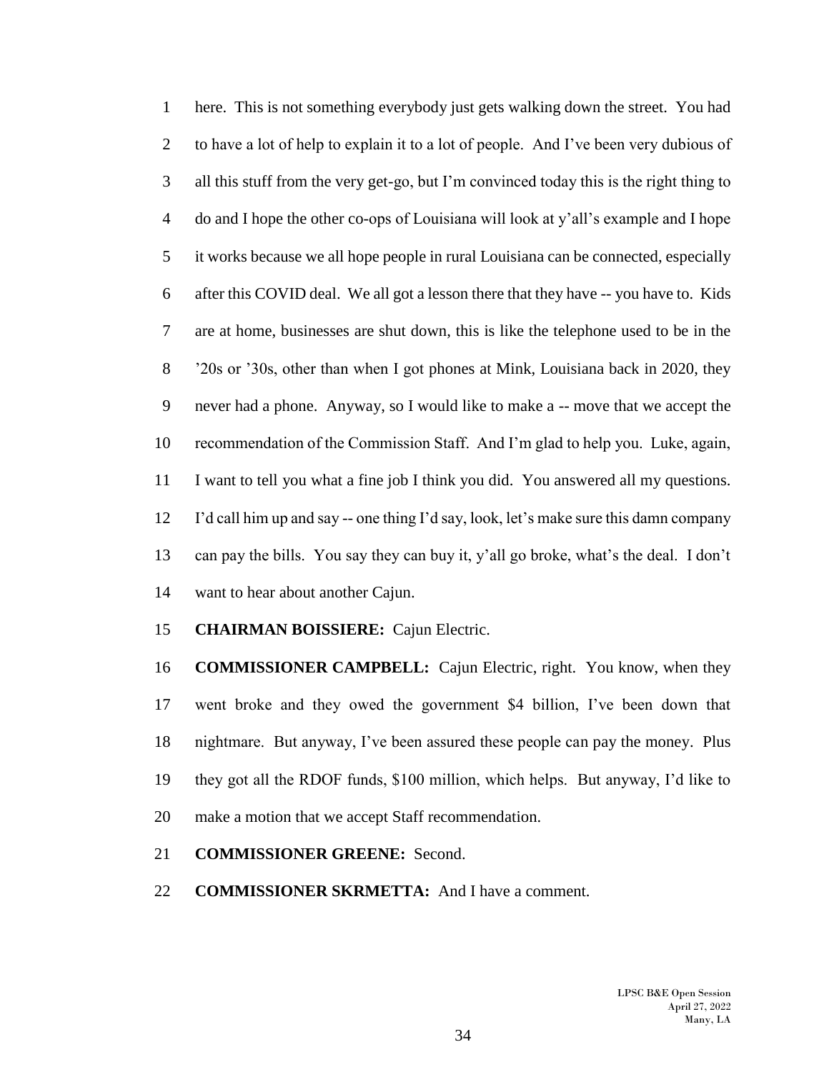here. This is not something everybody just gets walking down the street. You had to have a lot of help to explain it to a lot of people. And I've been very dubious of all this stuff from the very get-go, but I'm convinced today this is the right thing to do and I hope the other co-ops of Louisiana will look at y'all's example and I hope it works because we all hope people in rural Louisiana can be connected, especially after this COVID deal. We all got a lesson there that they have -- you have to. Kids are at home, businesses are shut down, this is like the telephone used to be in the '20s or '30s, other than when I got phones at Mink, Louisiana back in 2020, they never had a phone. Anyway, so I would like to make a -- move that we accept the recommendation of the Commission Staff. And I'm glad to help you. Luke, again, I want to tell you what a fine job I think you did. You answered all my questions. I'd call him up and say -- one thing I'd say, look, let's make sure this damn company can pay the bills. You say they can buy it, y'all go broke, what's the deal. I don't want to hear about another Cajun.

**CHAIRMAN BOISSIERE:** Cajun Electric.

**COMMISSIONER CAMPBELL:** Cajun Electric, right. You know, when they went broke and they owed the government $4 billion, I've been down that nightmare. But anyway, I've been assured these people can pay the money. Plus they got all the RDOF funds, $100 million, which helps. But anyway, I'd like to make a motion that we accept Staff recommendation.

**COMMISSIONER GREENE:** Second.

**COMMISSIONER SKRMETTA:** And I have a comment.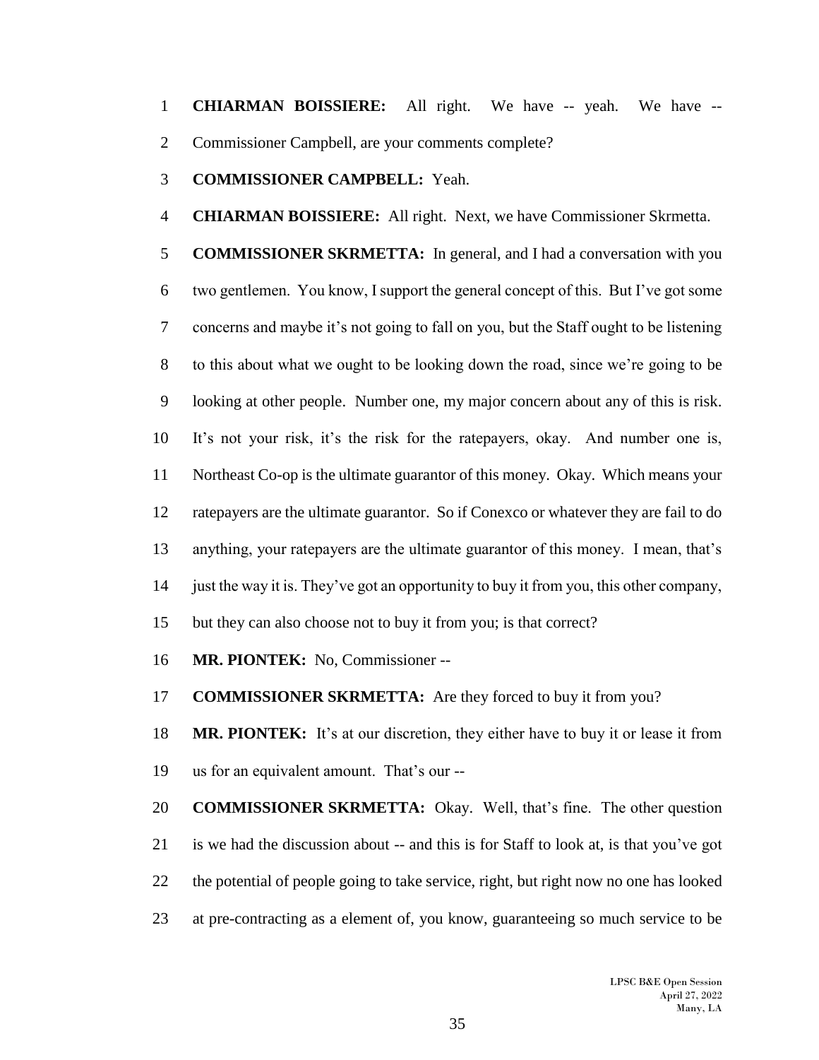**CHIARMAN BOISSIERE:** All right. We have -- yeah. We have -- Commissioner Campbell, are your comments complete?

**COMMISSIONER CAMPBELL:** Yeah.

**CHIARMAN BOISSIERE:** All right. Next, we have Commissioner Skrmetta.

**COMMISSIONER SKRMETTA:** In general, and I had a conversation with you two gentlemen. You know, I support the general concept of this. But I've got some concerns and maybe it's not going to fall on you, but the Staff ought to be listening to this about what we ought to be looking down the road, since we're going to be looking at other people. Number one, my major concern about any of this is risk. It's not your risk, it's the risk for the ratepayers, okay. And number one is, Northeast Co-op is the ultimate guarantor of this money. Okay. Which means your ratepayers are the ultimate guarantor. So if Conexco or whatever they are fail to do anything, your ratepayers are the ultimate guarantor of this money. I mean, that's just the way it is. They've got an opportunity to buy it from you, this other company, but they can also choose not to buy it from you; is that correct?

**MR. PIONTEK:** No, Commissioner --

**COMMISSIONER SKRMETTA:** Are they forced to buy it from you?

**MR. PIONTEK:** It's at our discretion, they either have to buy it or lease it from us for an equivalent amount. That's our --

**COMMISSIONER SKRMETTA:** Okay. Well, that's fine. The other question is we had the discussion about -- and this is for Staff to look at, is that you've got the potential of people going to take service, right, but right now no one has looked at pre-contracting as a element of, you know, guaranteeing so much service to be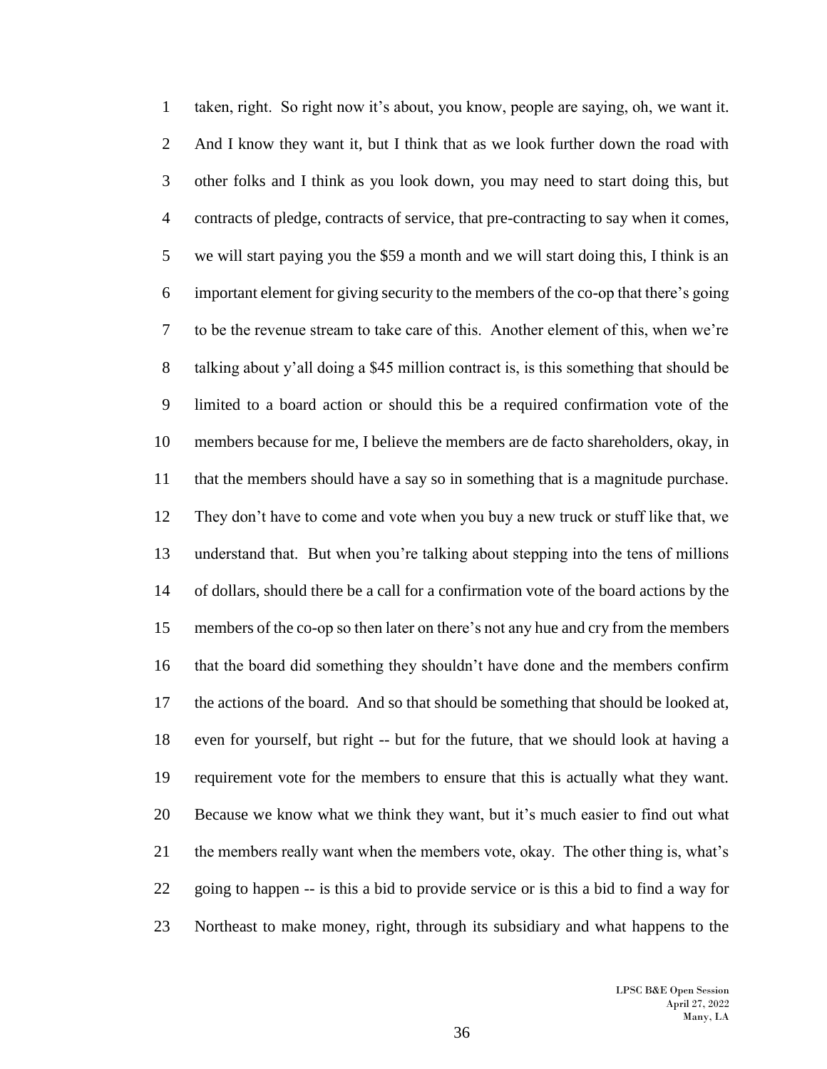taken, right. So right now it's about, you know, people are saying, oh, we want it. And I know they want it, but I think that as we look further down the road with other folks and I think as you look down, you may need to start doing this, but contracts of pledge, contracts of service, that pre-contracting to say when it comes, we will start paying you the $59 a month and we will start doing this, I think is an important element for giving security to the members of the co-op that there's going to be the revenue stream to take care of this. Another element of this, when we're talking about y'all doing a $45 million contract is, is this something that should be limited to a board action or should this be a required confirmation vote of the members because for me, I believe the members are de facto shareholders, okay, in that the members should have a say so in something that is a magnitude purchase. They don't have to come and vote when you buy a new truck or stuff like that, we understand that. But when you're talking about stepping into the tens of millions of dollars, should there be a call for a confirmation vote of the board actions by the members of the co-op so then later on there's not any hue and cry from the members that the board did something they shouldn't have done and the members confirm the actions of the board. And so that should be something that should be looked at, even for yourself, but right -- but for the future, that we should look at having a requirement vote for the members to ensure that this is actually what they want. Because we know what we think they want, but it's much easier to find out what the members really want when the members vote, okay. The other thing is, what's going to happen -- is this a bid to provide service or is this a bid to find a way for Northeast to make money, right, through its subsidiary and what happens to the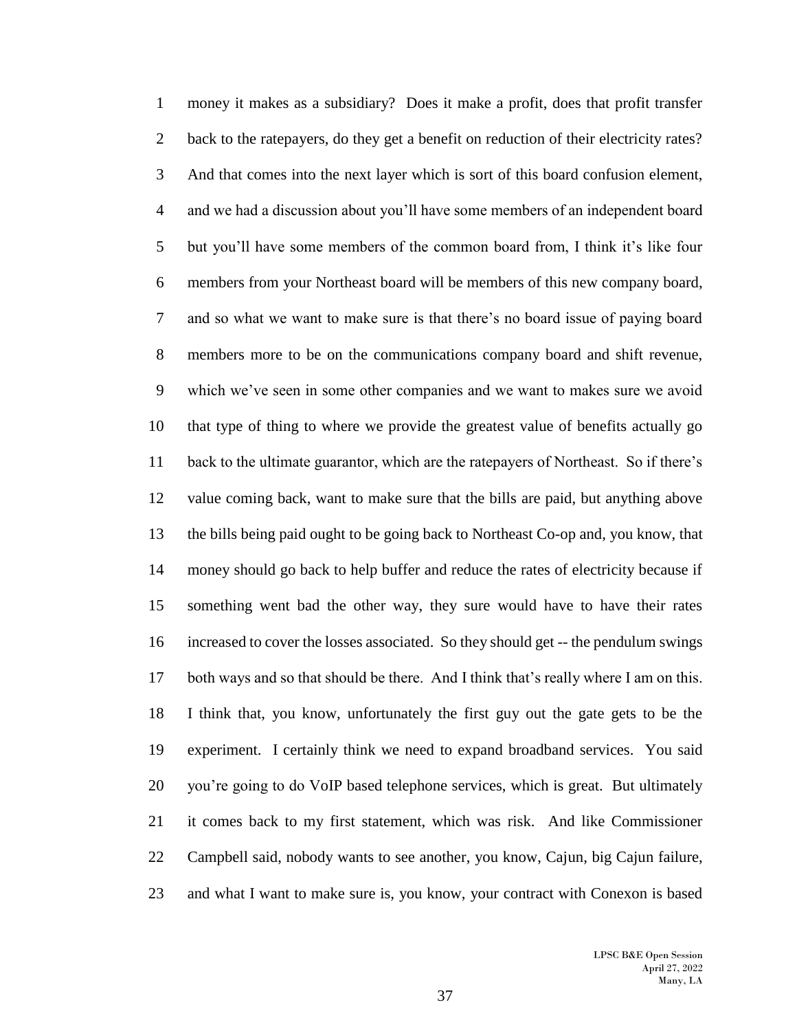money it makes as a subsidiary? Does it make a profit, does that profit transfer back to the ratepayers, do they get a benefit on reduction of their electricity rates? And that comes into the next layer which is sort of this board confusion element, and we had a discussion about you'll have some members of an independent board but you'll have some members of the common board from, I think it's like four members from your Northeast board will be members of this new company board, and so what we want to make sure is that there's no board issue of paying board members more to be on the communications company board and shift revenue, which we've seen in some other companies and we want to makes sure we avoid that type of thing to where we provide the greatest value of benefits actually go back to the ultimate guarantor, which are the ratepayers of Northeast. So if there's value coming back, want to make sure that the bills are paid, but anything above the bills being paid ought to be going back to Northeast Co-op and, you know, that money should go back to help buffer and reduce the rates of electricity because if something went bad the other way, they sure would have to have their rates increased to cover the losses associated. So they should get -- the pendulum swings both ways and so that should be there. And I think that's really where I am on this. I think that, you know, unfortunately the first guy out the gate gets to be the experiment. I certainly think we need to expand broadband services. You said you're going to do VoIP based telephone services, which is great. But ultimately it comes back to my first statement, which was risk. And like Commissioner Campbell said, nobody wants to see another, you know, Cajun, big Cajun failure, and what I want to make sure is, you know, your contract with Conexon is based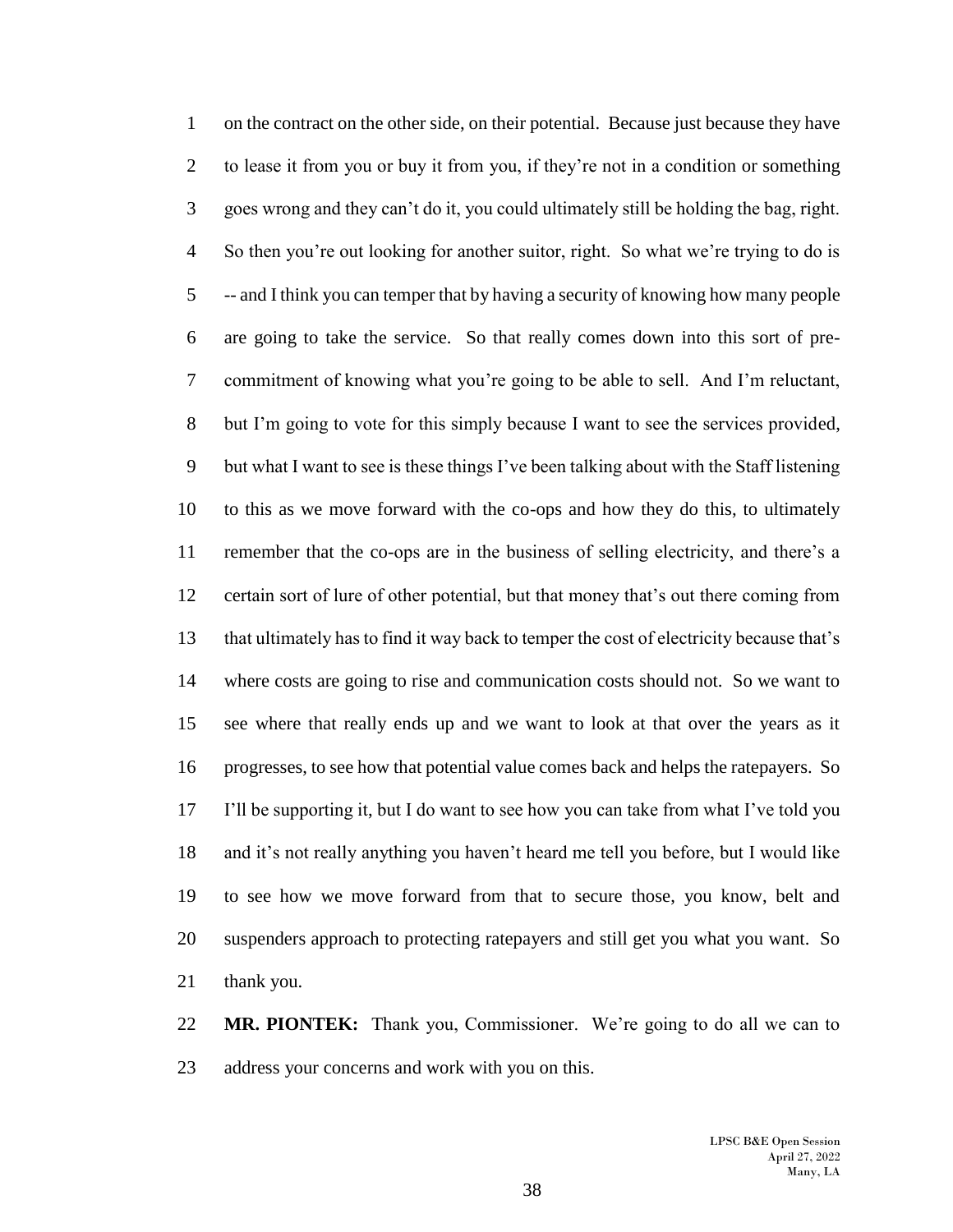on the contract on the other side, on their potential. Because just because they have to lease it from you or buy it from you, if they're not in a condition or something goes wrong and they can't do it, you could ultimately still be holding the bag, right. So then you're out looking for another suitor, right. So what we're trying to do is -- and I think you can temper that by having a security of knowing how many people are going to take the service. So that really comes down into this sort of pre-commitment of knowing what you're going to be able to sell. And I'm reluctant, but I'm going to vote for this simply because I want to see the services provided, but what I want to see is these things I've been talking about with the Staff listening to this as we move forward with the co-ops and how they do this, to ultimately remember that the co-ops are in the business of selling electricity, and there's a certain sort of lure of other potential, but that money that's out there coming from that ultimately has to find it way back to temper the cost of electricity because that's where costs are going to rise and communication costs should not. So we want to see where that really ends up and we want to look at that over the years as it progresses, to see how that potential value comes back and helps the ratepayers. So I'll be supporting it, but I do want to see how you can take from what I've told you and it's not really anything you haven't heard me tell you before, but I would like to see how we move forward from that to secure those, you know, belt and suspenders approach to protecting ratepayers and still get you what you want. So thank you.

**MR. PIONTEK:** Thank you, Commissioner. We're going to do all we can to address your concerns and work with you on this.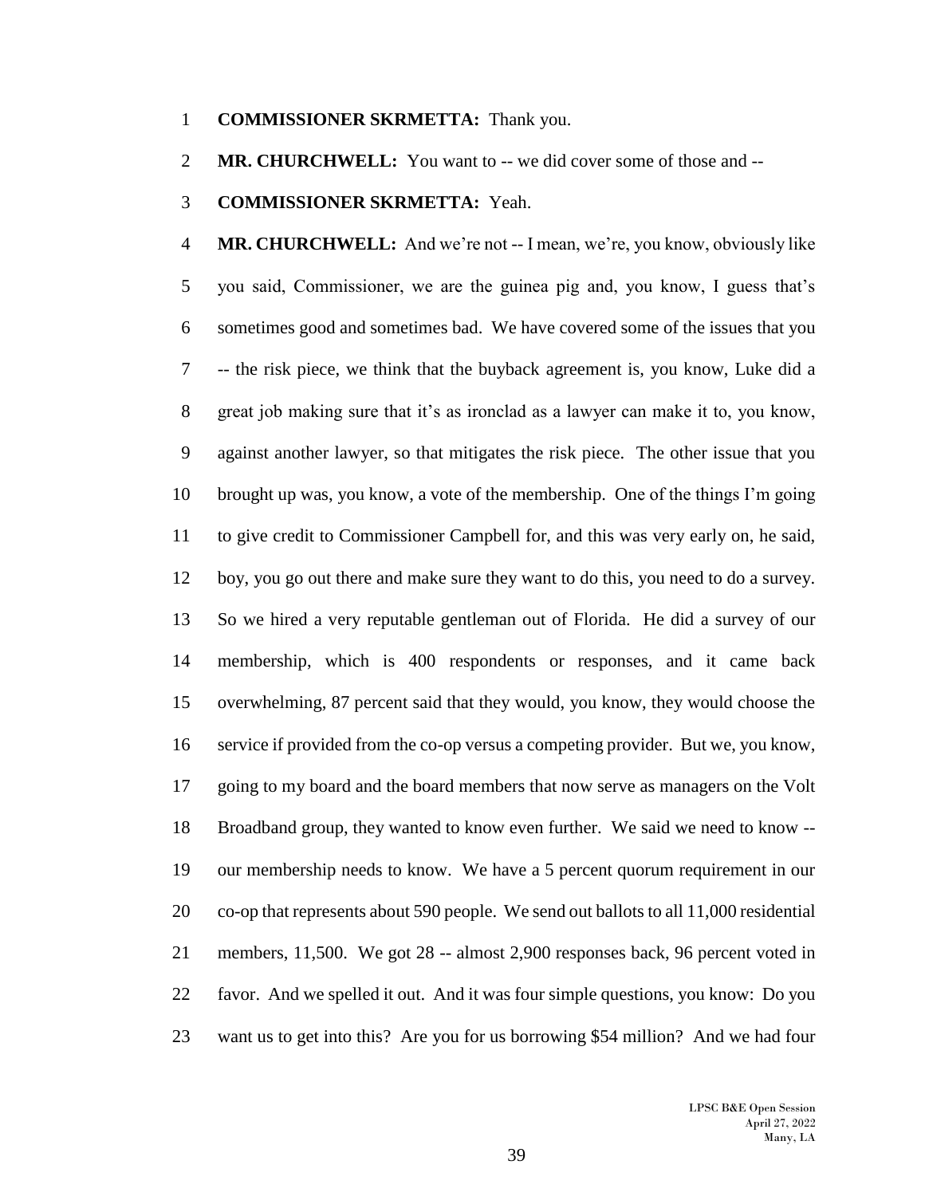**COMMISSIONER SKRMETTA:** Thank you.

**MR. CHURCHWELL:** You want to -- we did cover some of those and --

**COMMISSIONER SKRMETTA:** Yeah.

**MR. CHURCHWELL:** And we're not -- I mean, we're, you know, obviously like you said, Commissioner, we are the guinea pig and, you know, I guess that's sometimes good and sometimes bad. We have covered some of the issues that you -- the risk piece, we think that the buyback agreement is, you know, Luke did a great job making sure that it's as ironclad as a lawyer can make it to, you know, against another lawyer, so that mitigates the risk piece. The other issue that you brought up was, you know, a vote of the membership. One of the things I'm going to give credit to Commissioner Campbell for, and this was very early on, he said, boy, you go out there and make sure they want to do this, you need to do a survey. So we hired a very reputable gentleman out of Florida. He did a survey of our membership, which is 400 respondents or responses, and it came back overwhelming, 87 percent said that they would, you know, they would choose the service if provided from the co-op versus a competing provider. But we, you know, going to my board and the board members that now serve as managers on the Volt Broadband group, they wanted to know even further. We said we need to know -- our membership needs to know. We have a 5 percent quorum requirement in our co-op that represents about 590 people. We send out ballots to all 11,000 residential members, 11,500. We got 28 -- almost 2,900 responses back, 96 percent voted in favor. And we spelled it out. And it was four simple questions, you know: Do you want us to get into this? Are you for us borrowing $54 million? And we had four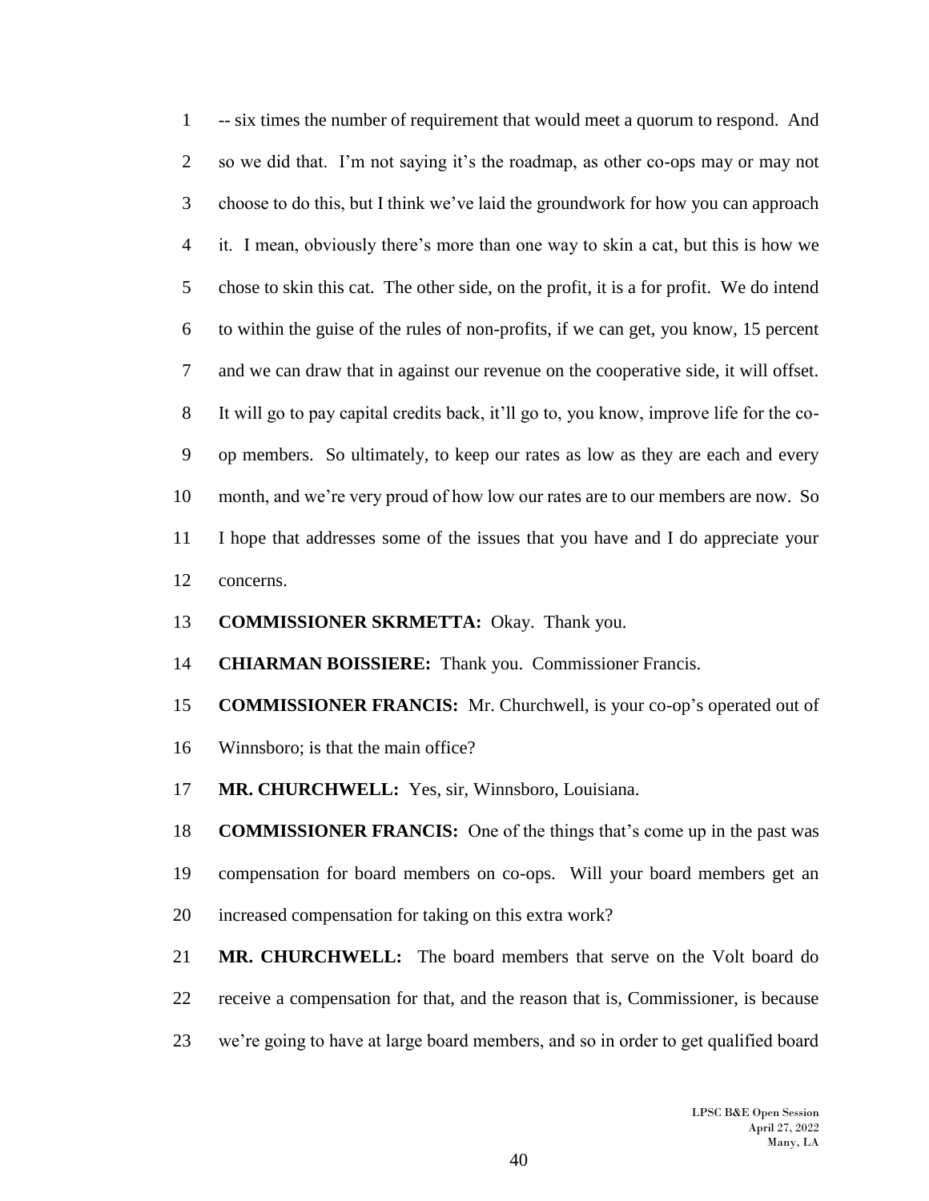-- six times the number of requirement that would meet a quorum to respond. And so we did that. I'm not saying it's the roadmap, as other co-ops may or may not choose to do this, but I think we've laid the groundwork for how you can approach it. I mean, obviously there's more than one way to skin a cat, but this is how we chose to skin this cat. The other side, on the profit, it is a for profit. We do intend to within the guise of the rules of non-profits, if we can get, you know, 15 percent and we can draw that in against our revenue on the cooperative side, it will offset. It will go to pay capital credits back, it'll go to, you know, improve life for the co-op members. So ultimately, to keep our rates as low as they are each and every month, and we're very proud of how low our rates are to our members are now. So I hope that addresses some of the issues that you have and I do appreciate your concerns.

**COMMISSIONER SKRMETTA:** Okay. Thank you.

**CHIARMAN BOISSIERE:** Thank you. Commissioner Francis.

**COMMISSIONER FRANCIS:** Mr. Churchwell, is your co-op's operated out of Winnsboro; is that the main office?

**MR. CHURCHWELL:** Yes, sir, Winnsboro, Louisiana.

**COMMISSIONER FRANCIS:** One of the things that's come up in the past was compensation for board members on co-ops. Will your board members get an increased compensation for taking on this extra work?

**MR. CHURCHWELL:** The board members that serve on the Volt board do receive a compensation for that, and the reason that is, Commissioner, is because we're going to have at large board members, and so in order to get qualified board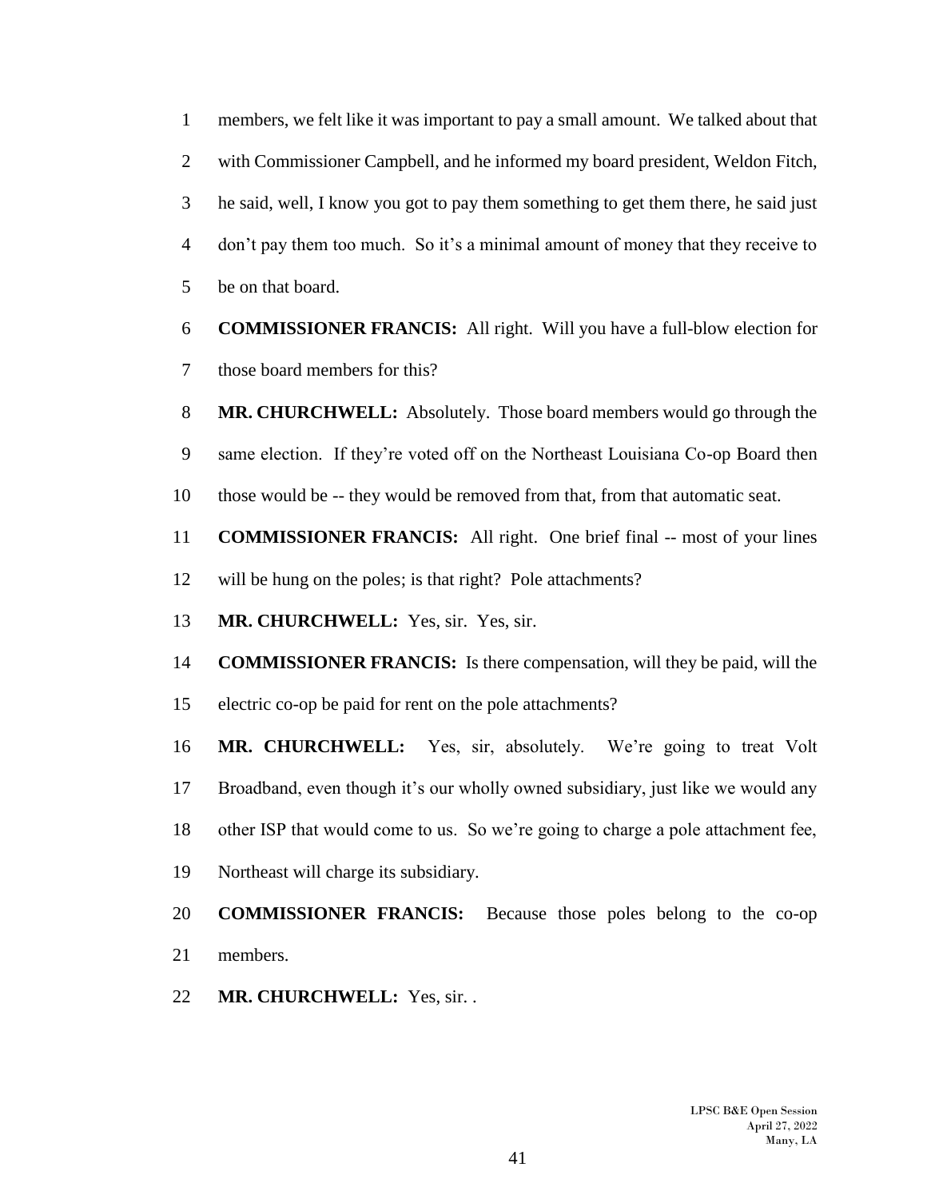members, we felt like it was important to pay a small amount. We talked about that with Commissioner Campbell, and he informed my board president, Weldon Fitch, he said, well, I know you got to pay them something to get them there, he said just don't pay them too much. So it's a minimal amount of money that they receive to be on that board.

**COMMISSIONER FRANCIS:** All right. Will you have a full-blow election for those board members for this?

**MR. CHURCHWELL:** Absolutely. Those board members would go through the same election. If they're voted off on the Northeast Louisiana Co-op Board then those would be -- they would be removed from that, from that automatic seat.

**COMMISSIONER FRANCIS:** All right. One brief final -- most of your lines will be hung on the poles; is that right? Pole attachments?

**MR. CHURCHWELL:** Yes, sir. Yes, sir.

**COMMISSIONER FRANCIS:** Is there compensation, will they be paid, will the electric co-op be paid for rent on the pole attachments?

**MR. CHURCHWELL:** Yes, sir, absolutely. We're going to treat Volt Broadband, even though it's our wholly owned subsidiary, just like we would any other ISP that would come to us. So we're going to charge a pole attachment fee, Northeast will charge its subsidiary.

**COMMISSIONER FRANCIS:** Because those poles belong to the co-op members.

**MR. CHURCHWELL:** Yes, sir. .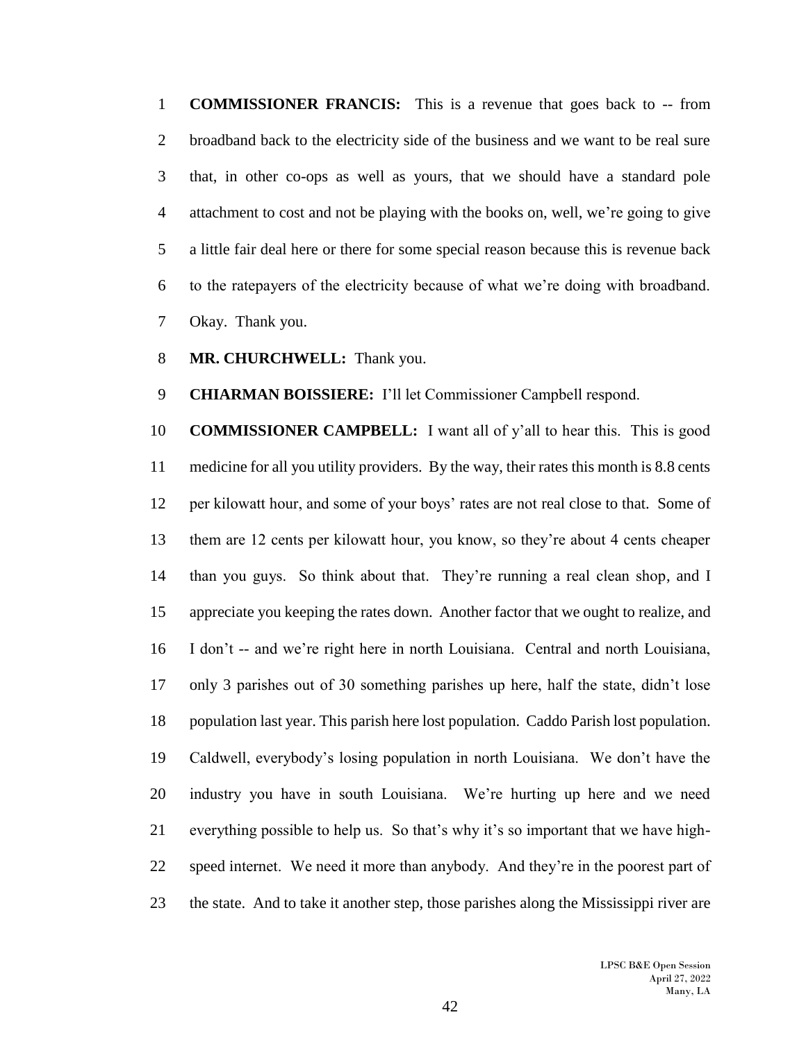**COMMISSIONER FRANCIS:** This is a revenue that goes back to -- from broadband back to the electricity side of the business and we want to be real sure that, in other co-ops as well as yours, that we should have a standard pole attachment to cost and not be playing with the books on, well, we're going to give a little fair deal here or there for some special reason because this is revenue back to the ratepayers of the electricity because of what we're doing with broadband. Okay. Thank you.

**MR. CHURCHWELL:** Thank you.

**CHIARMAN BOISSIERE:** I'll let Commissioner Campbell respond.

**COMMISSIONER CAMPBELL:** I want all of y'all to hear this. This is good medicine for all you utility providers. By the way, their rates this month is 8.8 cents per kilowatt hour, and some of your boys' rates are not real close to that. Some of them are 12 cents per kilowatt hour, you know, so they're about 4 cents cheaper than you guys. So think about that. They're running a real clean shop, and I appreciate you keeping the rates down. Another factor that we ought to realize, and I don't -- and we're right here in north Louisiana. Central and north Louisiana, only 3 parishes out of 30 something parishes up here, half the state, didn't lose population last year. This parish here lost population. Caddo Parish lost population. Caldwell, everybody's losing population in north Louisiana. We don't have the industry you have in south Louisiana. We're hurting up here and we need everything possible to help us. So that's why it's so important that we have high-speed internet. We need it more than anybody. And they're in the poorest part of the state. And to take it another step, those parishes along the Mississippi river are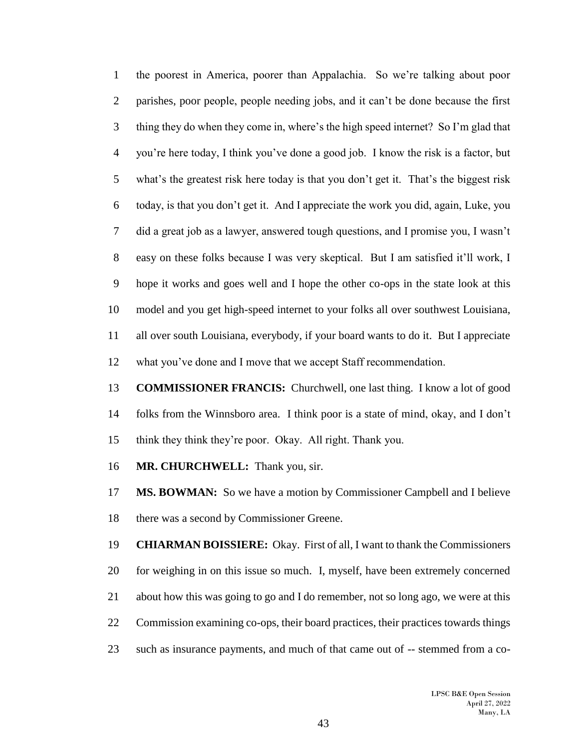the poorest in America, poorer than Appalachia. So we're talking about poor parishes, poor people, people needing jobs, and it can't be done because the first thing they do when they come in, where's the high speed internet? So I'm glad that you're here today, I think you've done a good job. I know the risk is a factor, but what's the greatest risk here today is that you don't get it. That's the biggest risk today, is that you don't get it. And I appreciate the work you did, again, Luke, you did a great job as a lawyer, answered tough questions, and I promise you, I wasn't easy on these folks because I was very skeptical. But I am satisfied it'll work, I hope it works and goes well and I hope the other co-ops in the state look at this model and you get high-speed internet to your folks all over southwest Louisiana, all over south Louisiana, everybody, if your board wants to do it. But I appreciate what you've done and I move that we accept Staff recommendation.

**COMMISSIONER FRANCIS:** Churchwell, one last thing. I know a lot of good folks from the Winnsboro area. I think poor is a state of mind, okay, and I don't think they think they're poor. Okay. All right. Thank you.

**MR. CHURCHWELL:** Thank you, sir.

**MS. BOWMAN:** So we have a motion by Commissioner Campbell and I believe there was a second by Commissioner Greene.

**CHIARMAN BOISSIERE:** Okay. First of all, I want to thank the Commissioners for weighing in on this issue so much. I, myself, have been extremely concerned about how this was going to go and I do remember, not so long ago, we were at this Commission examining co-ops, their board practices, their practices towards things such as insurance payments, and much of that came out of -- stemmed from a co-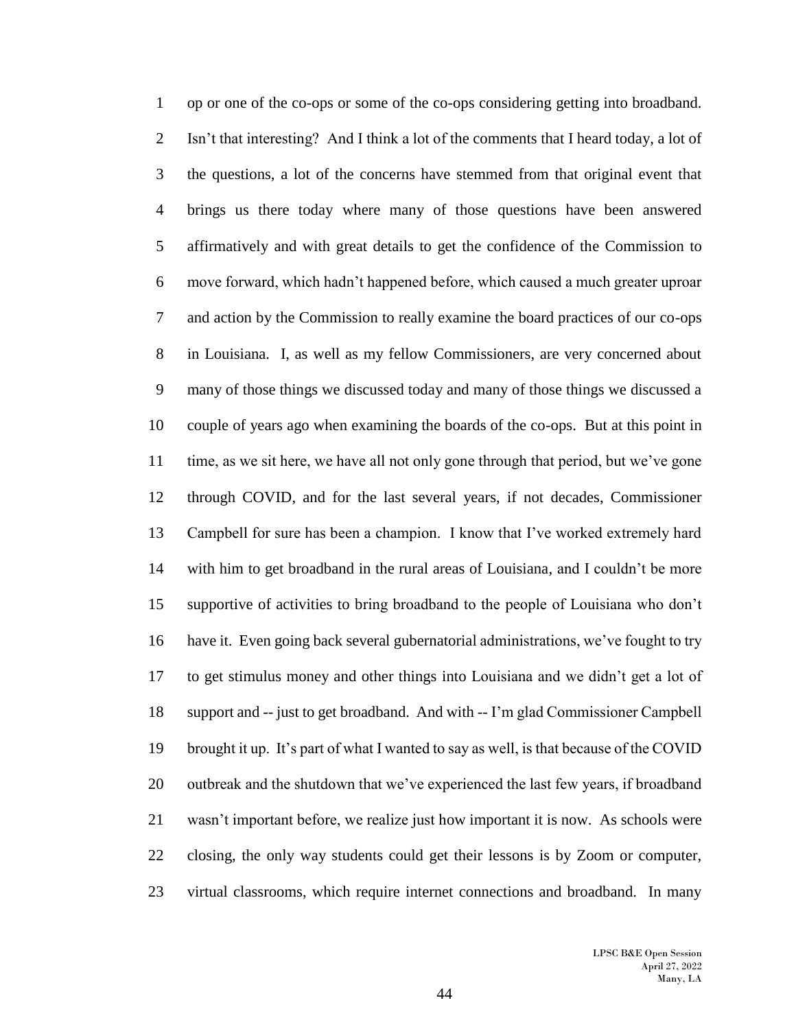op or one of the co-ops or some of the co-ops considering getting into broadband. Isn't that interesting? And I think a lot of the comments that I heard today, a lot of the questions, a lot of the concerns have stemmed from that original event that brings us there today where many of those questions have been answered affirmatively and with great details to get the confidence of the Commission to move forward, which hadn't happened before, which caused a much greater uproar and action by the Commission to really examine the board practices of our co-ops in Louisiana. I, as well as my fellow Commissioners, are very concerned about many of those things we discussed today and many of those things we discussed a couple of years ago when examining the boards of the co-ops. But at this point in time, as we sit here, we have all not only gone through that period, but we've gone through COVID, and for the last several years, if not decades, Commissioner Campbell for sure has been a champion. I know that I've worked extremely hard with him to get broadband in the rural areas of Louisiana, and I couldn't be more supportive of activities to bring broadband to the people of Louisiana who don't have it. Even going back several gubernatorial administrations, we've fought to try to get stimulus money and other things into Louisiana and we didn't get a lot of support and -- just to get broadband. And with -- I'm glad Commissioner Campbell brought it up. It's part of what I wanted to say as well, is that because of the COVID outbreak and the shutdown that we've experienced the last few years, if broadband wasn't important before, we realize just how important it is now. As schools were closing, the only way students could get their lessons is by Zoom or computer, virtual classrooms, which require internet connections and broadband. In many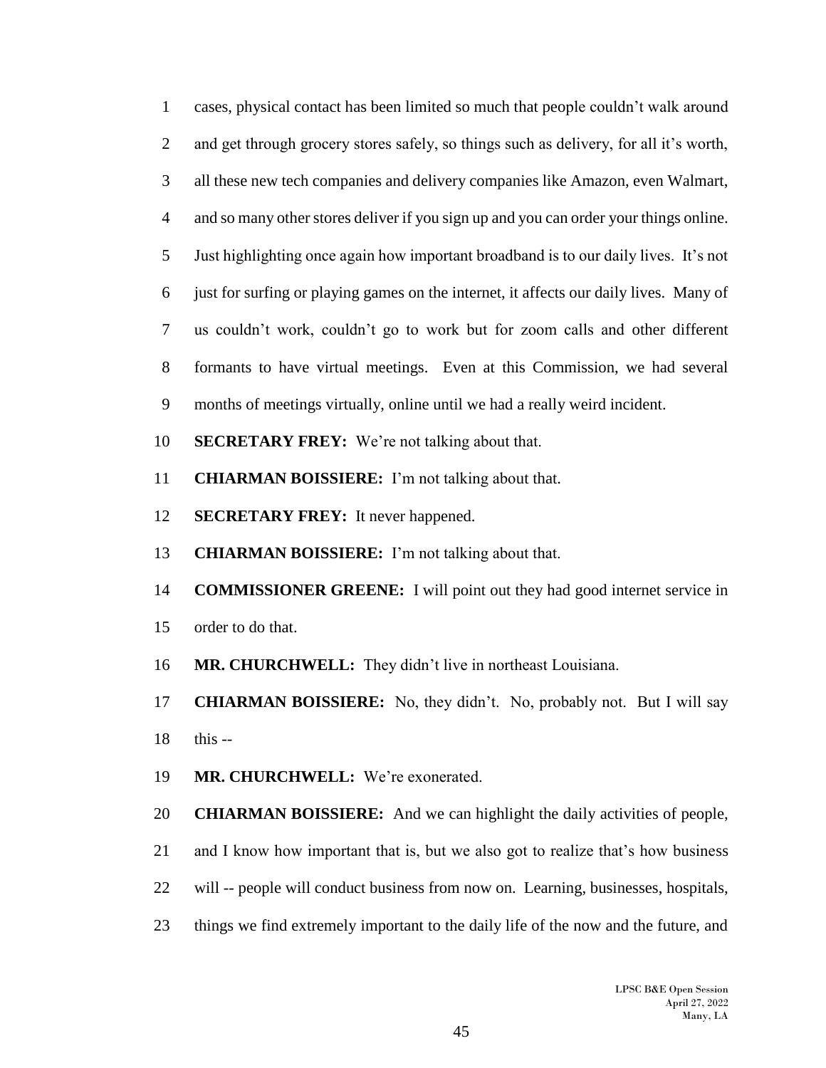cases, physical contact has been limited so much that people couldn't walk around and get through grocery stores safely, so things such as delivery, for all it's worth, all these new tech companies and delivery companies like Amazon, even Walmart, and so many other stores deliver if you sign up and you can order your things online. Just highlighting once again how important broadband is to our daily lives. It's not just for surfing or playing games on the internet, it affects our daily lives. Many of us couldn't work, couldn't go to work but for zoom calls and other different formants to have virtual meetings. Even at this Commission, we had several months of meetings virtually, online until we had a really weird incident.

**SECRETARY FREY:** We're not talking about that.

**CHIARMAN BOISSIERE:** I'm not talking about that.

**SECRETARY FREY:** It never happened.

**CHIARMAN BOISSIERE:** I'm not talking about that.

**COMMISSIONER GREENE:** I will point out they had good internet service in order to do that.

**MR. CHURCHWELL:** They didn't live in northeast Louisiana.

**CHIARMAN BOISSIERE:** No, they didn't. No, probably not. But I will say this --

**MR. CHURCHWELL:** We're exonerated.

**CHIARMAN BOISSIERE:** And we can highlight the daily activities of people, and I know how important that is, but we also got to realize that's how business will -- people will conduct business from now on. Learning, businesses, hospitals, things we find extremely important to the daily life of the now and the future, and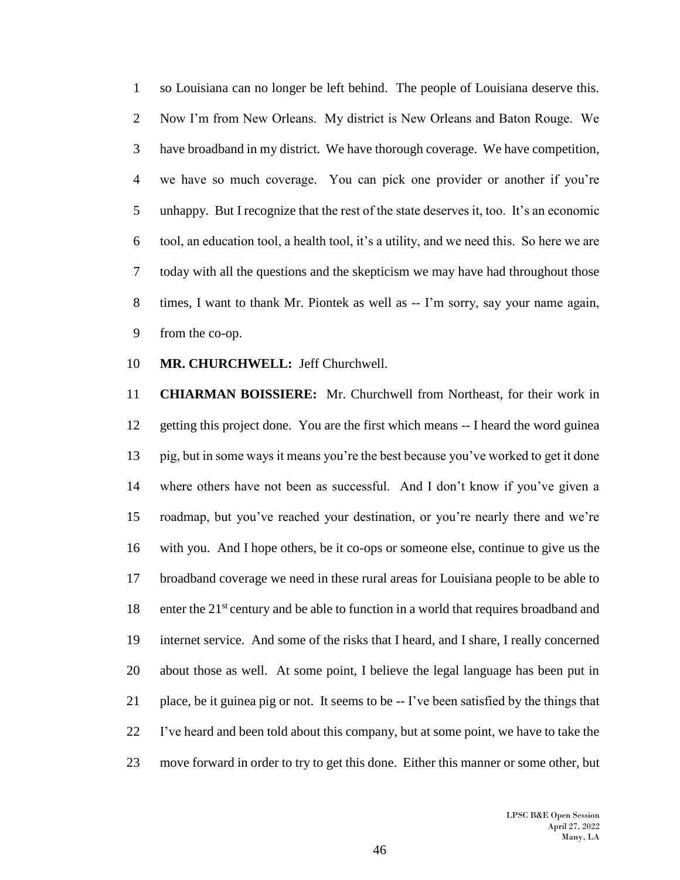so Louisiana can no longer be left behind. The people of Louisiana deserve this. Now I'm from New Orleans. My district is New Orleans and Baton Rouge. We have broadband in my district. We have thorough coverage. We have competition, we have so much coverage. You can pick one provider or another if you're unhappy. But I recognize that the rest of the state deserves it, too. It's an economic tool, an education tool, a health tool, it's a utility, and we need this. So here we are today with all the questions and the skepticism we may have had throughout those times, I want to thank Mr. Piontek as well as -- I'm sorry, say your name again, from the co-op.

**MR. CHURCHWELL:** Jeff Churchwell.

**CHIARMAN BOISSIERE:** Mr. Churchwell from Northeast, for their work in getting this project done. You are the first which means -- I heard the word guinea pig, but in some ways it means you're the best because you've worked to get it done where others have not been as successful. And I don't know if you've given a roadmap, but you've reached your destination, or you're nearly there and we're with you. And I hope others, be it co-ops or someone else, continue to give us the broadband coverage we need in these rural areas for Louisiana people to be able to enter the 21st century and be able to function in a world that requires broadband and internet service. And some of the risks that I heard, and I share, I really concerned about those as well. At some point, I believe the legal language has been put in place, be it guinea pig or not. It seems to be -- I've been satisfied by the things that I've heard and been told about this company, but at some point, we have to take the move forward in order to try to get this done. Either this manner or some other, but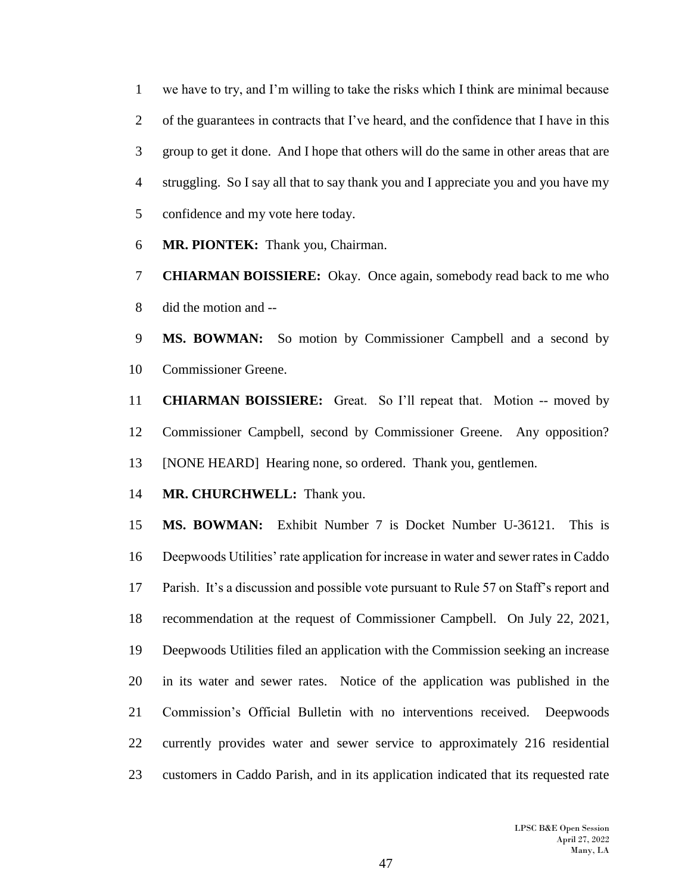we have to try, and I'm willing to take the risks which I think are minimal because of the guarantees in contracts that I've heard, and the confidence that I have in this group to get it done. And I hope that others will do the same in other areas that are struggling. So I say all that to say thank you and I appreciate you and you have my confidence and my vote here today.

**MR. PIONTEK:** Thank you, Chairman.

**CHIARMAN BOISSIERE:** Okay. Once again, somebody read back to me who did the motion and --

**MS. BOWMAN:** So motion by Commissioner Campbell and a second by Commissioner Greene.

**CHIARMAN BOISSIERE:** Great. So I'll repeat that. Motion -- moved by Commissioner Campbell, second by Commissioner Greene. Any opposition? [NONE HEARD] Hearing none, so ordered. Thank you, gentlemen.

**MR. CHURCHWELL:** Thank you.

**MS. BOWMAN:** Exhibit Number 7 is Docket Number U-36121. This is Deepwoods Utilities' rate application for increase in water and sewer rates in Caddo Parish. It's a discussion and possible vote pursuant to Rule 57 on Staff's report and recommendation at the request of Commissioner Campbell. On July 22, 2021, Deepwoods Utilities filed an application with the Commission seeking an increase in its water and sewer rates. Notice of the application was published in the Commission's Official Bulletin with no interventions received. Deepwoods currently provides water and sewer service to approximately 216 residential customers in Caddo Parish, and in its application indicated that its requested rate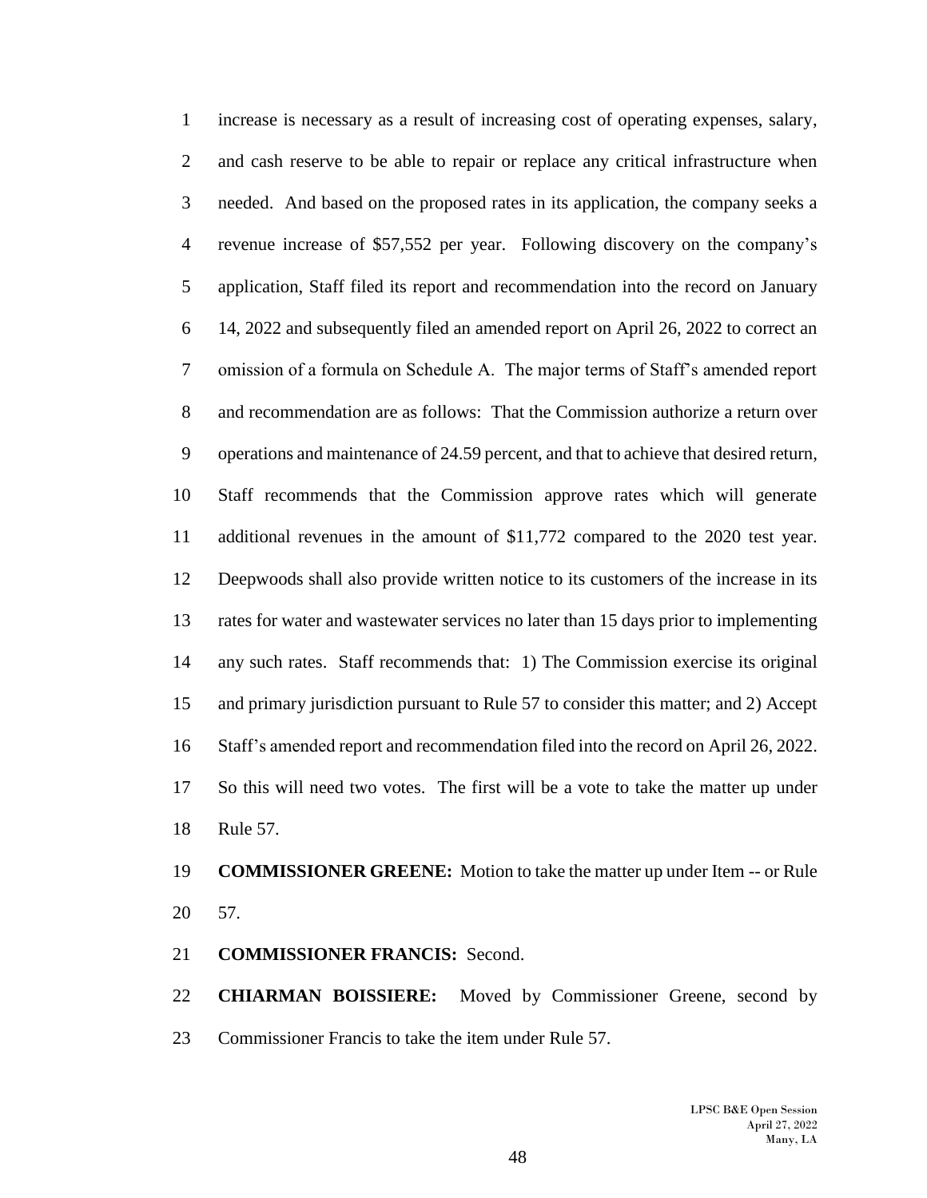increase is necessary as a result of increasing cost of operating expenses, salary, and cash reserve to be able to repair or replace any critical infrastructure when needed. And based on the proposed rates in its application, the company seeks a revenue increase of $57,552 per year. Following discovery on the company's application, Staff filed its report and recommendation into the record on January 14, 2022 and subsequently filed an amended report on April 26, 2022 to correct an omission of a formula on Schedule A. The major terms of Staff's amended report and recommendation are as follows: That the Commission authorize a return over operations and maintenance of 24.59 percent, and that to achieve that desired return, Staff recommends that the Commission approve rates which will generate additional revenues in the amount of $11,772 compared to the 2020 test year. Deepwoods shall also provide written notice to its customers of the increase in its rates for water and wastewater services no later than 15 days prior to implementing any such rates. Staff recommends that: 1) The Commission exercise its original and primary jurisdiction pursuant to Rule 57 to consider this matter; and 2) Accept Staff's amended report and recommendation filed into the record on April 26, 2022. So this will need two votes. The first will be a vote to take the matter up under Rule 57.

**COMMISSIONER GREENE:** Motion to take the matter up under Item -- or Rule 57.

**COMMISSIONER FRANCIS:** Second.

**CHIARMAN BOISSIERE:** Moved by Commissioner Greene, second by Commissioner Francis to take the item under Rule 57.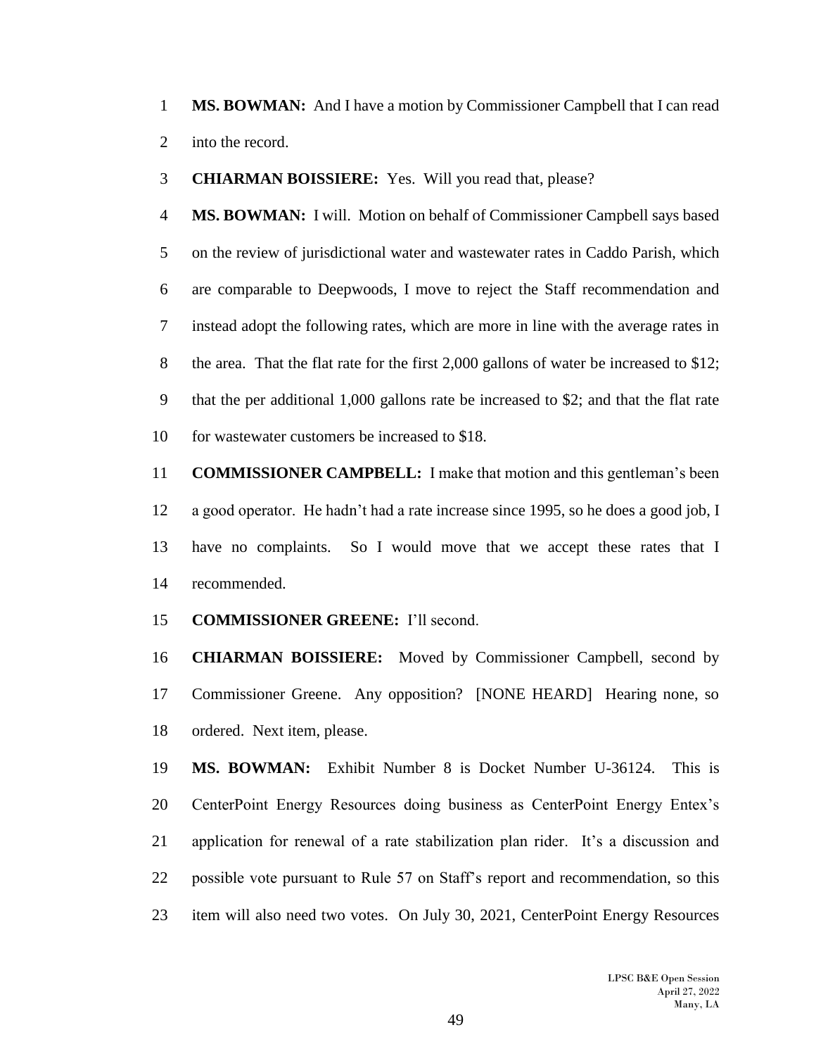**MS. BOWMAN:** And I have a motion by Commissioner Campbell that I can read into the record.

**CHIARMAN BOISSIERE:** Yes. Will you read that, please?

**MS. BOWMAN:** I will. Motion on behalf of Commissioner Campbell says based on the review of jurisdictional water and wastewater rates in Caddo Parish, which are comparable to Deepwoods, I move to reject the Staff recommendation and instead adopt the following rates, which are more in line with the average rates in the area. That the flat rate for the first 2,000 gallons of water be increased to $12; that the per additional 1,000 gallons rate be increased to $2; and that the flat rate for wastewater customers be increased to $18.

**COMMISSIONER CAMPBELL:** I make that motion and this gentleman's been a good operator. He hadn't had a rate increase since 1995, so he does a good job, I have no complaints. So I would move that we accept these rates that I recommended.

**COMMISSIONER GREENE:** I'll second.

**CHIARMAN BOISSIERE:** Moved by Commissioner Campbell, second by Commissioner Greene. Any opposition? [NONE HEARD] Hearing none, so ordered. Next item, please.

**MS. BOWMAN:** Exhibit Number 8 is Docket Number U-36124. This is CenterPoint Energy Resources doing business as CenterPoint Energy Entex's application for renewal of a rate stabilization plan rider. It's a discussion and possible vote pursuant to Rule 57 on Staff's report and recommendation, so this item will also need two votes. On July 30, 2021, CenterPoint Energy Resources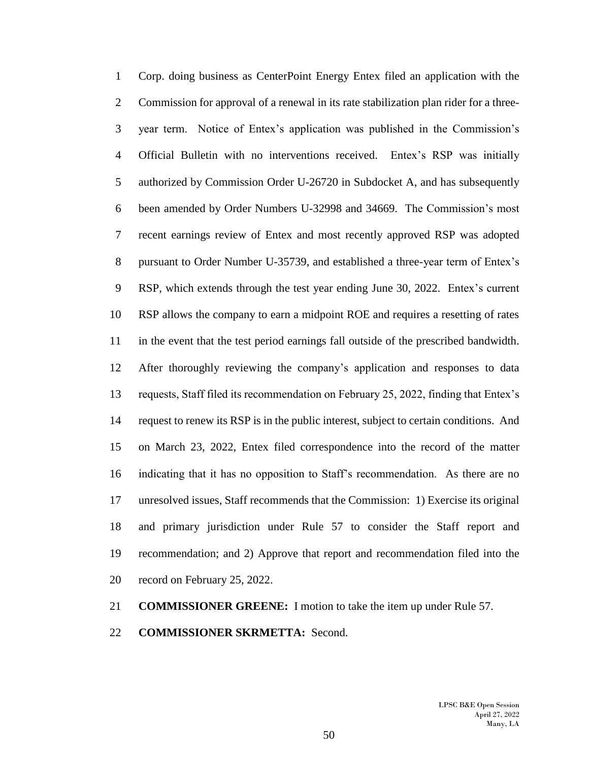Corp. doing business as CenterPoint Energy Entex filed an application with the Commission for approval of a renewal in its rate stabilization plan rider for a three-year term. Notice of Entex's application was published in the Commission's Official Bulletin with no interventions received. Entex's RSP was initially authorized by Commission Order U-26720 in Subdocket A, and has subsequently been amended by Order Numbers U-32998 and 34669. The Commission's most recent earnings review of Entex and most recently approved RSP was adopted pursuant to Order Number U-35739, and established a three-year term of Entex's RSP, which extends through the test year ending June 30, 2022. Entex's current RSP allows the company to earn a midpoint ROE and requires a resetting of rates in the event that the test period earnings fall outside of the prescribed bandwidth. After thoroughly reviewing the company's application and responses to data requests, Staff filed its recommendation on February 25, 2022, finding that Entex's request to renew its RSP is in the public interest, subject to certain conditions. And on March 23, 2022, Entex filed correspondence into the record of the matter indicating that it has no opposition to Staff's recommendation. As there are no unresolved issues, Staff recommends that the Commission: 1) Exercise its original and primary jurisdiction under Rule 57 to consider the Staff report and recommendation; and 2) Approve that report and recommendation filed into the record on February 25, 2022.

**COMMISSIONER GREENE:** I motion to take the item up under Rule 57.

**COMMISSIONER SKRMETTA:** Second.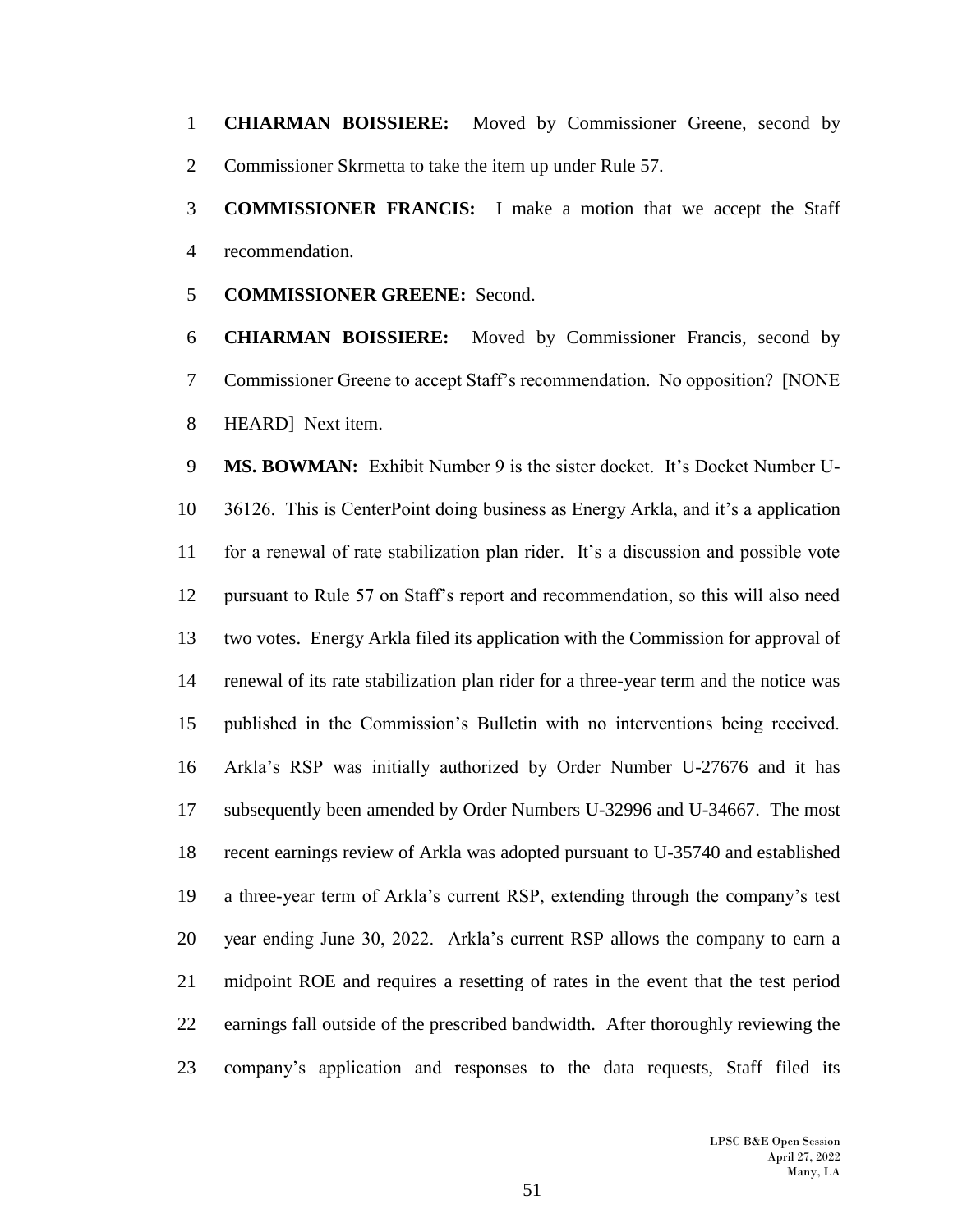**CHIARMAN BOISSIERE:** Moved by Commissioner Greene, second by Commissioner Skrmetta to take the item up under Rule 57.

**COMMISSIONER FRANCIS:** I make a motion that we accept the Staff recommendation.

**COMMISSIONER GREENE:** Second.

**CHIARMAN BOISSIERE:** Moved by Commissioner Francis, second by Commissioner Greene to accept Staff's recommendation. No opposition? [NONE HEARD] Next item.

**MS. BOWMAN:** Exhibit Number 9 is the sister docket. It's Docket Number U-36126. This is CenterPoint doing business as Energy Arkla, and it's a application for a renewal of rate stabilization plan rider. It's a discussion and possible vote pursuant to Rule 57 on Staff's report and recommendation, so this will also need two votes. Energy Arkla filed its application with the Commission for approval of renewal of its rate stabilization plan rider for a three-year term and the notice was published in the Commission's Bulletin with no interventions being received. Arkla's RSP was initially authorized by Order Number U-27676 and it has subsequently been amended by Order Numbers U-32996 and U-34667. The most recent earnings review of Arkla was adopted pursuant to U-35740 and established a three-year term of Arkla's current RSP, extending through the company's test year ending June 30, 2022. Arkla's current RSP allows the company to earn a midpoint ROE and requires a resetting of rates in the event that the test period earnings fall outside of the prescribed bandwidth. After thoroughly reviewing the company's application and responses to the data requests, Staff filed its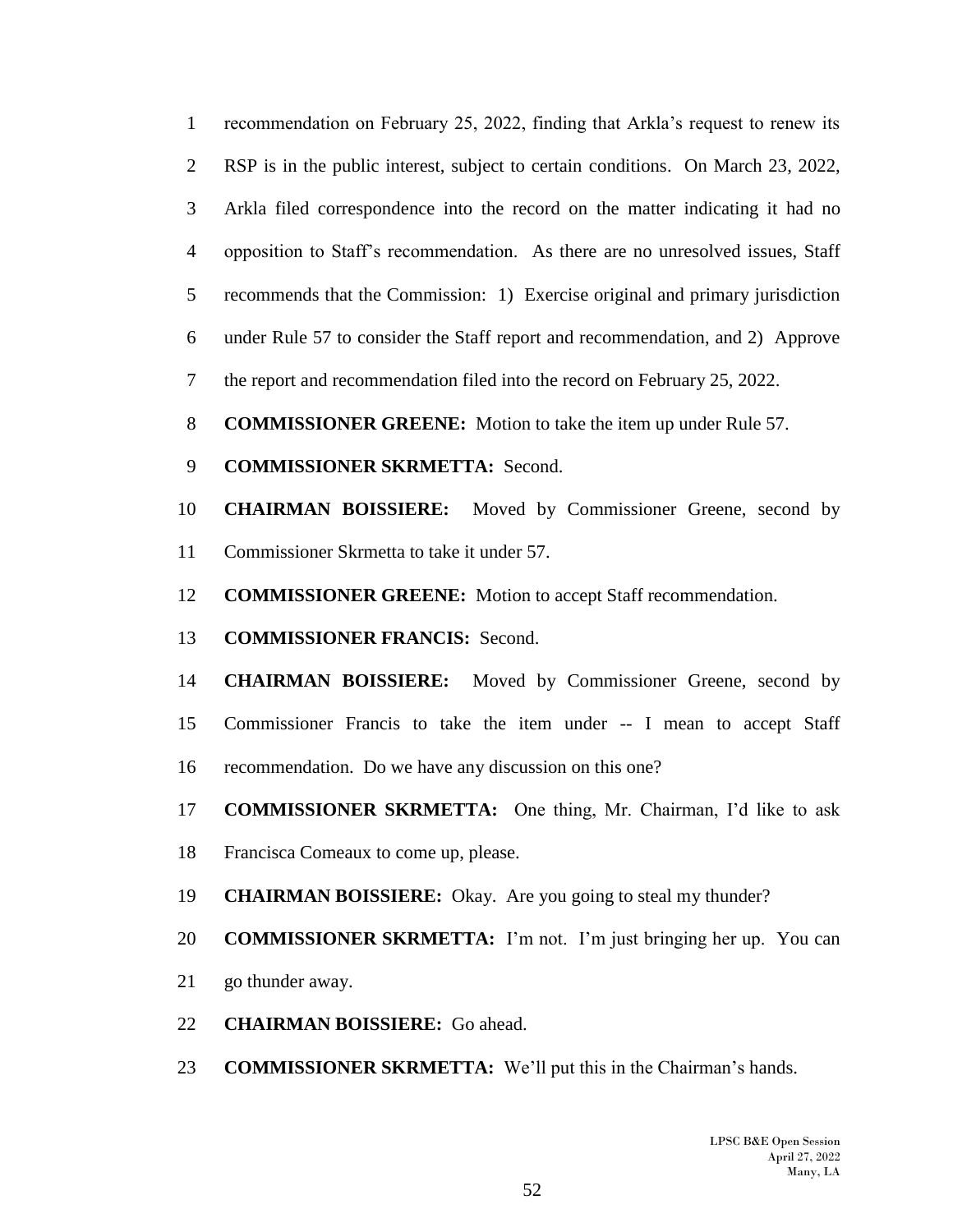recommendation on February 25, 2022, finding that Arkla's request to renew its RSP is in the public interest, subject to certain conditions. On March 23, 2022, Arkla filed correspondence into the record on the matter indicating it had no opposition to Staff's recommendation. As there are no unresolved issues, Staff recommends that the Commission: 1) Exercise original and primary jurisdiction under Rule 57 to consider the Staff report and recommendation, and 2) Approve the report and recommendation filed into the record on February 25, 2022.

**COMMISSIONER GREENE:** Motion to take the item up under Rule 57.

**COMMISSIONER SKRMETTA:** Second.

**CHAIRMAN BOISSIERE:** Moved by Commissioner Greene, second by Commissioner Skrmetta to take it under 57.

**COMMISSIONER GREENE:** Motion to accept Staff recommendation.

**COMMISSIONER FRANCIS:** Second.

**CHAIRMAN BOISSIERE:** Moved by Commissioner Greene, second by Commissioner Francis to take the item under -- I mean to accept Staff recommendation. Do we have any discussion on this one?

**COMMISSIONER SKRMETTA:** One thing, Mr. Chairman, I'd like to ask Francisca Comeaux to come up, please.

**CHAIRMAN BOISSIERE:** Okay. Are you going to steal my thunder?

**COMMISSIONER SKRMETTA:** I'm not. I'm just bringing her up. You can go thunder away.

**CHAIRMAN BOISSIERE:** Go ahead.

**COMMISSIONER SKRMETTA:** We'll put this in the Chairman's hands.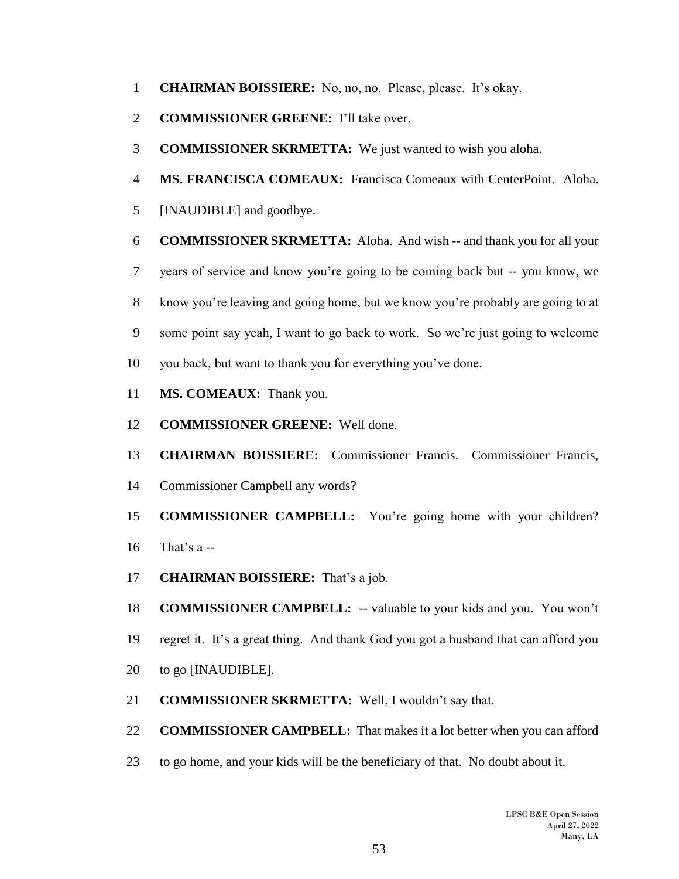**CHAIRMAN BOISSIERE:** No, no, no. Please, please. It's okay.

**COMMISSIONER GREENE:** I'll take over.

**COMMISSIONER SKRMETTA:** We just wanted to wish you aloha.

**MS. FRANCISCA COMEAUX:** Francisca Comeaux with CenterPoint. Aloha. [INAUDIBLE] and goodbye.

**COMMISSIONER SKRMETTA:** Aloha. And wish -- and thank you for all your years of service and know you're going to be coming back but -- you know, we know you're leaving and going home, but we know you're probably are going to at some point say yeah, I want to go back to work. So we're just going to welcome you back, but want to thank you for everything you've done.

**MS. COMEAUX:** Thank you.

**COMMISSIONER GREENE:** Well done.

**CHAIRMAN BOISSIERE:** Commissioner Francis. Commissioner Francis, Commissioner Campbell any words?

**COMMISSIONER CAMPBELL:** You're going home with your children? That's a --

**CHAIRMAN BOISSIERE:** That's a job.

**COMMISSIONER CAMPBELL:** -- valuable to your kids and you. You won't regret it. It's a great thing. And thank God you got a husband that can afford you to go [INAUDIBLE].

**COMMISSIONER SKRMETTA:** Well, I wouldn't say that.

**COMMISSIONER CAMPBELL:** That makes it a lot better when you can afford to go home, and your kids will be the beneficiary of that. No doubt about it.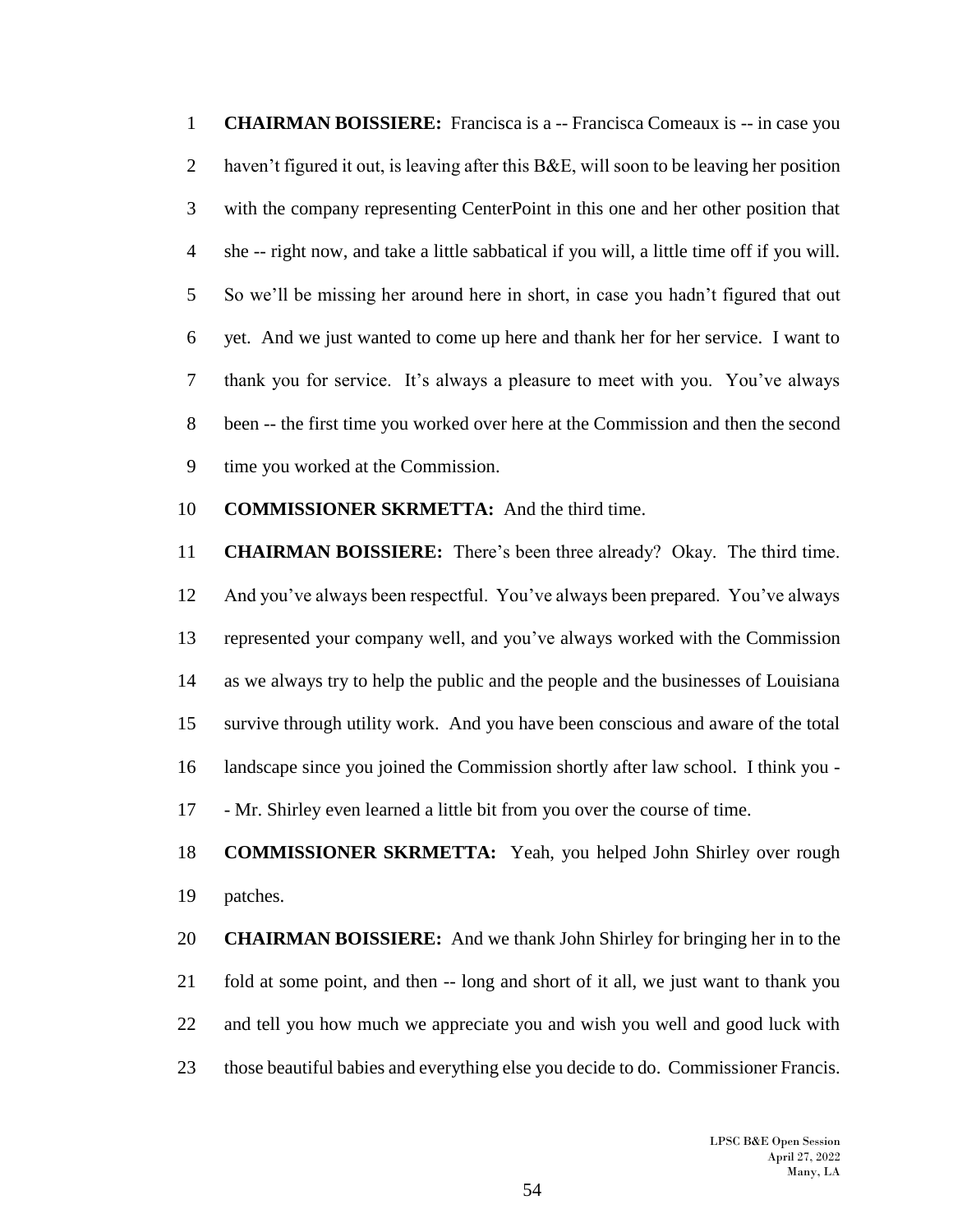**CHAIRMAN BOISSIERE:** Francisca is a -- Francisca Comeaux is -- in case you haven't figured it out, is leaving after this B&E, will soon to be leaving her position with the company representing CenterPoint in this one and her other position that she -- right now, and take a little sabbatical if you will, a little time off if you will. So we'll be missing her around here in short, in case you hadn't figured that out yet. And we just wanted to come up here and thank her for her service. I want to thank you for service. It's always a pleasure to meet with you. You've always been -- the first time you worked over here at the Commission and then the second time you worked at the Commission.

**COMMISSIONER SKRMETTA:** And the third time.

**CHAIRMAN BOISSIERE:** There's been three already? Okay. The third time. And you've always been respectful. You've always been prepared. You've always represented your company well, and you've always worked with the Commission as we always try to help the public and the people and the businesses of Louisiana survive through utility work. And you have been conscious and aware of the total landscape since you joined the Commission shortly after law school. I think you -- Mr. Shirley even learned a little bit from you over the course of time.

**COMMISSIONER SKRMETTA:** Yeah, you helped John Shirley over rough patches.

**CHAIRMAN BOISSIERE:** And we thank John Shirley for bringing her in to the fold at some point, and then -- long and short of it all, we just want to thank you and tell you how much we appreciate you and wish you well and good luck with those beautiful babies and everything else you decide to do. Commissioner Francis.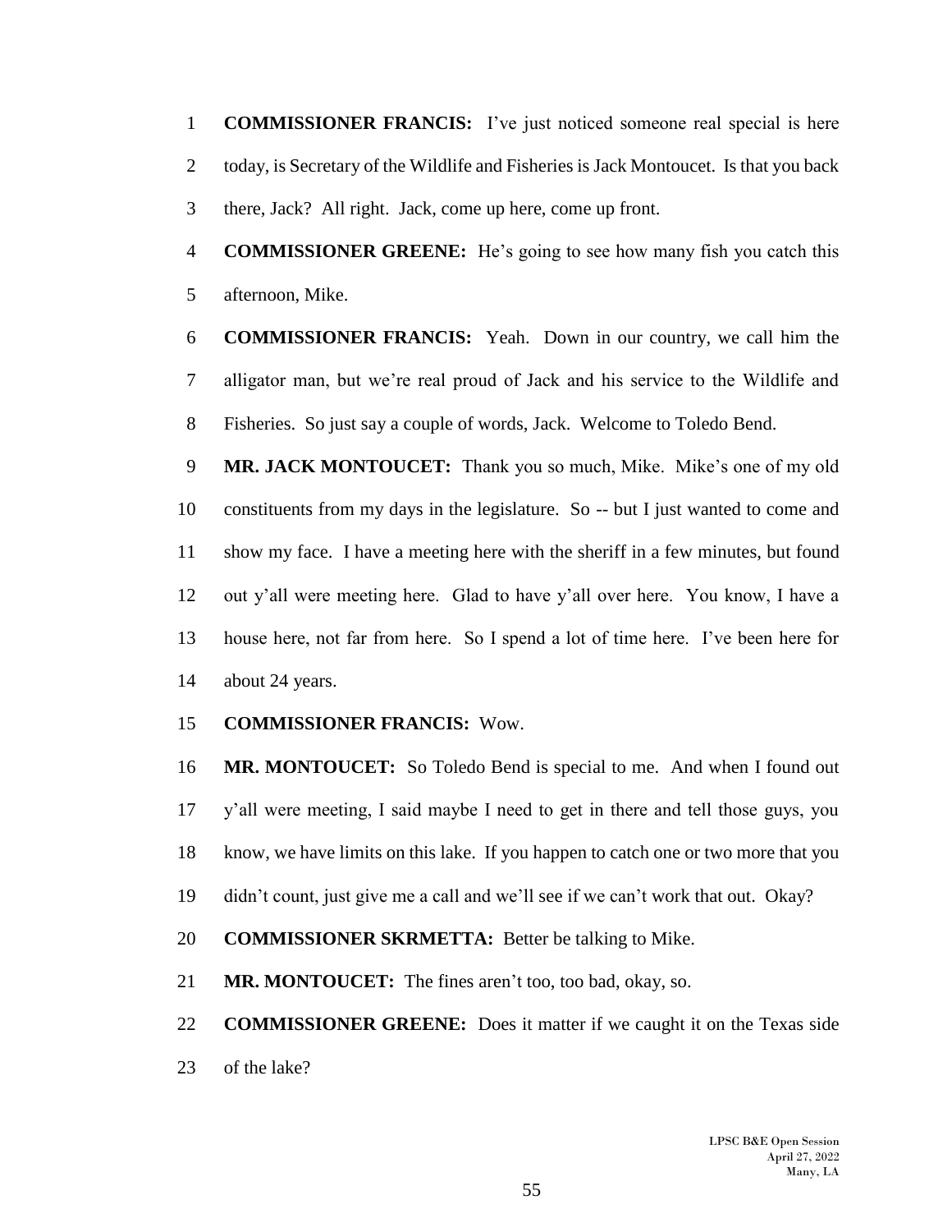**COMMISSIONER FRANCIS:** I've just noticed someone real special is here today, is Secretary of the Wildlife and Fisheries is Jack Montoucet. Is that you back there, Jack? All right. Jack, come up here, come up front.

**COMMISSIONER GREENE:** He's going to see how many fish you catch this afternoon, Mike.

**COMMISSIONER FRANCIS:** Yeah. Down in our country, we call him the alligator man, but we're real proud of Jack and his service to the Wildlife and Fisheries. So just say a couple of words, Jack. Welcome to Toledo Bend.

**MR. JACK MONTOUCET:** Thank you so much, Mike. Mike's one of my old constituents from my days in the legislature. So -- but I just wanted to come and show my face. I have a meeting here with the sheriff in a few minutes, but found out y'all were meeting here. Glad to have y'all over here. You know, I have a house here, not far from here. So I spend a lot of time here. I've been here for about 24 years.

**COMMISSIONER FRANCIS:** Wow.

**MR. MONTOUCET:** So Toledo Bend is special to me. And when I found out y'all were meeting, I said maybe I need to get in there and tell those guys, you know, we have limits on this lake. If you happen to catch one or two more that you didn't count, just give me a call and we'll see if we can't work that out. Okay?

**COMMISSIONER SKRMETTA:** Better be talking to Mike.

**MR. MONTOUCET:** The fines aren't too, too bad, okay, so.

**COMMISSIONER GREENE:** Does it matter if we caught it on the Texas side of the lake?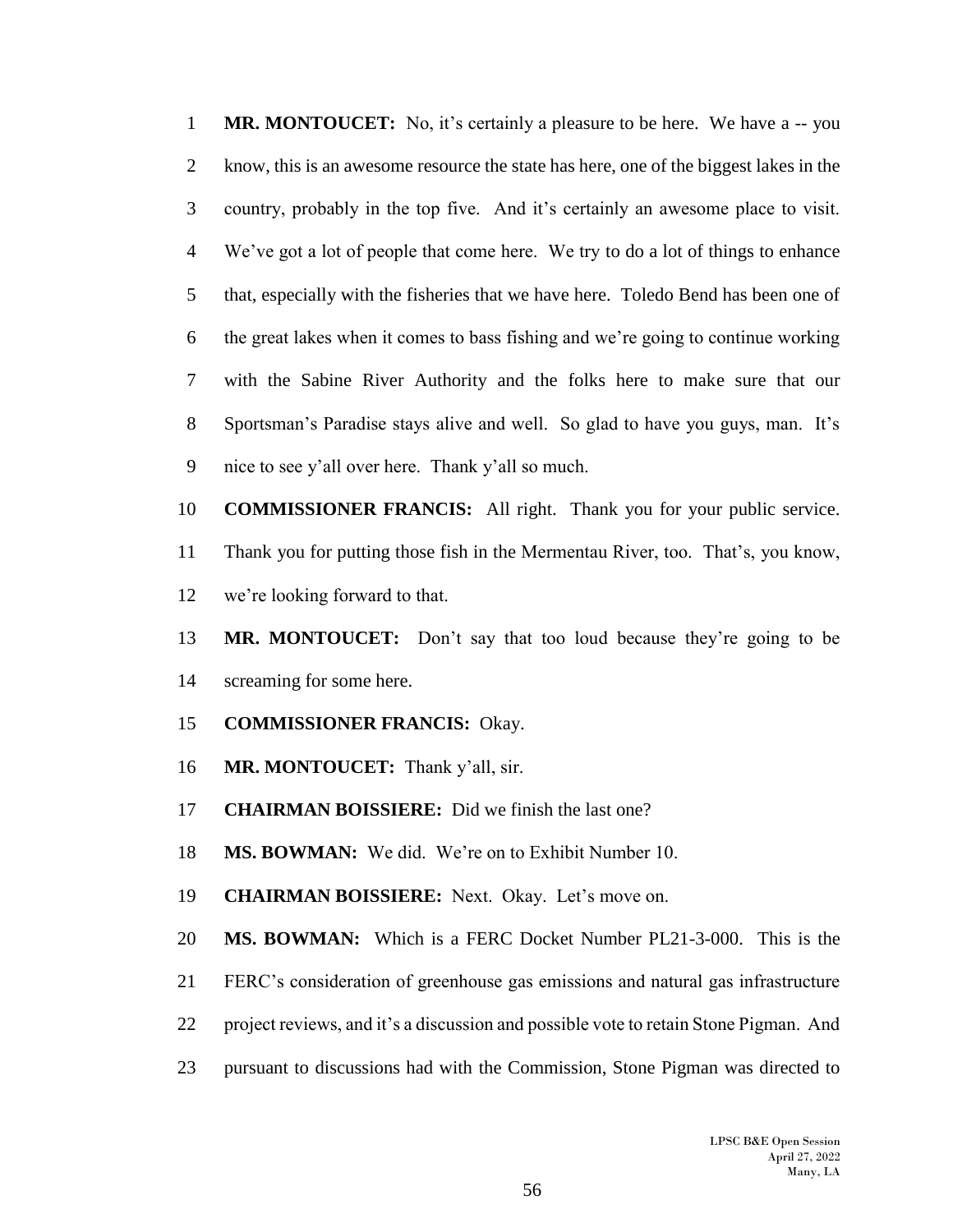**MR. MONTOUCET:** No, it's certainly a pleasure to be here. We have a -- you know, this is an awesome resource the state has here, one of the biggest lakes in the country, probably in the top five. And it's certainly an awesome place to visit. We've got a lot of people that come here. We try to do a lot of things to enhance that, especially with the fisheries that we have here. Toledo Bend has been one of the great lakes when it comes to bass fishing and we're going to continue working with the Sabine River Authority and the folks here to make sure that our Sportsman's Paradise stays alive and well. So glad to have you guys, man. It's nice to see y'all over here. Thank y'all so much.

**COMMISSIONER FRANCIS:** All right. Thank you for your public service. Thank you for putting those fish in the Mermentau River, too. That's, you know, we're looking forward to that.

**MR. MONTOUCET:** Don't say that too loud because they're going to be screaming for some here.

**COMMISSIONER FRANCIS:** Okay.

**MR. MONTOUCET:** Thank y'all, sir.

**CHAIRMAN BOISSIERE:** Did we finish the last one?

**MS. BOWMAN:** We did. We're on to Exhibit Number 10.

**CHAIRMAN BOISSIERE:** Next. Okay. Let's move on.

**MS. BOWMAN:** Which is a FERC Docket Number PL21-3-000. This is the FERC's consideration of greenhouse gas emissions and natural gas infrastructure project reviews, and it's a discussion and possible vote to retain Stone Pigman. And pursuant to discussions had with the Commission, Stone Pigman was directed to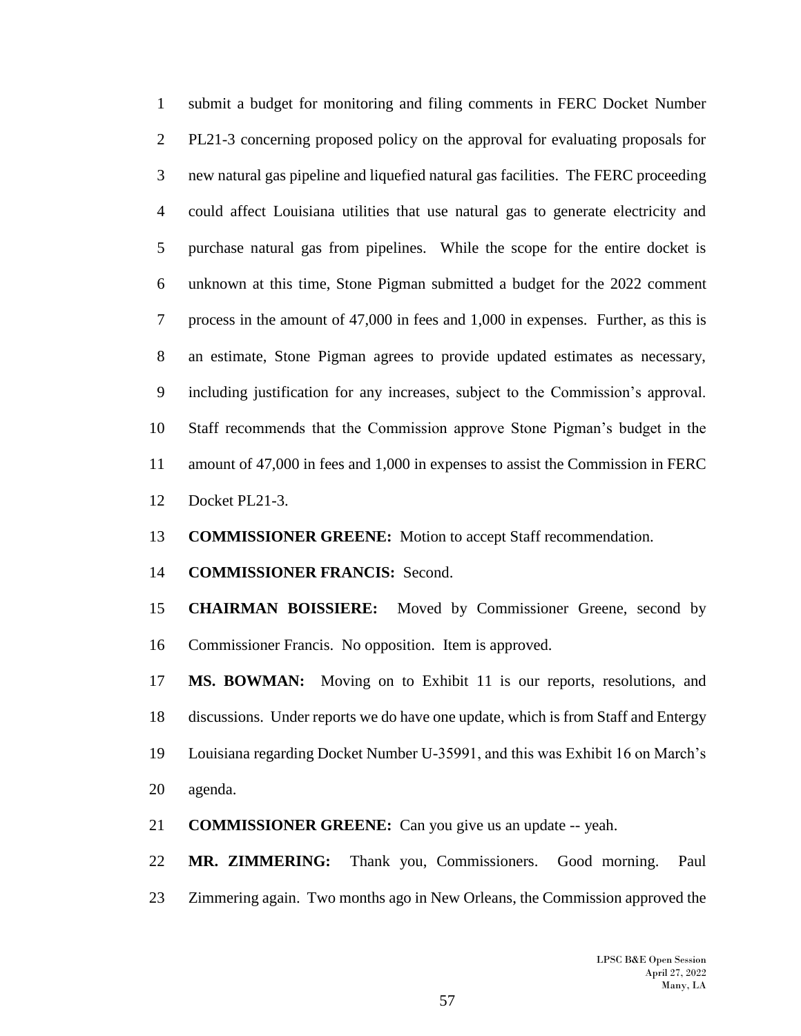submit a budget for monitoring and filing comments in FERC Docket Number PL21-3 concerning proposed policy on the approval for evaluating proposals for new natural gas pipeline and liquefied natural gas facilities. The FERC proceeding could affect Louisiana utilities that use natural gas to generate electricity and purchase natural gas from pipelines. While the scope for the entire docket is unknown at this time, Stone Pigman submitted a budget for the 2022 comment process in the amount of 47,000 in fees and 1,000 in expenses. Further, as this is an estimate, Stone Pigman agrees to provide updated estimates as necessary, including justification for any increases, subject to the Commission's approval. Staff recommends that the Commission approve Stone Pigman's budget in the amount of 47,000 in fees and 1,000 in expenses to assist the Commission in FERC Docket PL21-3.

**COMMISSIONER GREENE:** Motion to accept Staff recommendation.

**COMMISSIONER FRANCIS:** Second.

**CHAIRMAN BOISSIERE:** Moved by Commissioner Greene, second by Commissioner Francis. No opposition. Item is approved.

**MS. BOWMAN:** Moving on to Exhibit 11 is our reports, resolutions, and discussions. Under reports we do have one update, which is from Staff and Entergy Louisiana regarding Docket Number U-35991, and this was Exhibit 16 on March's agenda.

**COMMISSIONER GREENE:** Can you give us an update -- yeah.

**MR. ZIMMERING:** Thank you, Commissioners. Good morning. Paul Zimmering again. Two months ago in New Orleans, the Commission approved the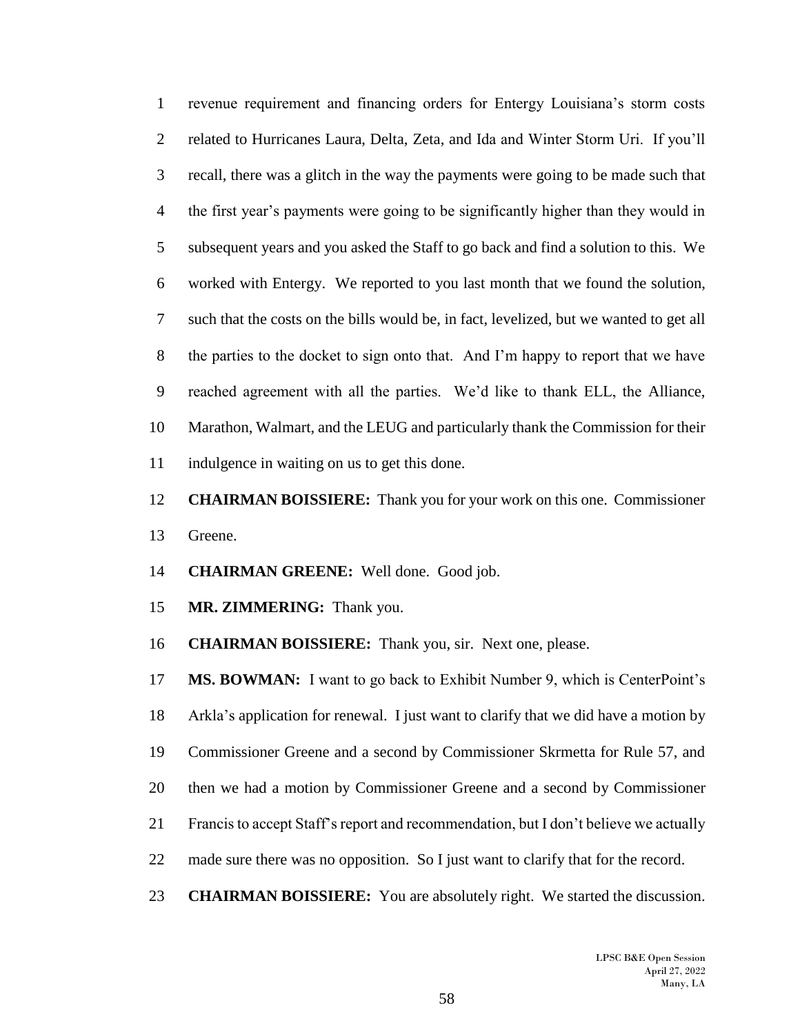revenue requirement and financing orders for Entergy Louisiana's storm costs related to Hurricanes Laura, Delta, Zeta, and Ida and Winter Storm Uri. If you'll recall, there was a glitch in the way the payments were going to be made such that the first year's payments were going to be significantly higher than they would in subsequent years and you asked the Staff to go back and find a solution to this. We worked with Entergy. We reported to you last month that we found the solution, such that the costs on the bills would be, in fact, levelized, but we wanted to get all the parties to the docket to sign onto that. And I'm happy to report that we have reached agreement with all the parties. We'd like to thank ELL, the Alliance, Marathon, Walmart, and the LEUG and particularly thank the Commission for their indulgence in waiting on us to get this done.

**CHAIRMAN BOISSIERE:** Thank you for your work on this one. Commissioner Greene.

**CHAIRMAN GREENE:** Well done. Good job.

**MR. ZIMMERING:** Thank you.

**CHAIRMAN BOISSIERE:** Thank you, sir. Next one, please.

**MS. BOWMAN:** I want to go back to Exhibit Number 9, which is CenterPoint's Arkla's application for renewal. I just want to clarify that we did have a motion by Commissioner Greene and a second by Commissioner Skrmetta for Rule 57, and then we had a motion by Commissioner Greene and a second by Commissioner Francis to accept Staff's report and recommendation, but I don't believe we actually made sure there was no opposition. So I just want to clarify that for the record.

**CHAIRMAN BOISSIERE:** You are absolutely right. We started the discussion.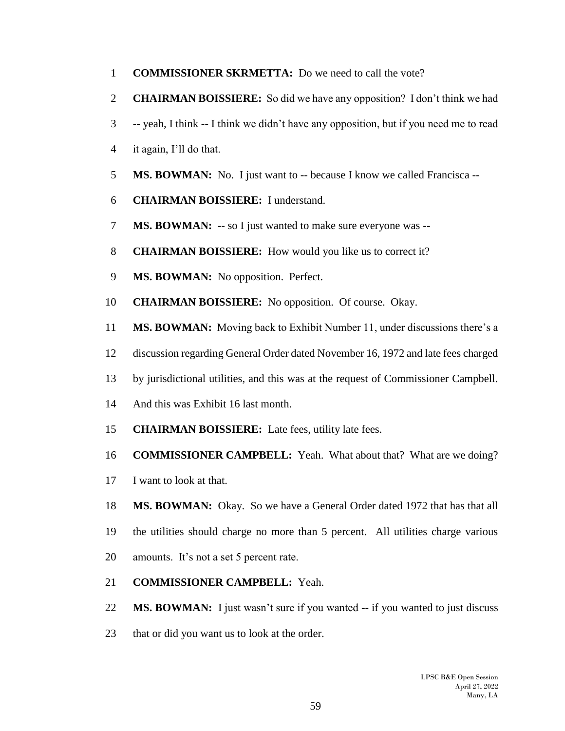**COMMISSIONER SKRMETTA:** Do we need to call the vote?

**CHAIRMAN BOISSIERE:** So did we have any opposition? I don't think we had -- yeah, I think -- I think we didn't have any opposition, but if you need me to read it again, I'll do that.

**MS. BOWMAN:** No. I just want to -- because I know we called Francisca --

**CHAIRMAN BOISSIERE:** I understand.

**MS. BOWMAN:** -- so I just wanted to make sure everyone was --

**CHAIRMAN BOISSIERE:** How would you like us to correct it?

**MS. BOWMAN:** No opposition. Perfect.

**CHAIRMAN BOISSIERE:** No opposition. Of course. Okay.

**MS. BOWMAN:** Moving back to Exhibit Number 11, under discussions there's a discussion regarding General Order dated November 16, 1972 and late fees charged by jurisdictional utilities, and this was at the request of Commissioner Campbell. And this was Exhibit 16 last month.

**CHAIRMAN BOISSIERE:** Late fees, utility late fees.

**COMMISSIONER CAMPBELL:** Yeah. What about that? What are we doing? I want to look at that.

**MS. BOWMAN:** Okay. So we have a General Order dated 1972 that has that all the utilities should charge no more than 5 percent. All utilities charge various amounts. It's not a set 5 percent rate.

**COMMISSIONER CAMPBELL:** Yeah.

**MS. BOWMAN:** I just wasn't sure if you wanted -- if you wanted to just discuss that or did you want us to look at the order.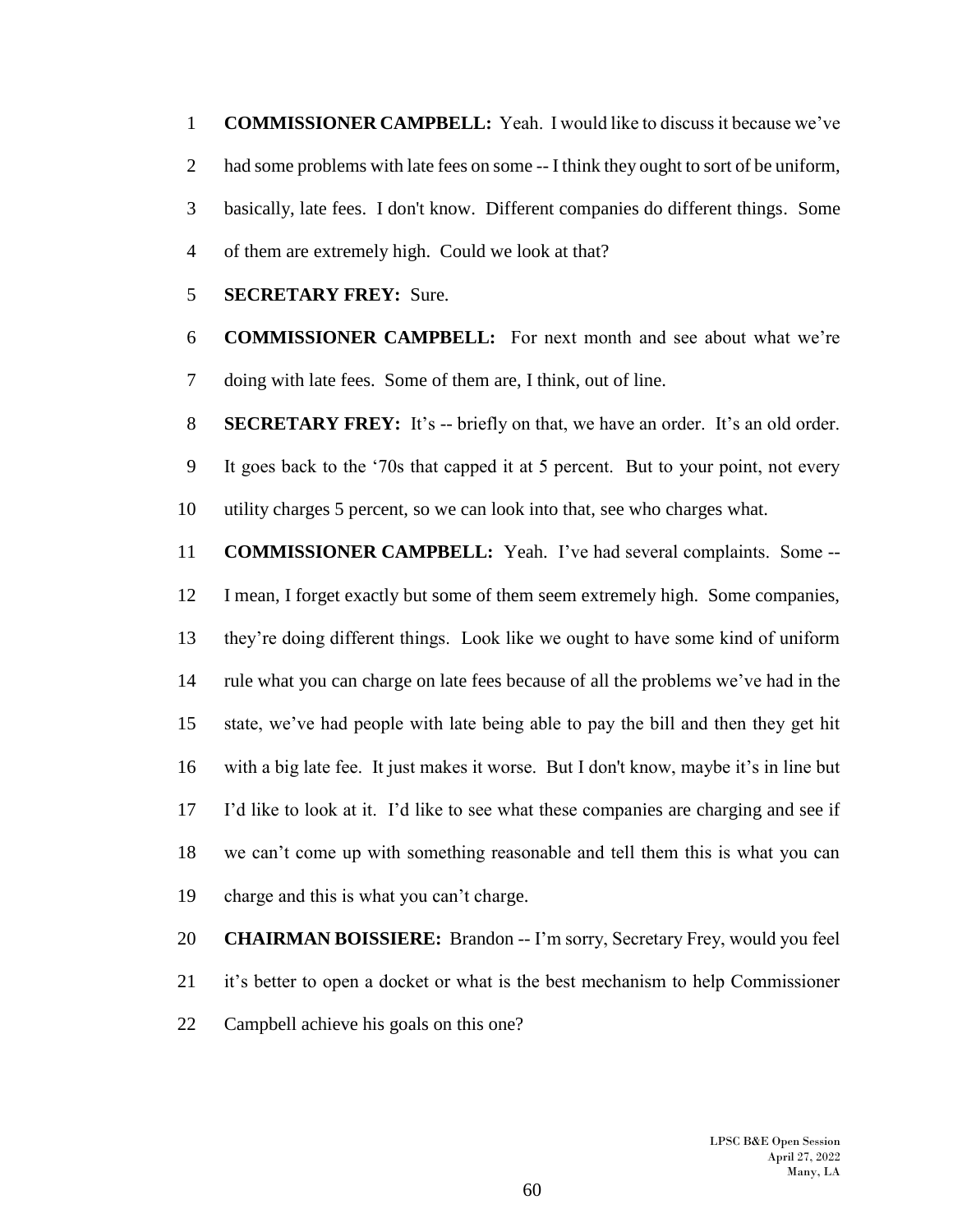**COMMISSIONER CAMPBELL:** Yeah. I would like to discuss it because we've had some problems with late fees on some -- I think they ought to sort of be uniform, basically, late fees. I don't know. Different companies do different things. Some of them are extremely high. Could we look at that?

**SECRETARY FREY:** Sure.

**COMMISSIONER CAMPBELL:** For next month and see about what we're doing with late fees. Some of them are, I think, out of line.

**SECRETARY FREY:** It's -- briefly on that, we have an order. It's an old order. It goes back to the '70s that capped it at 5 percent. But to your point, not every utility charges 5 percent, so we can look into that, see who charges what.

**COMMISSIONER CAMPBELL:** Yeah. I've had several complaints. Some -- I mean, I forget exactly but some of them seem extremely high. Some companies, they're doing different things. Look like we ought to have some kind of uniform rule what you can charge on late fees because of all the problems we've had in the state, we've had people with late being able to pay the bill and then they get hit with a big late fee. It just makes it worse. But I don't know, maybe it's in line but I'd like to look at it. I'd like to see what these companies are charging and see if we can't come up with something reasonable and tell them this is what you can charge and this is what you can't charge.

**CHAIRMAN BOISSIERE:** Brandon -- I'm sorry, Secretary Frey, would you feel it's better to open a docket or what is the best mechanism to help Commissioner Campbell achieve his goals on this one?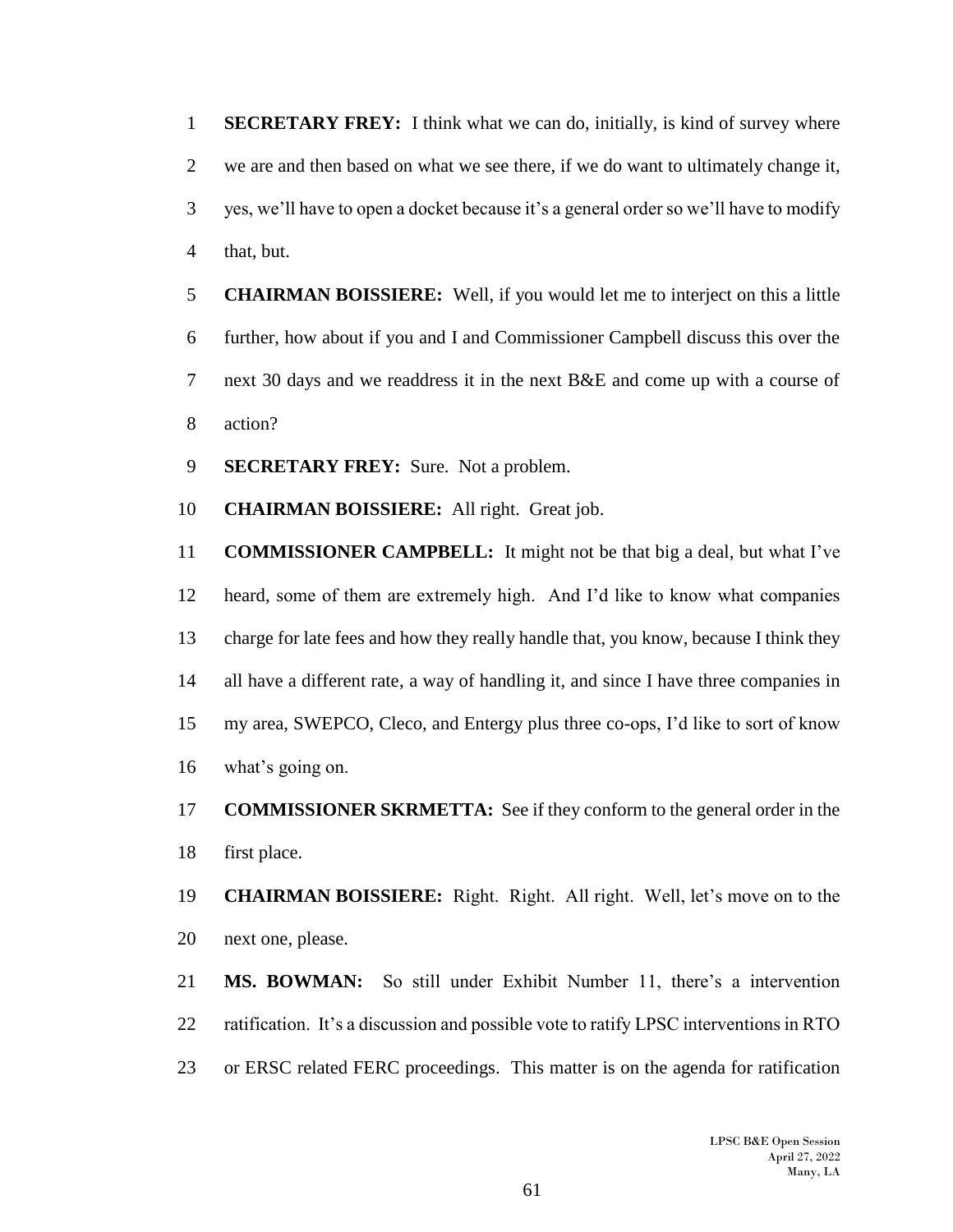**SECRETARY FREY:** I think what we can do, initially, is kind of survey where we are and then based on what we see there, if we do want to ultimately change it, yes, we'll have to open a docket because it's a general order so we'll have to modify that, but.

**CHAIRMAN BOISSIERE:** Well, if you would let me to interject on this a little further, how about if you and I and Commissioner Campbell discuss this over the next 30 days and we readdress it in the next B&E and come up with a course of action?

**SECRETARY FREY:** Sure. Not a problem.

**CHAIRMAN BOISSIERE:** All right. Great job.

**COMMISSIONER CAMPBELL:** It might not be that big a deal, but what I've heard, some of them are extremely high. And I'd like to know what companies charge for late fees and how they really handle that, you know, because I think they all have a different rate, a way of handling it, and since I have three companies in my area, SWEPCO, Cleco, and Entergy plus three co-ops, I'd like to sort of know what's going on.

**COMMISSIONER SKRMETTA:** See if they conform to the general order in the first place.

**CHAIRMAN BOISSIERE:** Right. Right. All right. Well, let's move on to the next one, please.

**MS. BOWMAN:** So still under Exhibit Number 11, there's a intervention ratification. It's a discussion and possible vote to ratify LPSC interventions in RTO or ERSC related FERC proceedings. This matter is on the agenda for ratification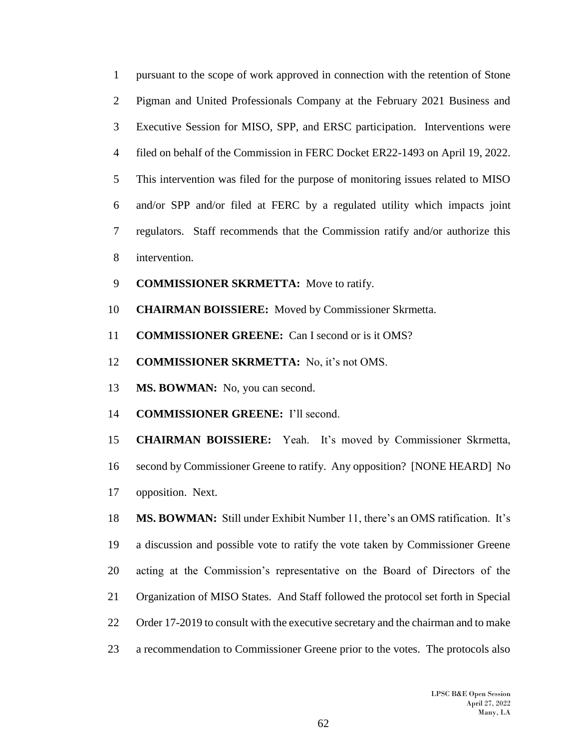pursuant to the scope of work approved in connection with the retention of Stone Pigman and United Professionals Company at the February 2021 Business and Executive Session for MISO, SPP, and ERSC participation. Interventions were filed on behalf of the Commission in FERC Docket ER22-1493 on April 19, 2022. This intervention was filed for the purpose of monitoring issues related to MISO and/or SPP and/or filed at FERC by a regulated utility which impacts joint regulators. Staff recommends that the Commission ratify and/or authorize this intervention.

**COMMISSIONER SKRMETTA:** Move to ratify.

**CHAIRMAN BOISSIERE:** Moved by Commissioner Skrmetta.

**COMMISSIONER GREENE:** Can I second or is it OMS?

**COMMISSIONER SKRMETTA:** No, it's not OMS.

**MS. BOWMAN:** No, you can second.

**COMMISSIONER GREENE:** I'll second.

**CHAIRMAN BOISSIERE:** Yeah. It's moved by Commissioner Skrmetta, second by Commissioner Greene to ratify. Any opposition? [NONE HEARD] No opposition. Next.

**MS. BOWMAN:** Still under Exhibit Number 11, there's an OMS ratification. It's a discussion and possible vote to ratify the vote taken by Commissioner Greene acting at the Commission's representative on the Board of Directors of the Organization of MISO States. And Staff followed the protocol set forth in Special Order 17-2019 to consult with the executive secretary and the chairman and to make a recommendation to Commissioner Greene prior to the votes. The protocols also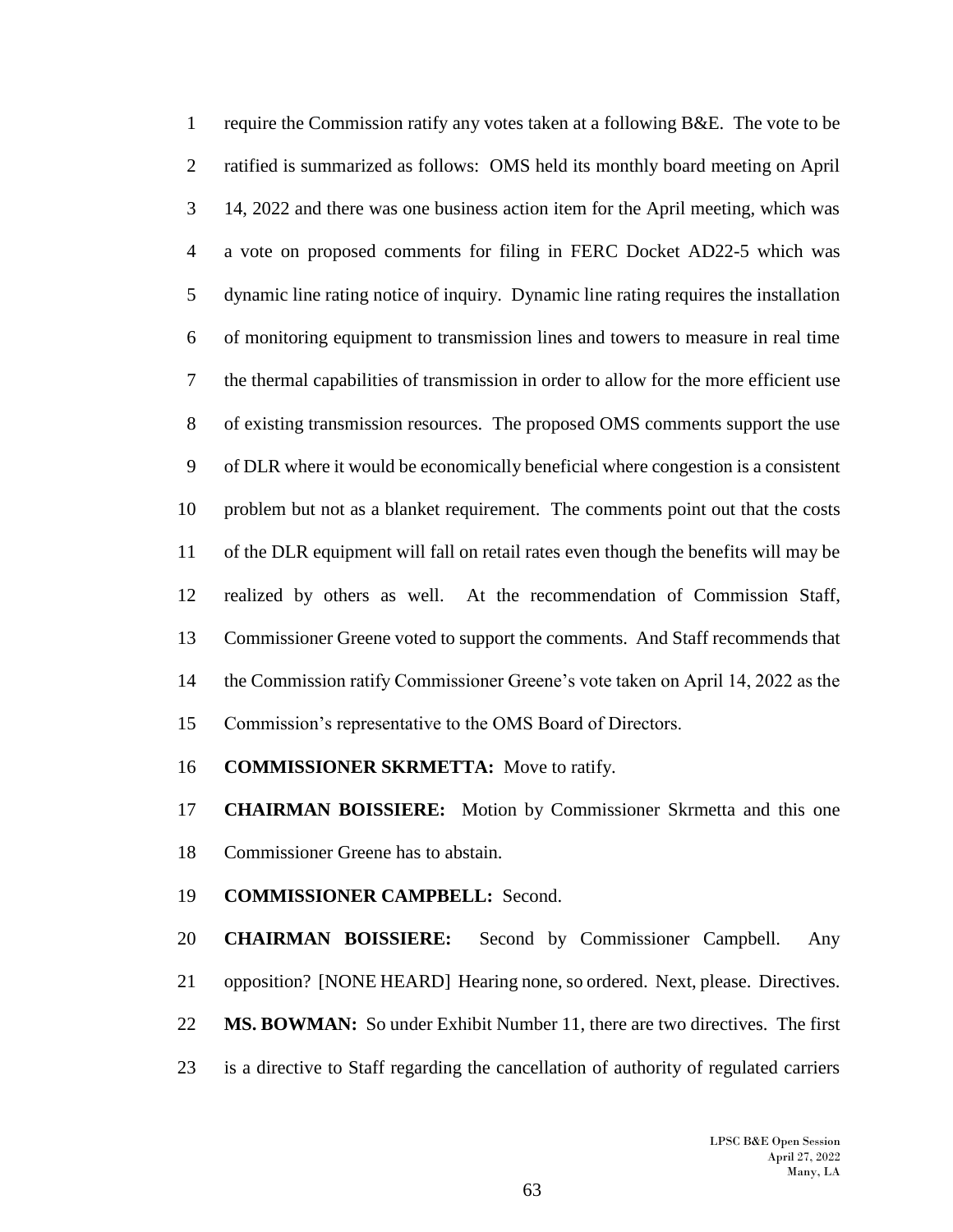require the Commission ratify any votes taken at a following B&E. The vote to be ratified is summarized as follows: OMS held its monthly board meeting on April 14, 2022 and there was one business action item for the April meeting, which was a vote on proposed comments for filing in FERC Docket AD22-5 which was dynamic line rating notice of inquiry. Dynamic line rating requires the installation of monitoring equipment to transmission lines and towers to measure in real time the thermal capabilities of transmission in order to allow for the more efficient use of existing transmission resources. The proposed OMS comments support the use of DLR where it would be economically beneficial where congestion is a consistent problem but not as a blanket requirement. The comments point out that the costs of the DLR equipment will fall on retail rates even though the benefits will may be realized by others as well. At the recommendation of Commission Staff, Commissioner Greene voted to support the comments. And Staff recommends that the Commission ratify Commissioner Greene's vote taken on April 14, 2022 as the Commission's representative to the OMS Board of Directors.

**COMMISSIONER SKRMETTA:** Move to ratify.

**CHAIRMAN BOISSIERE:** Motion by Commissioner Skrmetta and this one Commissioner Greene has to abstain.

**COMMISSIONER CAMPBELL:** Second.

**CHAIRMAN BOISSIERE:** Second by Commissioner Campbell. Any opposition? [NONE HEARD] Hearing none, so ordered. Next, please. Directives.

**MS. BOWMAN:** So under Exhibit Number 11, there are two directives. The first is a directive to Staff regarding the cancellation of authority of regulated carriers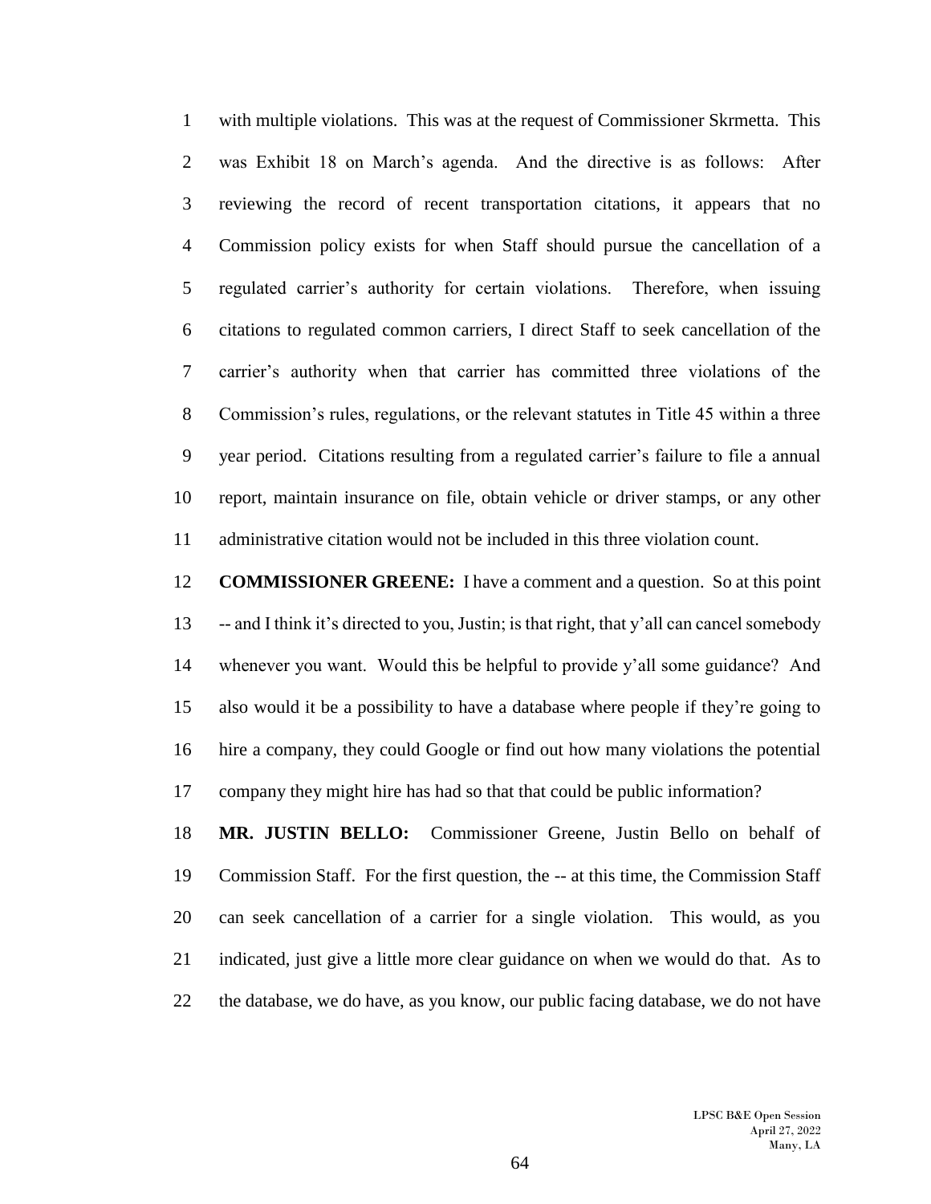with multiple violations. This was at the request of Commissioner Skrmetta. This was Exhibit 18 on March's agenda. And the directive is as follows: After reviewing the record of recent transportation citations, it appears that no Commission policy exists for when Staff should pursue the cancellation of a regulated carrier's authority for certain violations. Therefore, when issuing citations to regulated common carriers, I direct Staff to seek cancellation of the carrier's authority when that carrier has committed three violations of the Commission's rules, regulations, or the relevant statutes in Title 45 within a three year period. Citations resulting from a regulated carrier's failure to file a annual report, maintain insurance on file, obtain vehicle or driver stamps, or any other administrative citation would not be included in this three violation count.

**COMMISSIONER GREENE:** I have a comment and a question. So at this point -- and I think it's directed to you, Justin; is that right, that y'all can cancel somebody whenever you want. Would this be helpful to provide y'all some guidance? And also would it be a possibility to have a database where people if they're going to hire a company, they could Google or find out how many violations the potential company they might hire has had so that that could be public information?

**MR. JUSTIN BELLO:** Commissioner Greene, Justin Bello on behalf of Commission Staff. For the first question, the -- at this time, the Commission Staff can seek cancellation of a carrier for a single violation. This would, as you indicated, just give a little more clear guidance on when we would do that. As to the database, we do have, as you know, our public facing database, we do not have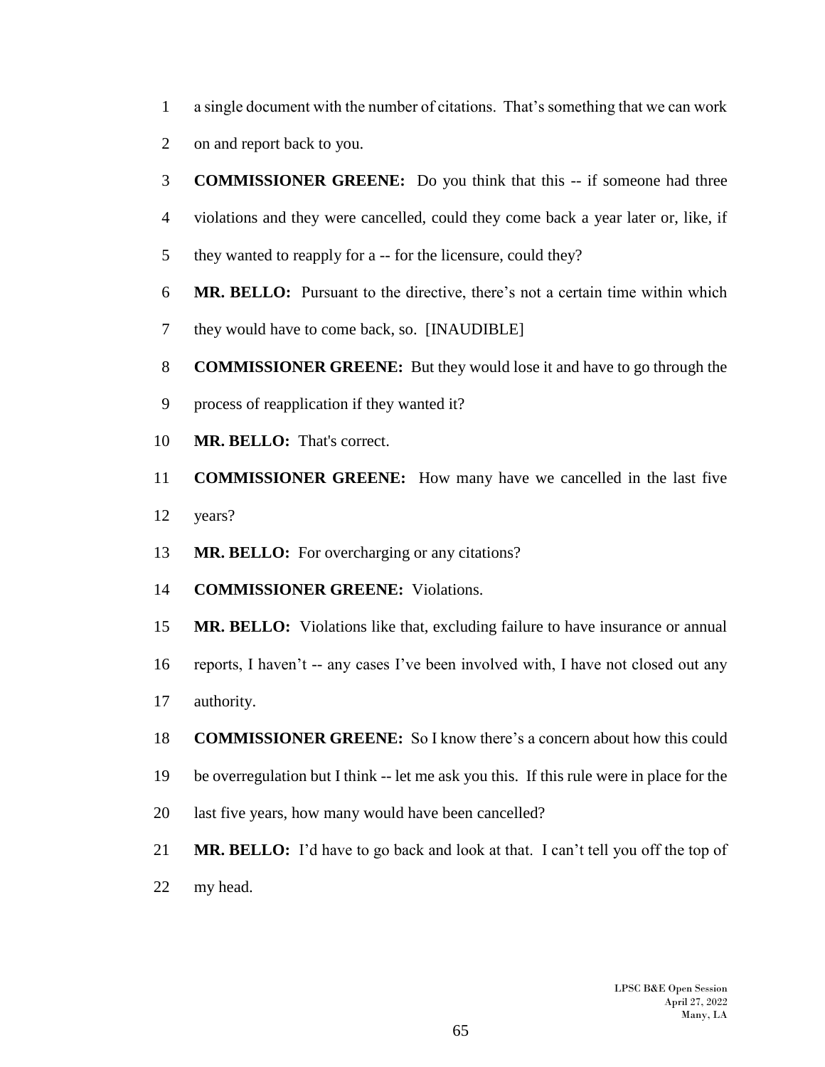a single document with the number of citations. That's something that we can work on and report back to you.

**COMMISSIONER GREENE:** Do you think that this -- if someone had three violations and they were cancelled, could they come back a year later or, like, if they wanted to reapply for a -- for the licensure, could they?

**MR. BELLO:** Pursuant to the directive, there's not a certain time within which they would have to come back, so. [INAUDIBLE]

**COMMISSIONER GREENE:** But they would lose it and have to go through the process of reapplication if they wanted it?

**MR. BELLO:** That's correct.

**COMMISSIONER GREENE:** How many have we cancelled in the last five years?

**MR. BELLO:** For overcharging or any citations?

**COMMISSIONER GREENE:** Violations.

**MR. BELLO:** Violations like that, excluding failure to have insurance or annual reports, I haven't -- any cases I've been involved with, I have not closed out any authority.

**COMMISSIONER GREENE:** So I know there's a concern about how this could be overregulation but I think -- let me ask you this. If this rule were in place for the last five years, how many would have been cancelled?

**MR. BELLO:** I'd have to go back and look at that. I can't tell you off the top of my head.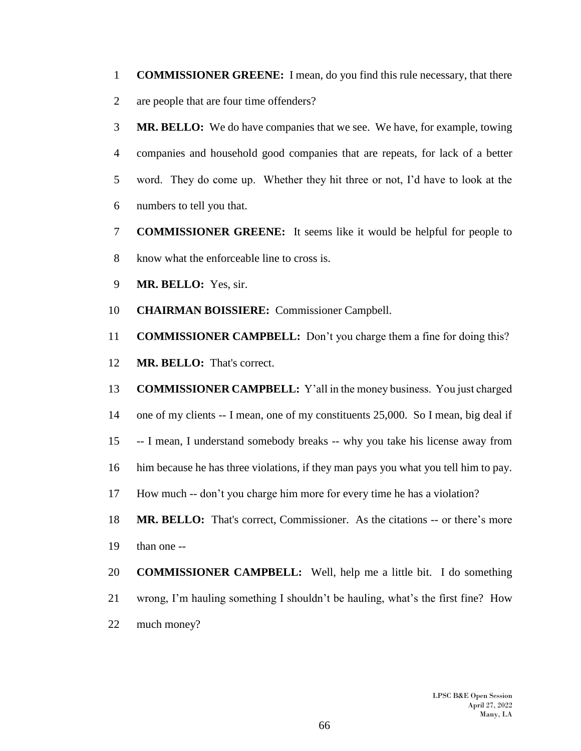**COMMISSIONER GREENE:** I mean, do you find this rule necessary, that there are people that are four time offenders?

**MR. BELLO:** We do have companies that we see. We have, for example, towing companies and household good companies that are repeats, for lack of a better word. They do come up. Whether they hit three or not, I'd have to look at the numbers to tell you that.

**COMMISSIONER GREENE:** It seems like it would be helpful for people to know what the enforceable line to cross is.

**MR. BELLO:** Yes, sir.

**CHAIRMAN BOISSIERE:** Commissioner Campbell.

**COMMISSIONER CAMPBELL:** Don't you charge them a fine for doing this?

**MR. BELLO:** That's correct.

**COMMISSIONER CAMPBELL:** Y'all in the money business. You just charged one of my clients -- I mean, one of my constituents 25,000. So I mean, big deal if -- I mean, I understand somebody breaks -- why you take his license away from him because he has three violations, if they man pays you what you tell him to pay. How much -- don't you charge him more for every time he has a violation?

**MR. BELLO:** That's correct, Commissioner. As the citations -- or there's more than one --

**COMMISSIONER CAMPBELL:** Well, help me a little bit. I do something wrong, I'm hauling something I shouldn't be hauling, what's the first fine? How much money?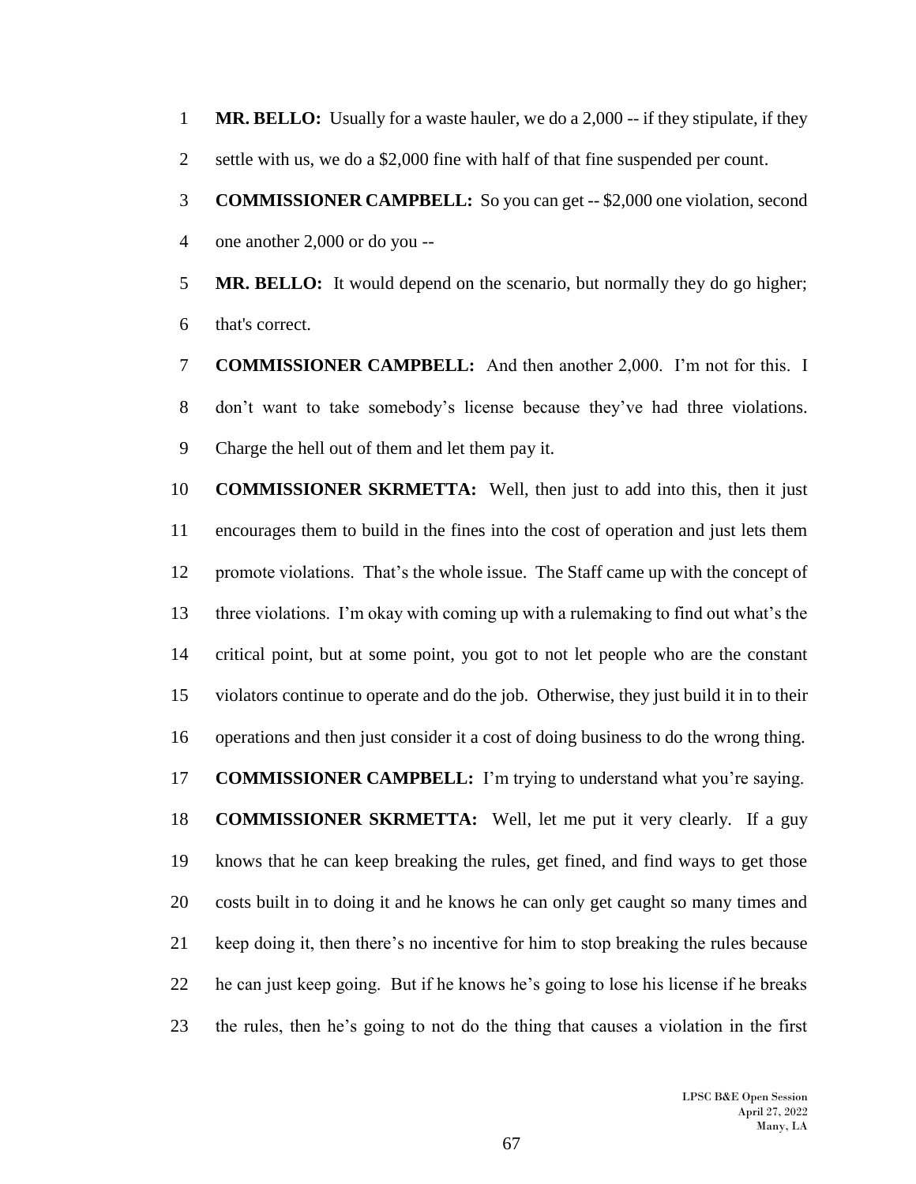**MR. BELLO:** Usually for a waste hauler, we do a 2,000 -- if they stipulate, if they settle with us, we do a $2,000 fine with half of that fine suspended per count.

**COMMISSIONER CAMPBELL:** So you can get -- $2,000 one violation, second one another 2,000 or do you --

**MR. BELLO:** It would depend on the scenario, but normally they do go higher; that's correct.

**COMMISSIONER CAMPBELL:** And then another 2,000. I'm not for this. I don't want to take somebody's license because they've had three violations. Charge the hell out of them and let them pay it.

**COMMISSIONER SKRMETTA:** Well, then just to add into this, then it just encourages them to build in the fines into the cost of operation and just lets them promote violations. That's the whole issue. The Staff came up with the concept of three violations. I'm okay with coming up with a rulemaking to find out what's the critical point, but at some point, you got to not let people who are the constant violators continue to operate and do the job. Otherwise, they just build it in to their operations and then just consider it a cost of doing business to do the wrong thing.

**COMMISSIONER CAMPBELL:** I'm trying to understand what you're saying.

**COMMISSIONER SKRMETTA:** Well, let me put it very clearly. If a guy knows that he can keep breaking the rules, get fined, and find ways to get those costs built in to doing it and he knows he can only get caught so many times and keep doing it, then there's no incentive for him to stop breaking the rules because he can just keep going. But if he knows he's going to lose his license if he breaks the rules, then he's going to not do the thing that causes a violation in the first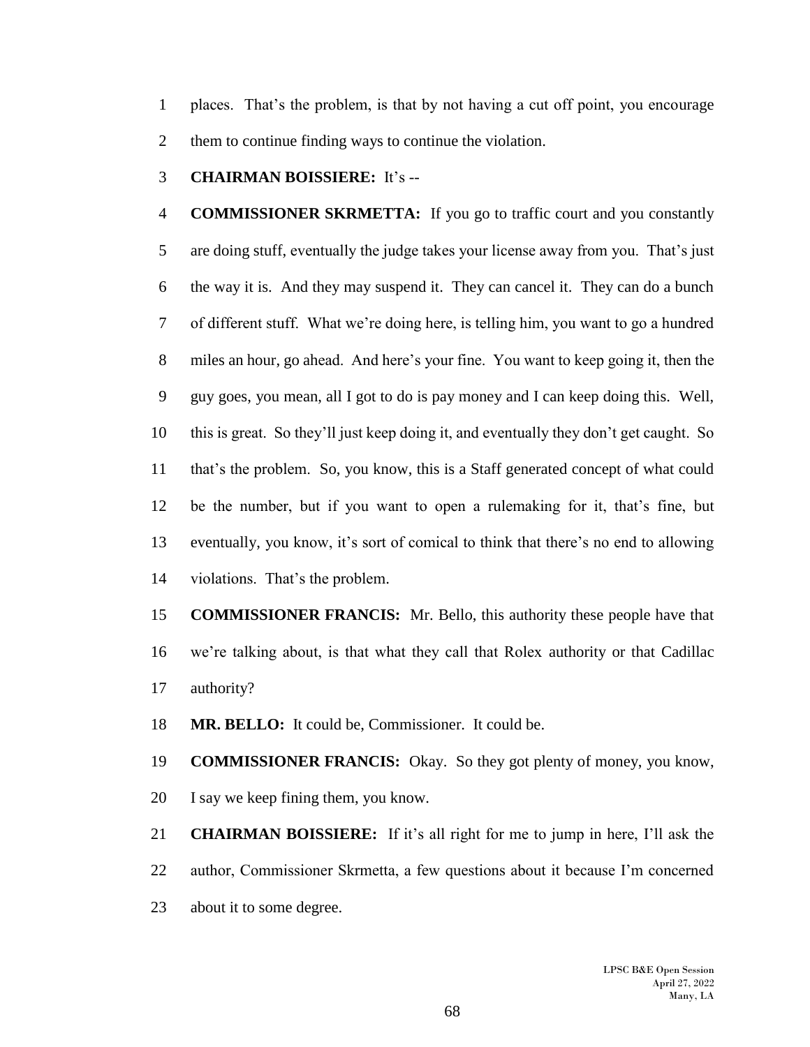places. That's the problem, is that by not having a cut off point, you encourage them to continue finding ways to continue the violation.

**CHAIRMAN BOISSIERE:** It's --

**COMMISSIONER SKRMETTA:** If you go to traffic court and you constantly are doing stuff, eventually the judge takes your license away from you. That's just the way it is. And they may suspend it. They can cancel it. They can do a bunch of different stuff. What we're doing here, is telling him, you want to go a hundred miles an hour, go ahead. And here's your fine. You want to keep going it, then the guy goes, you mean, all I got to do is pay money and I can keep doing this. Well, this is great. So they'll just keep doing it, and eventually they don't get caught. So that's the problem. So, you know, this is a Staff generated concept of what could be the number, but if you want to open a rulemaking for it, that's fine, but eventually, you know, it's sort of comical to think that there's no end to allowing violations. That's the problem.

**COMMISSIONER FRANCIS:** Mr. Bello, this authority these people have that we're talking about, is that what they call that Rolex authority or that Cadillac authority?

**MR. BELLO:** It could be, Commissioner. It could be.

**COMMISSIONER FRANCIS:** Okay. So they got plenty of money, you know, I say we keep fining them, you know.

**CHAIRMAN BOISSIERE:** If it's all right for me to jump in here, I'll ask the author, Commissioner Skrmetta, a few questions about it because I'm concerned about it to some degree.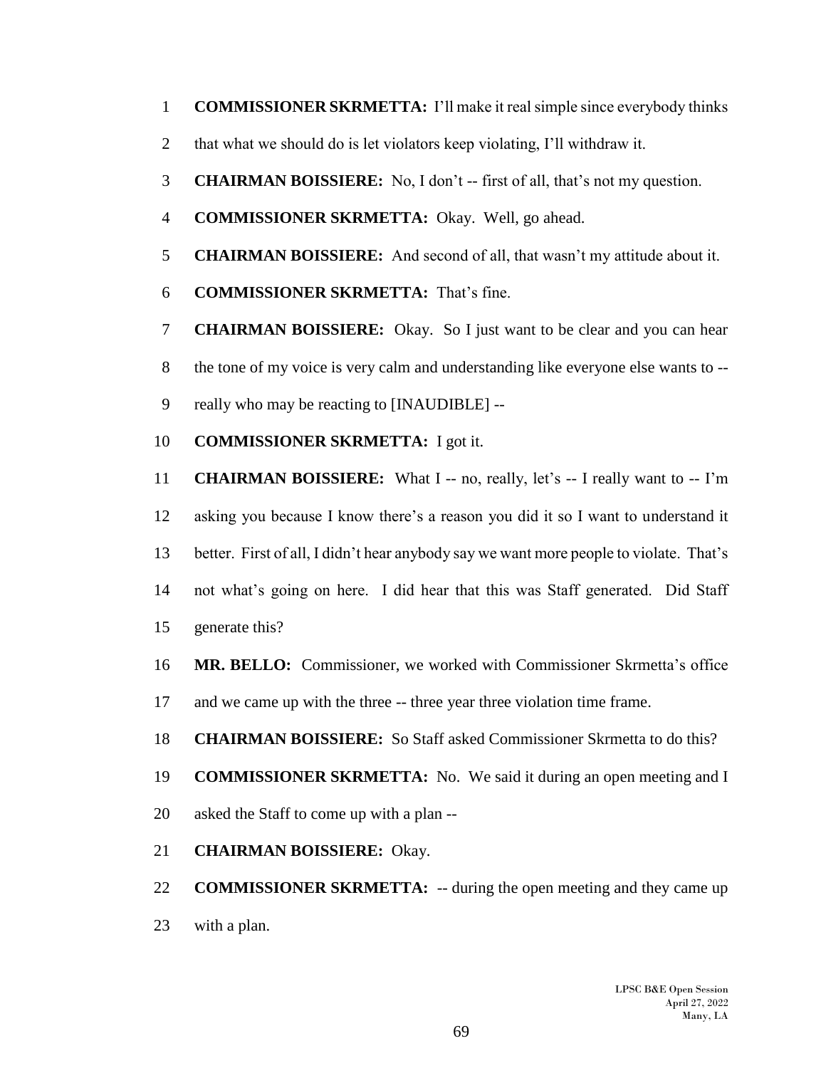**COMMISSIONER SKRMETTA:** I'll make it real simple since everybody thinks that what we should do is let violators keep violating, I'll withdraw it.

**CHAIRMAN BOISSIERE:** No, I don't -- first of all, that's not my question.

**COMMISSIONER SKRMETTA:** Okay. Well, go ahead.

**CHAIRMAN BOISSIERE:** And second of all, that wasn't my attitude about it.

**COMMISSIONER SKRMETTA:** That's fine.

**CHAIRMAN BOISSIERE:** Okay. So I just want to be clear and you can hear the tone of my voice is very calm and understanding like everyone else wants to -- really who may be reacting to [INAUDIBLE] --

**COMMISSIONER SKRMETTA:** I got it.

**CHAIRMAN BOISSIERE:** What I -- no, really, let's -- I really want to -- I'm asking you because I know there's a reason you did it so I want to understand it better. First of all, I didn't hear anybody say we want more people to violate. That's not what's going on here. I did hear that this was Staff generated. Did Staff generate this?

**MR. BELLO:** Commissioner, we worked with Commissioner Skrmetta's office and we came up with the three -- three year three violation time frame.

**CHAIRMAN BOISSIERE:** So Staff asked Commissioner Skrmetta to do this?

**COMMISSIONER SKRMETTA:** No. We said it during an open meeting and I asked the Staff to come up with a plan --

**CHAIRMAN BOISSIERE:** Okay.

**COMMISSIONER SKRMETTA:** -- during the open meeting and they came up with a plan.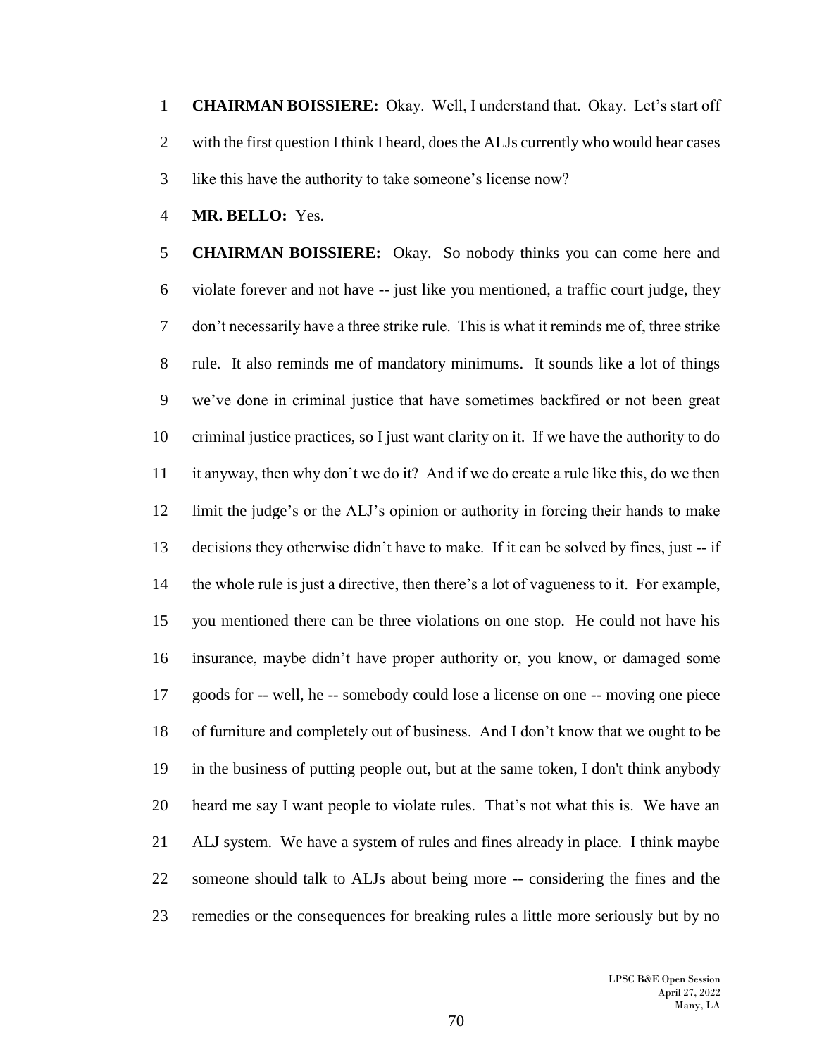**CHAIRMAN BOISSIERE:** Okay. Well, I understand that. Okay. Let's start off with the first question I think I heard, does the ALJs currently who would hear cases like this have the authority to take someone's license now?

**MR. BELLO:** Yes.

**CHAIRMAN BOISSIERE:** Okay. So nobody thinks you can come here and violate forever and not have -- just like you mentioned, a traffic court judge, they don't necessarily have a three strike rule. This is what it reminds me of, three strike rule. It also reminds me of mandatory minimums. It sounds like a lot of things we've done in criminal justice that have sometimes backfired or not been great criminal justice practices, so I just want clarity on it. If we have the authority to do it anyway, then why don't we do it? And if we do create a rule like this, do we then limit the judge's or the ALJ's opinion or authority in forcing their hands to make decisions they otherwise didn't have to make. If it can be solved by fines, just -- if the whole rule is just a directive, then there's a lot of vagueness to it. For example, you mentioned there can be three violations on one stop. He could not have his insurance, maybe didn't have proper authority or, you know, or damaged some goods for -- well, he -- somebody could lose a license on one -- moving one piece of furniture and completely out of business. And I don't know that we ought to be in the business of putting people out, but at the same token, I don't think anybody heard me say I want people to violate rules. That's not what this is. We have an ALJ system. We have a system of rules and fines already in place. I think maybe someone should talk to ALJs about being more -- considering the fines and the remedies or the consequences for breaking rules a little more seriously but by no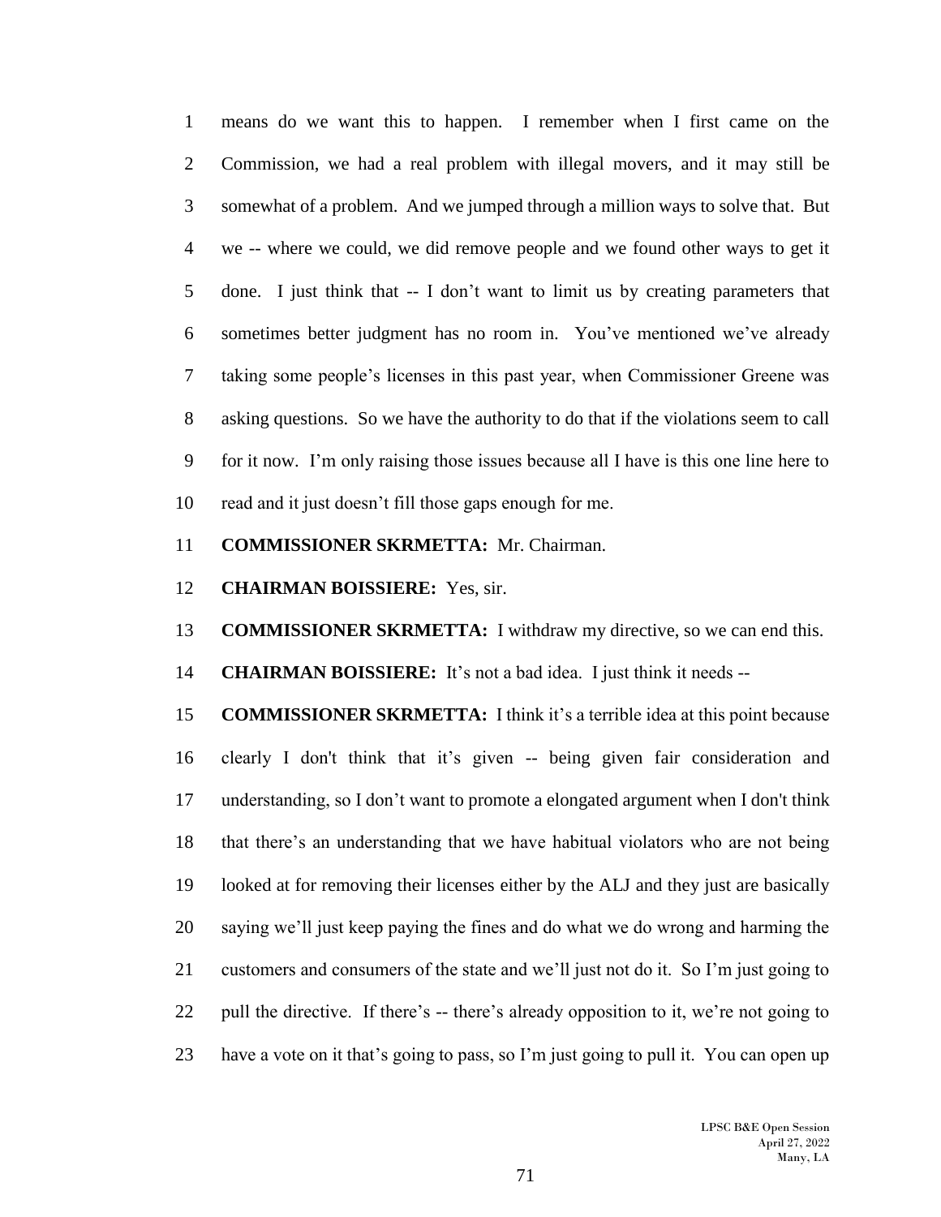means do we want this to happen. I remember when I first came on the Commission, we had a real problem with illegal movers, and it may still be somewhat of a problem. And we jumped through a million ways to solve that. But we -- where we could, we did remove people and we found other ways to get it done. I just think that -- I don't want to limit us by creating parameters that sometimes better judgment has no room in. You've mentioned we've already taking some people's licenses in this past year, when Commissioner Greene was asking questions. So we have the authority to do that if the violations seem to call for it now. I'm only raising those issues because all I have is this one line here to read and it just doesn't fill those gaps enough for me.

**COMMISSIONER SKRMETTA:** Mr. Chairman.

**CHAIRMAN BOISSIERE:** Yes, sir.

**COMMISSIONER SKRMETTA:** I withdraw my directive, so we can end this.

**CHAIRMAN BOISSIERE:** It's not a bad idea. I just think it needs --

**COMMISSIONER SKRMETTA:** I think it's a terrible idea at this point because clearly I don't think that it's given -- being given fair consideration and understanding, so I don't want to promote a elongated argument when I don't think that there's an understanding that we have habitual violators who are not being looked at for removing their licenses either by the ALJ and they just are basically saying we'll just keep paying the fines and do what we do wrong and harming the customers and consumers of the state and we'll just not do it. So I'm just going to pull the directive. If there's -- there's already opposition to it, we're not going to have a vote on it that's going to pass, so I'm just going to pull it. You can open up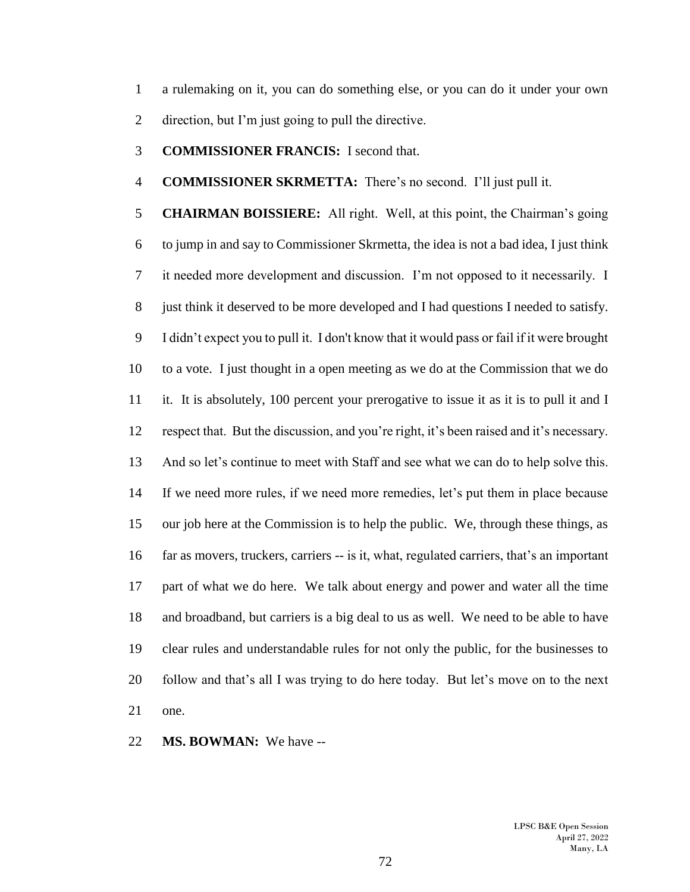a rulemaking on it, you can do something else, or you can do it under your own direction, but I'm just going to pull the directive.

**COMMISSIONER FRANCIS:** I second that.

**COMMISSIONER SKRMETTA:** There's no second. I'll just pull it.

**CHAIRMAN BOISSIERE:** All right. Well, at this point, the Chairman's going to jump in and say to Commissioner Skrmetta, the idea is not a bad idea, I just think it needed more development and discussion. I'm not opposed to it necessarily. I just think it deserved to be more developed and I had questions I needed to satisfy. I didn't expect you to pull it. I don't know that it would pass or fail if it were brought to a vote. I just thought in a open meeting as we do at the Commission that we do it. It is absolutely, 100 percent your prerogative to issue it as it is to pull it and I respect that. But the discussion, and you're right, it's been raised and it's necessary. And so let's continue to meet with Staff and see what we can do to help solve this. If we need more rules, if we need more remedies, let's put them in place because our job here at the Commission is to help the public. We, through these things, as far as movers, truckers, carriers -- is it, what, regulated carriers, that's an important part of what we do here. We talk about energy and power and water all the time and broadband, but carriers is a big deal to us as well. We need to be able to have clear rules and understandable rules for not only the public, for the businesses to follow and that's all I was trying to do here today. But let's move on to the next one.

**MS. BOWMAN:** We have --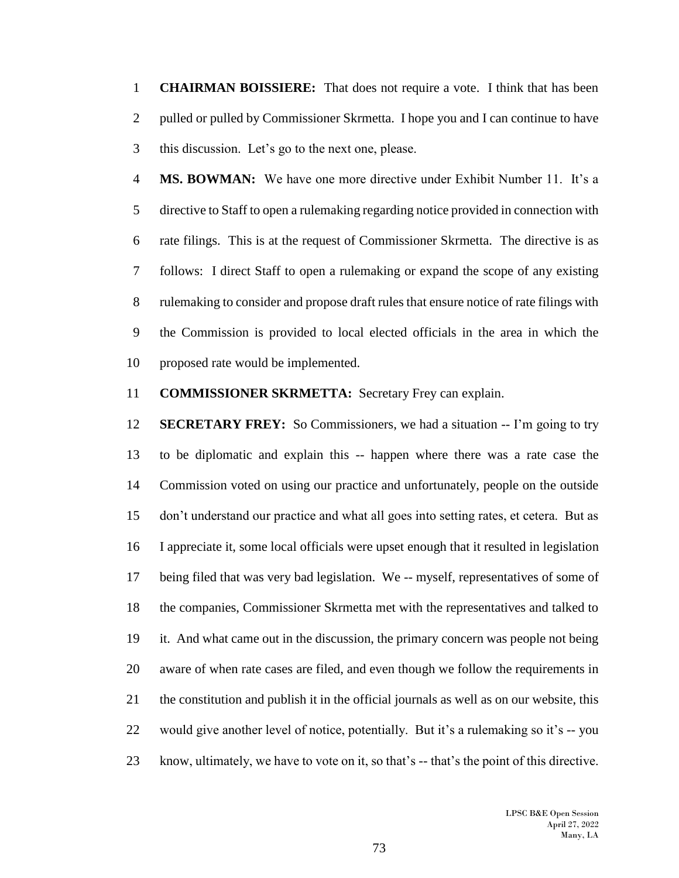**CHAIRMAN BOISSIERE:** That does not require a vote. I think that has been pulled or pulled by Commissioner Skrmetta. I hope you and I can continue to have this discussion. Let's go to the next one, please.

**MS. BOWMAN:** We have one more directive under Exhibit Number 11. It's a directive to Staff to open a rulemaking regarding notice provided in connection with rate filings. This is at the request of Commissioner Skrmetta. The directive is as follows: I direct Staff to open a rulemaking or expand the scope of any existing rulemaking to consider and propose draft rules that ensure notice of rate filings with the Commission is provided to local elected officials in the area in which the proposed rate would be implemented.

**COMMISSIONER SKRMETTA:** Secretary Frey can explain.

**SECRETARY FREY:** So Commissioners, we had a situation -- I'm going to try to be diplomatic and explain this -- happen where there was a rate case the Commission voted on using our practice and unfortunately, people on the outside don't understand our practice and what all goes into setting rates, et cetera. But as I appreciate it, some local officials were upset enough that it resulted in legislation being filed that was very bad legislation. We -- myself, representatives of some of the companies, Commissioner Skrmetta met with the representatives and talked to it. And what came out in the discussion, the primary concern was people not being aware of when rate cases are filed, and even though we follow the requirements in the constitution and publish it in the official journals as well as on our website, this would give another level of notice, potentially. But it's a rulemaking so it's -- you know, ultimately, we have to vote on it, so that's -- that's the point of this directive.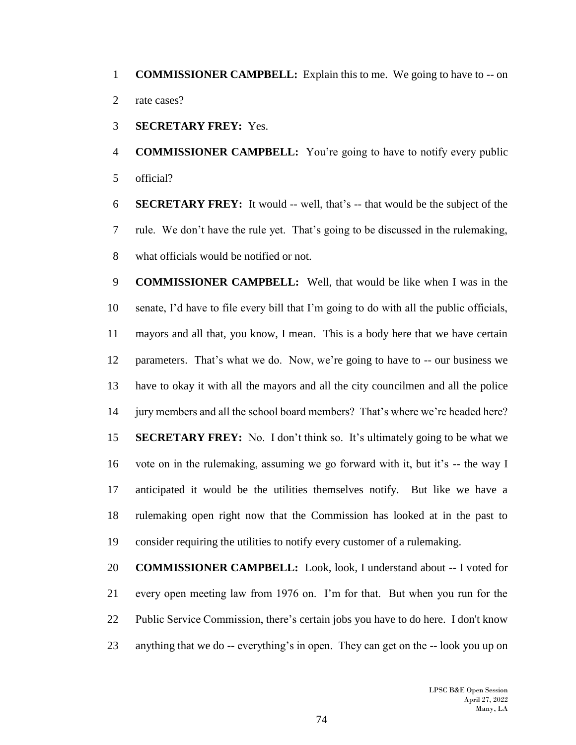**COMMISSIONER CAMPBELL:** Explain this to me. We going to have to -- on rate cases?

**SECRETARY FREY:** Yes.

**COMMISSIONER CAMPBELL:** You're going to have to notify every public official?

**SECRETARY FREY:** It would -- well, that's -- that would be the subject of the rule. We don't have the rule yet. That's going to be discussed in the rulemaking, what officials would be notified or not.

**COMMISSIONER CAMPBELL:** Well, that would be like when I was in the senate, I'd have to file every bill that I'm going to do with all the public officials, mayors and all that, you know, I mean. This is a body here that we have certain parameters. That's what we do. Now, we're going to have to -- our business we have to okay it with all the mayors and all the city councilmen and all the police jury members and all the school board members? That's where we're headed here?

**SECRETARY FREY:** No. I don't think so. It's ultimately going to be what we vote on in the rulemaking, assuming we go forward with it, but it's -- the way I anticipated it would be the utilities themselves notify. But like we have a rulemaking open right now that the Commission has looked at in the past to consider requiring the utilities to notify every customer of a rulemaking.

**COMMISSIONER CAMPBELL:** Look, look, I understand about -- I voted for every open meeting law from 1976 on. I'm for that. But when you run for the Public Service Commission, there's certain jobs you have to do here. I don't know anything that we do -- everything's in open. They can get on the -- look you up on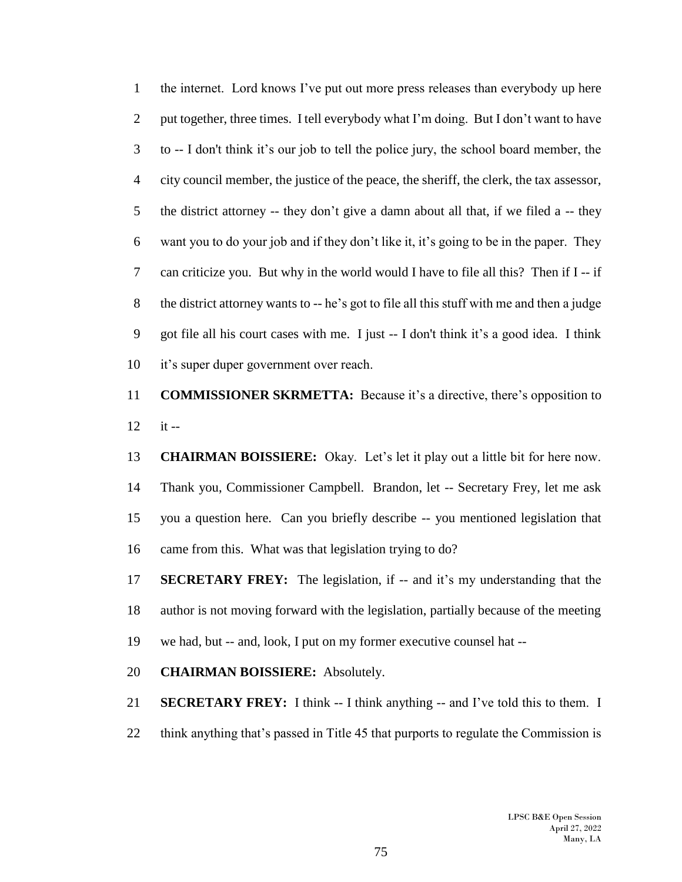the internet. Lord knows I've put out more press releases than everybody up here put together, three times. I tell everybody what I'm doing. But I don't want to have to -- I don't think it's our job to tell the police jury, the school board member, the city council member, the justice of the peace, the sheriff, the clerk, the tax assessor, the district attorney -- they don't give a damn about all that, if we filed a -- they want you to do your job and if they don't like it, it's going to be in the paper. They can criticize you. But why in the world would I have to file all this? Then if I -- if the district attorney wants to -- he's got to file all this stuff with me and then a judge got file all his court cases with me. I just -- I don't think it's a good idea. I think it's super duper government over reach.

**COMMISSIONER SKRMETTA:** Because it's a directive, there's opposition to it --

**CHAIRMAN BOISSIERE:** Okay. Let's let it play out a little bit for here now. Thank you, Commissioner Campbell. Brandon, let -- Secretary Frey, let me ask you a question here. Can you briefly describe -- you mentioned legislation that came from this. What was that legislation trying to do?

**SECRETARY FREY:** The legislation, if -- and it's my understanding that the author is not moving forward with the legislation, partially because of the meeting we had, but -- and, look, I put on my former executive counsel hat --

**CHAIRMAN BOISSIERE:** Absolutely.

**SECRETARY FREY:** I think -- I think anything -- and I've told this to them. I think anything that's passed in Title 45 that purports to regulate the Commission is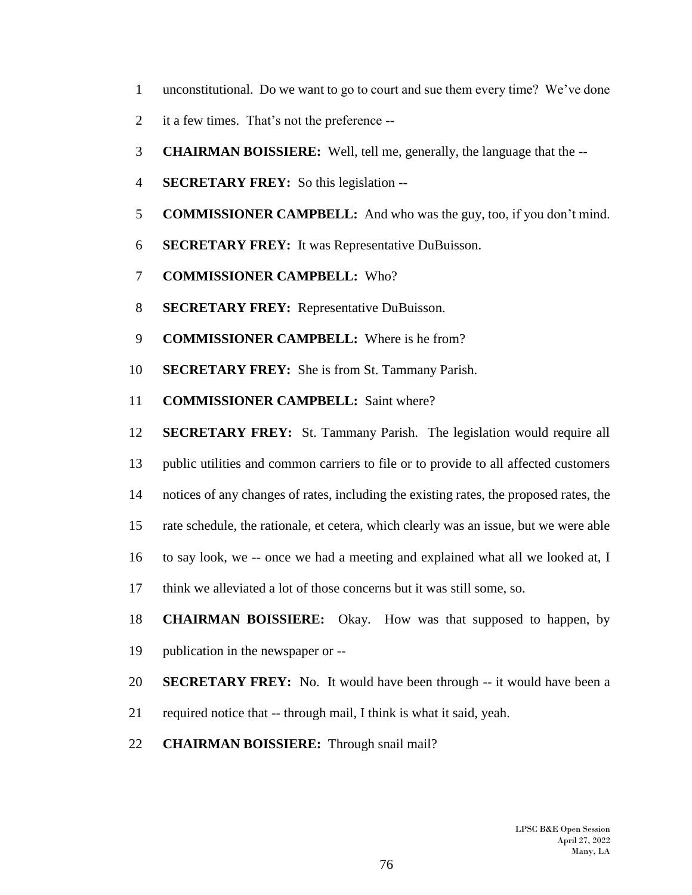unconstitutional. Do we want to go to court and sue them every time? We've done it a few times. That's not the preference --

**CHAIRMAN BOISSIERE:** Well, tell me, generally, the language that the --

**SECRETARY FREY:** So this legislation --

**COMMISSIONER CAMPBELL:** And who was the guy, too, if you don't mind.

**SECRETARY FREY:** It was Representative DuBuisson.

**COMMISSIONER CAMPBELL:** Who?

**SECRETARY FREY:** Representative DuBuisson.

**COMMISSIONER CAMPBELL:** Where is he from?

**SECRETARY FREY:** She is from St. Tammany Parish.

**COMMISSIONER CAMPBELL:** Saint where?

**SECRETARY FREY:** St. Tammany Parish. The legislation would require all public utilities and common carriers to file or to provide to all affected customers notices of any changes of rates, including the existing rates, the proposed rates, the rate schedule, the rationale, et cetera, which clearly was an issue, but we were able to say look, we -- once we had a meeting and explained what all we looked at, I think we alleviated a lot of those concerns but it was still some, so.

**CHAIRMAN BOISSIERE:** Okay. How was that supposed to happen, by publication in the newspaper or --

**SECRETARY FREY:** No. It would have been through -- it would have been a required notice that -- through mail, I think is what it said, yeah.

**CHAIRMAN BOISSIERE:** Through snail mail?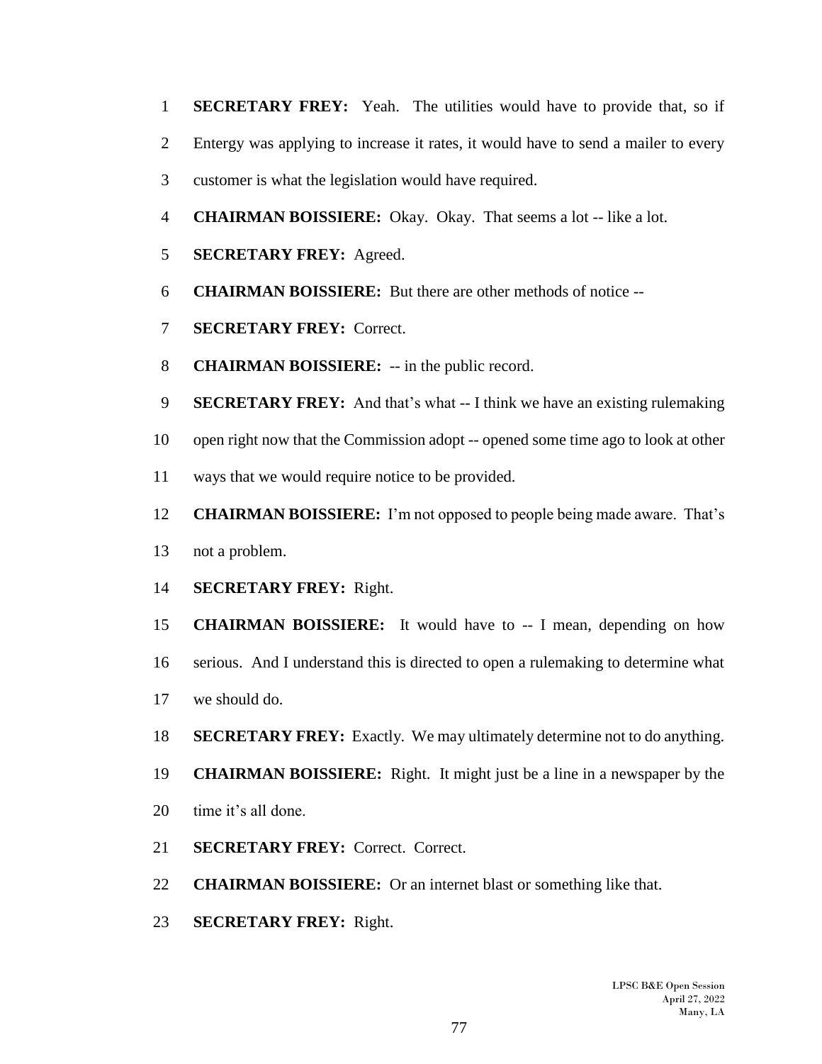**SECRETARY FREY:** Yeah. The utilities would have to provide that, so if Entergy was applying to increase it rates, it would have to send a mailer to every customer is what the legislation would have required.

**CHAIRMAN BOISSIERE:** Okay. Okay. That seems a lot -- like a lot.

**SECRETARY FREY:** Agreed.

**CHAIRMAN BOISSIERE:** But there are other methods of notice --

**SECRETARY FREY:** Correct.

**CHAIRMAN BOISSIERE:** -- in the public record.

**SECRETARY FREY:** And that's what -- I think we have an existing rulemaking open right now that the Commission adopt -- opened some time ago to look at other ways that we would require notice to be provided.

**CHAIRMAN BOISSIERE:** I'm not opposed to people being made aware. That's not a problem.

**SECRETARY FREY:** Right.

**CHAIRMAN BOISSIERE:** It would have to -- I mean, depending on how serious. And I understand this is directed to open a rulemaking to determine what we should do.

**SECRETARY FREY:** Exactly. We may ultimately determine not to do anything.

**CHAIRMAN BOISSIERE:** Right. It might just be a line in a newspaper by the time it's all done.

**SECRETARY FREY:** Correct. Correct.

**CHAIRMAN BOISSIERE:** Or an internet blast or something like that.

**SECRETARY FREY:** Right.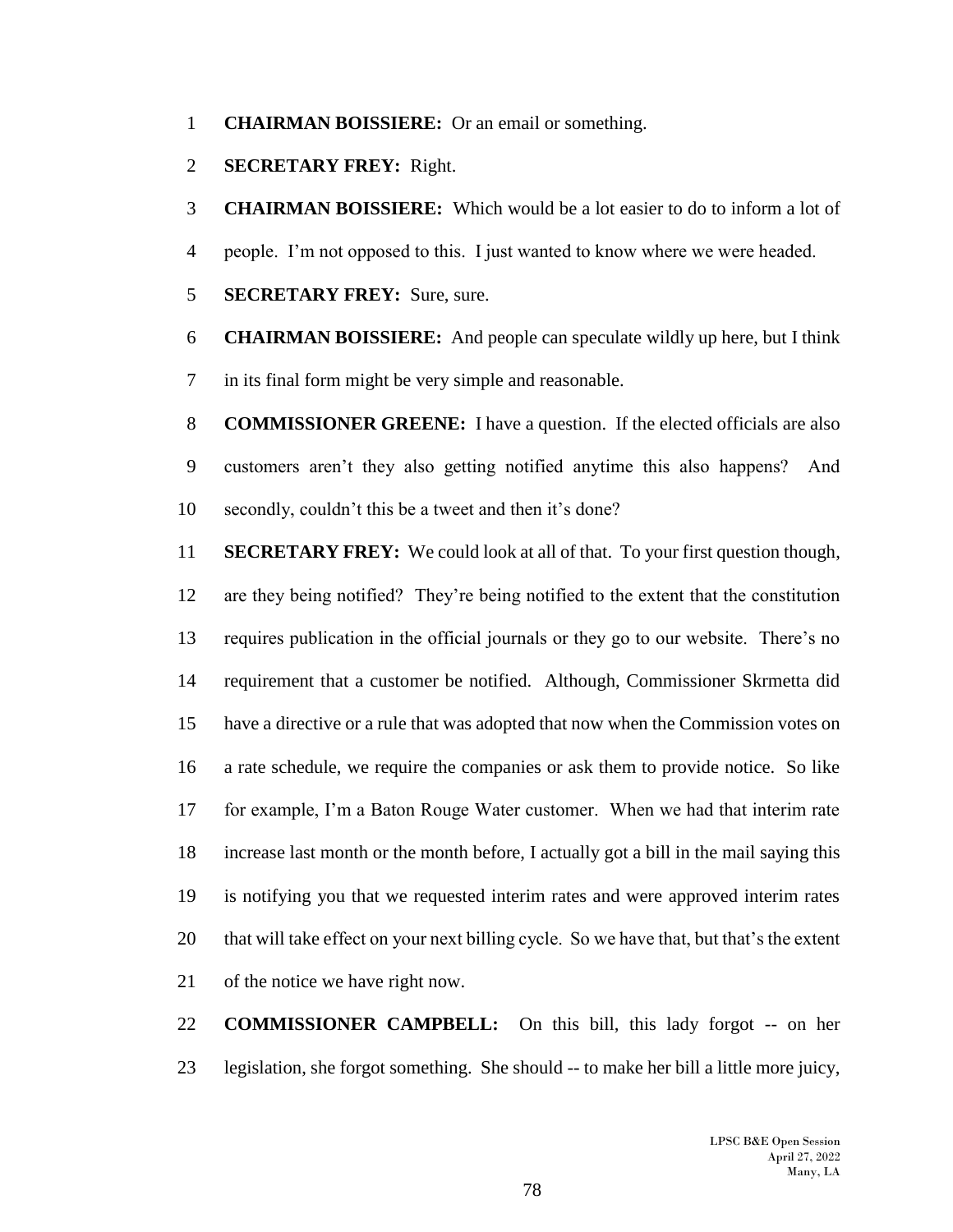**CHAIRMAN BOISSIERE:** Or an email or something.

**SECRETARY FREY:** Right.

**CHAIRMAN BOISSIERE:** Which would be a lot easier to do to inform a lot of people. I'm not opposed to this. I just wanted to know where we were headed.

**SECRETARY FREY:** Sure, sure.

**CHAIRMAN BOISSIERE:** And people can speculate wildly up here, but I think in its final form might be very simple and reasonable.

**COMMISSIONER GREENE:** I have a question. If the elected officials are also customers aren't they also getting notified anytime this also happens? And secondly, couldn't this be a tweet and then it's done?

**SECRETARY FREY:** We could look at all of that. To your first question though, are they being notified? They're being notified to the extent that the constitution requires publication in the official journals or they go to our website. There's no requirement that a customer be notified. Although, Commissioner Skrmetta did have a directive or a rule that was adopted that now when the Commission votes on a rate schedule, we require the companies or ask them to provide notice. So like for example, I'm a Baton Rouge Water customer. When we had that interim rate increase last month or the month before, I actually got a bill in the mail saying this is notifying you that we requested interim rates and were approved interim rates that will take effect on your next billing cycle. So we have that, but that's the extent of the notice we have right now.

**COMMISSIONER CAMPBELL:** On this bill, this lady forgot -- on her legislation, she forgot something. She should -- to make her bill a little more juicy,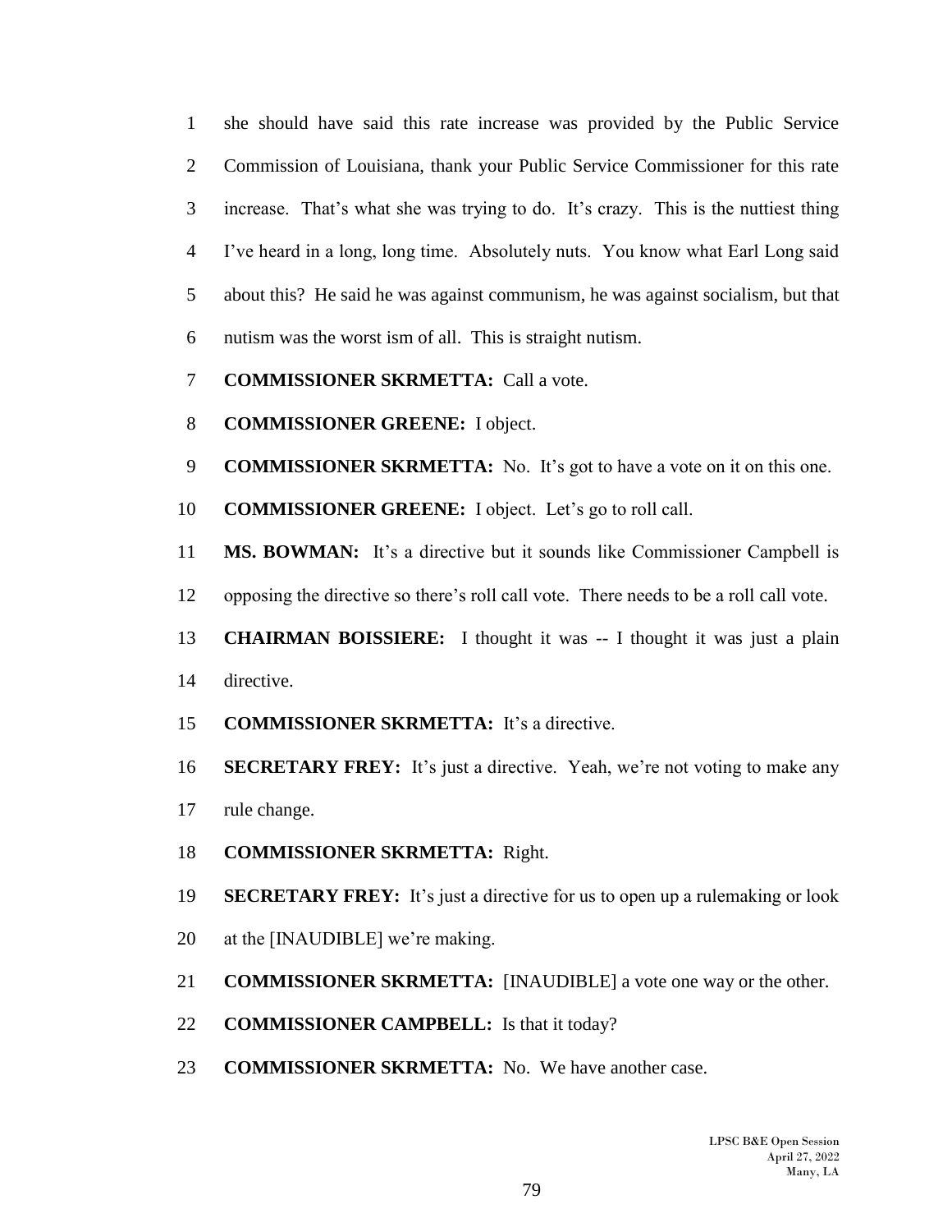she should have said this rate increase was provided by the Public Service Commission of Louisiana, thank your Public Service Commissioner for this rate increase. That's what she was trying to do. It's crazy. This is the nuttiest thing I've heard in a long, long time. Absolutely nuts. You know what Earl Long said about this? He said he was against communism, he was against socialism, but that nutism was the worst ism of all. This is straight nutism.

**COMMISSIONER SKRMETTA:** Call a vote.

**COMMISSIONER GREENE:** I object.

**COMMISSIONER SKRMETTA:** No. It's got to have a vote on it on this one.

**COMMISSIONER GREENE:** I object. Let's go to roll call.

**MS. BOWMAN:** It's a directive but it sounds like Commissioner Campbell is opposing the directive so there's roll call vote. There needs to be a roll call vote.

**CHAIRMAN BOISSIERE:** I thought it was -- I thought it was just a plain directive.

**COMMISSIONER SKRMETTA:** It's a directive.

**SECRETARY FREY:** It's just a directive. Yeah, we're not voting to make any rule change.

**COMMISSIONER SKRMETTA:** Right.

**SECRETARY FREY:** It's just a directive for us to open up a rulemaking or look at the [INAUDIBLE] we're making.

**COMMISSIONER SKRMETTA:** [INAUDIBLE] a vote one way or the other.

**COMMISSIONER CAMPBELL:** Is that it today?

**COMMISSIONER SKRMETTA:** No. We have another case.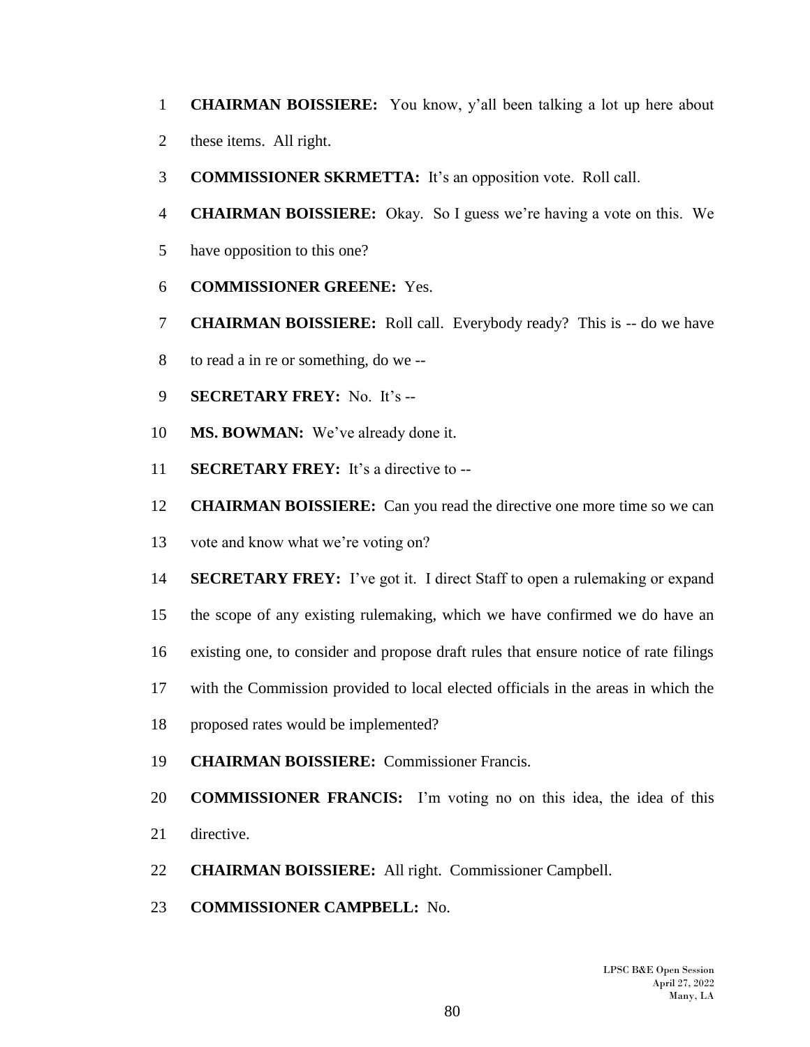**CHAIRMAN BOISSIERE:** You know, y'all been talking a lot up here about these items. All right.

**COMMISSIONER SKRMETTA:** It's an opposition vote. Roll call.

**CHAIRMAN BOISSIERE:** Okay. So I guess we're having a vote on this. We have opposition to this one?

**COMMISSIONER GREENE:** Yes.

**CHAIRMAN BOISSIERE:** Roll call. Everybody ready? This is -- do we have to read a in re or something, do we --

**SECRETARY FREY:** No. It's --

**MS. BOWMAN:** We've already done it.

**SECRETARY FREY:** It's a directive to --

**CHAIRMAN BOISSIERE:** Can you read the directive one more time so we can vote and know what we're voting on?

**SECRETARY FREY:** I've got it. I direct Staff to open a rulemaking or expand the scope of any existing rulemaking, which we have confirmed we do have an existing one, to consider and propose draft rules that ensure notice of rate filings with the Commission provided to local elected officials in the areas in which the proposed rates would be implemented?

**CHAIRMAN BOISSIERE:** Commissioner Francis.

**COMMISSIONER FRANCIS:** I'm voting no on this idea, the idea of this directive.

**CHAIRMAN BOISSIERE:** All right. Commissioner Campbell.

**COMMISSIONER CAMPBELL:** No.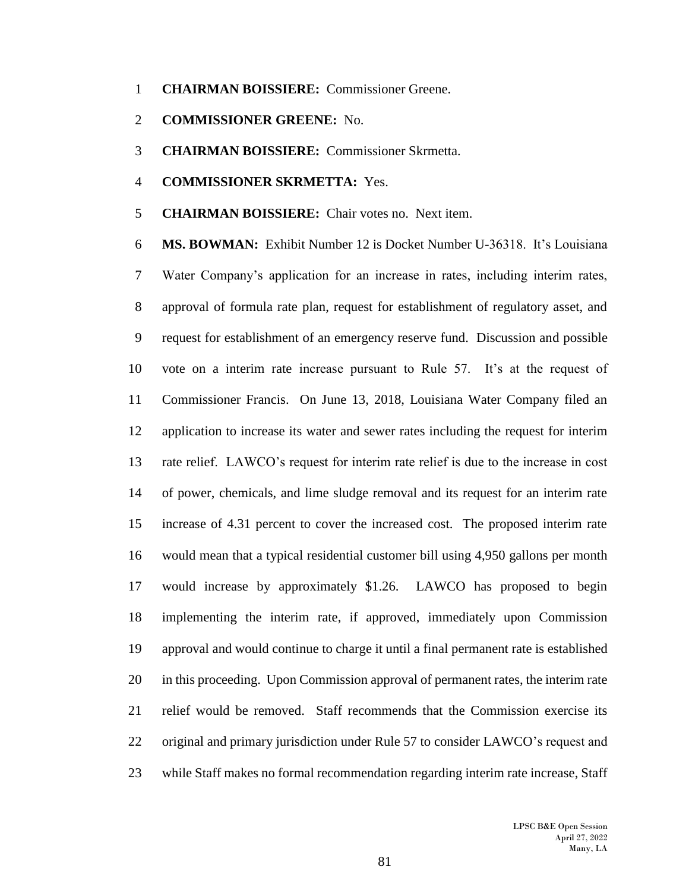**CHAIRMAN BOISSIERE:** Commissioner Greene.

**COMMISSIONER GREENE:** No.

**CHAIRMAN BOISSIERE:** Commissioner Skrmetta.

**COMMISSIONER SKRMETTA:** Yes.

**CHAIRMAN BOISSIERE:** Chair votes no. Next item.

**MS. BOWMAN:** Exhibit Number 12 is Docket Number U-36318. It's Louisiana Water Company's application for an increase in rates, including interim rates, approval of formula rate plan, request for establishment of regulatory asset, and request for establishment of an emergency reserve fund. Discussion and possible vote on a interim rate increase pursuant to Rule 57. It's at the request of Commissioner Francis. On June 13, 2018, Louisiana Water Company filed an application to increase its water and sewer rates including the request for interim rate relief. LAWCO's request for interim rate relief is due to the increase in cost of power, chemicals, and lime sludge removal and its request for an interim rate increase of 4.31 percent to cover the increased cost. The proposed interim rate would mean that a typical residential customer bill using 4,950 gallons per month would increase by approximately $1.26. LAWCO has proposed to begin implementing the interim rate, if approved, immediately upon Commission approval and would continue to charge it until a final permanent rate is established in this proceeding. Upon Commission approval of permanent rates, the interim rate relief would be removed. Staff recommends that the Commission exercise its original and primary jurisdiction under Rule 57 to consider LAWCO's request and while Staff makes no formal recommendation regarding interim rate increase, Staff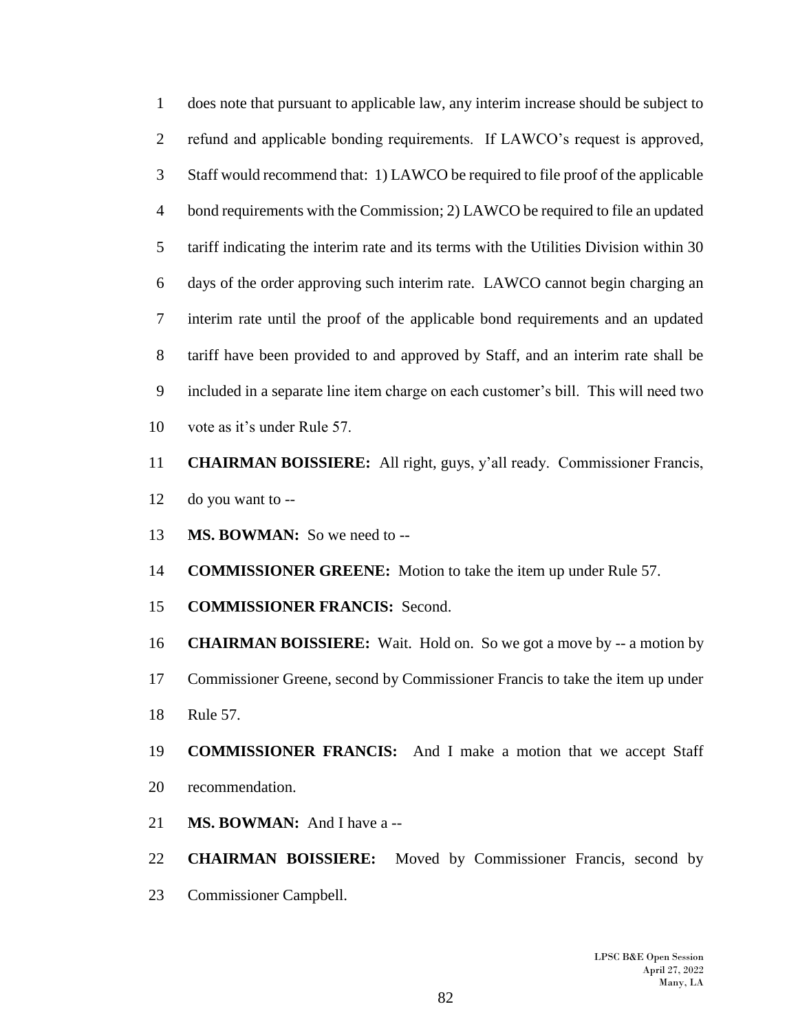1 does note that pursuant to applicable law, any interim increase should be subject to

2 refund and applicable bonding requirements. If LAWCO's request is approved,

3 Staff would recommend that: 1) LAWCO be required to file proof of the applicable

4 bond requirements with the Commission; 2) LAWCO be required to file an updated

5 tariff indicating the interim rate and its terms with the Utilities Division within 30

6 days of the order approving such interim rate. LAWCO cannot begin charging an

7 interim rate until the proof of the applicable bond requirements and an updated

8 tariff have been provided to and approved by Staff, and an interim rate shall be

9 included in a separate line item charge on each customer's bill. This will need two

10 vote as it's under Rule 57.

11 **CHAIRMAN BOISSIERE:** All right, guys, y'all ready. Commissioner Francis,

12 do you want to --

13 **MS. BOWMAN:** So we need to --

14 **COMMISSIONER GREENE:** Motion to take the item up under Rule 57.

15 **COMMISSIONER FRANCIS:** Second.

16 **CHAIRMAN BOISSIERE:** Wait. Hold on. So we got a move by -- a motion by

17 Commissioner Greene, second by Commissioner Francis to take the item up under

18 Rule 57.

19 **COMMISSIONER FRANCIS:** And I make a motion that we accept Staff

20 recommendation.

21 **MS. BOWMAN:** And I have a --

22 **CHAIRMAN BOISSIERE:** Moved by Commissioner Francis, second by

23 Commissioner Campbell.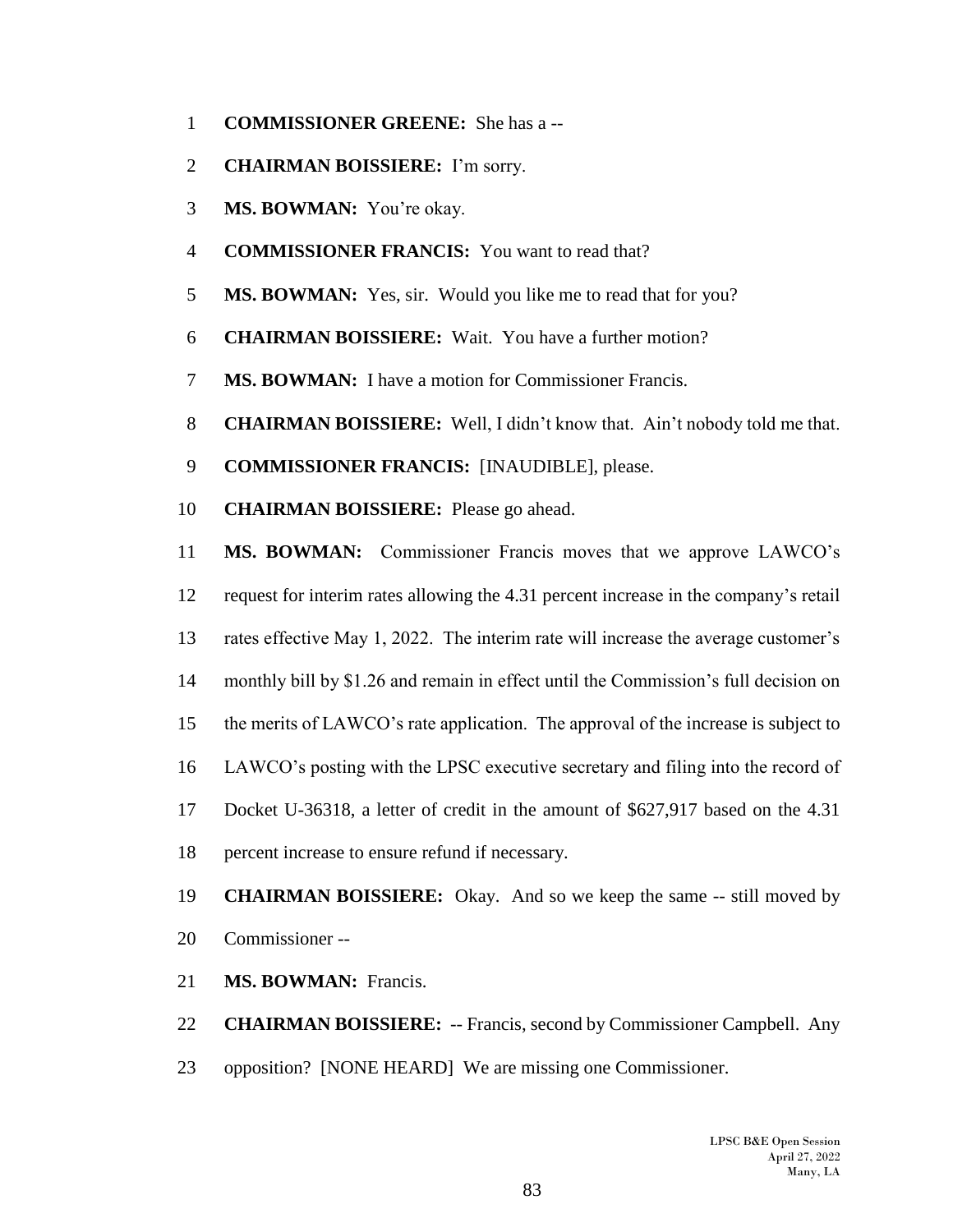**COMMISSIONER GREENE:** She has a --

**CHAIRMAN BOISSIERE:** I'm sorry.

**MS. BOWMAN:** You're okay.

**COMMISSIONER FRANCIS:** You want to read that?

**MS. BOWMAN:** Yes, sir. Would you like me to read that for you?

**CHAIRMAN BOISSIERE:** Wait. You have a further motion?

**MS. BOWMAN:** I have a motion for Commissioner Francis.

**CHAIRMAN BOISSIERE:** Well, I didn't know that. Ain't nobody told me that.

**COMMISSIONER FRANCIS:** [INAUDIBLE], please.

**CHAIRMAN BOISSIERE:** Please go ahead.

**MS. BOWMAN:** Commissioner Francis moves that we approve LAWCO's request for interim rates allowing the 4.31 percent increase in the company's retail rates effective May 1, 2022. The interim rate will increase the average customer's monthly bill by $1.26 and remain in effect until the Commission's full decision on the merits of LAWCO's rate application. The approval of the increase is subject to LAWCO's posting with the LPSC executive secretary and filing into the record of Docket U-36318, a letter of credit in the amount of $627,917 based on the 4.31 percent increase to ensure refund if necessary.

**CHAIRMAN BOISSIERE:** Okay. And so we keep the same -- still moved by Commissioner --

**MS. BOWMAN:** Francis.

**CHAIRMAN BOISSIERE:** -- Francis, second by Commissioner Campbell. Any opposition? [NONE HEARD] We are missing one Commissioner.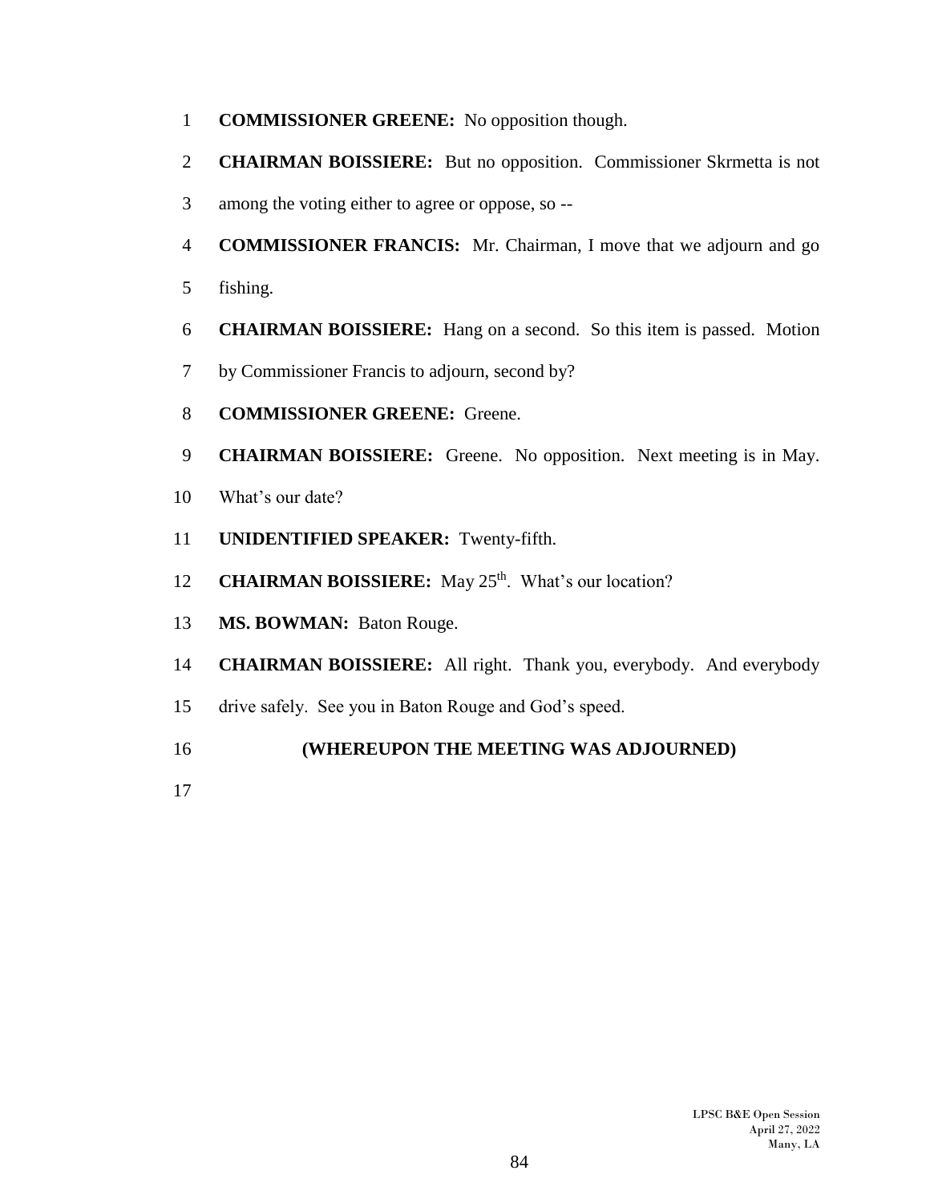**COMMISSIONER GREENE:** No opposition though.

**CHAIRMAN BOISSIERE:** But no opposition. Commissioner Skrmetta is not among the voting either to agree or oppose, so --

**COMMISSIONER FRANCIS:** Mr. Chairman, I move that we adjourn and go fishing.

**CHAIRMAN BOISSIERE:** Hang on a second. So this item is passed. Motion by Commissioner Francis to adjourn, second by?

**COMMISSIONER GREENE:** Greene.

**CHAIRMAN BOISSIERE:** Greene. No opposition. Next meeting is in May. What's our date?

**UNIDENTIFIED SPEAKER:** Twenty-fifth.

**CHAIRMAN BOISSIERE:** May 25th. What's our location?

**MS. BOWMAN:** Baton Rouge.

**CHAIRMAN BOISSIERE:** All right. Thank you, everybody. And everybody drive safely. See you in Baton Rouge and God's speed.

**(WHEREUPON THE MEETING WAS ADJOURNED)**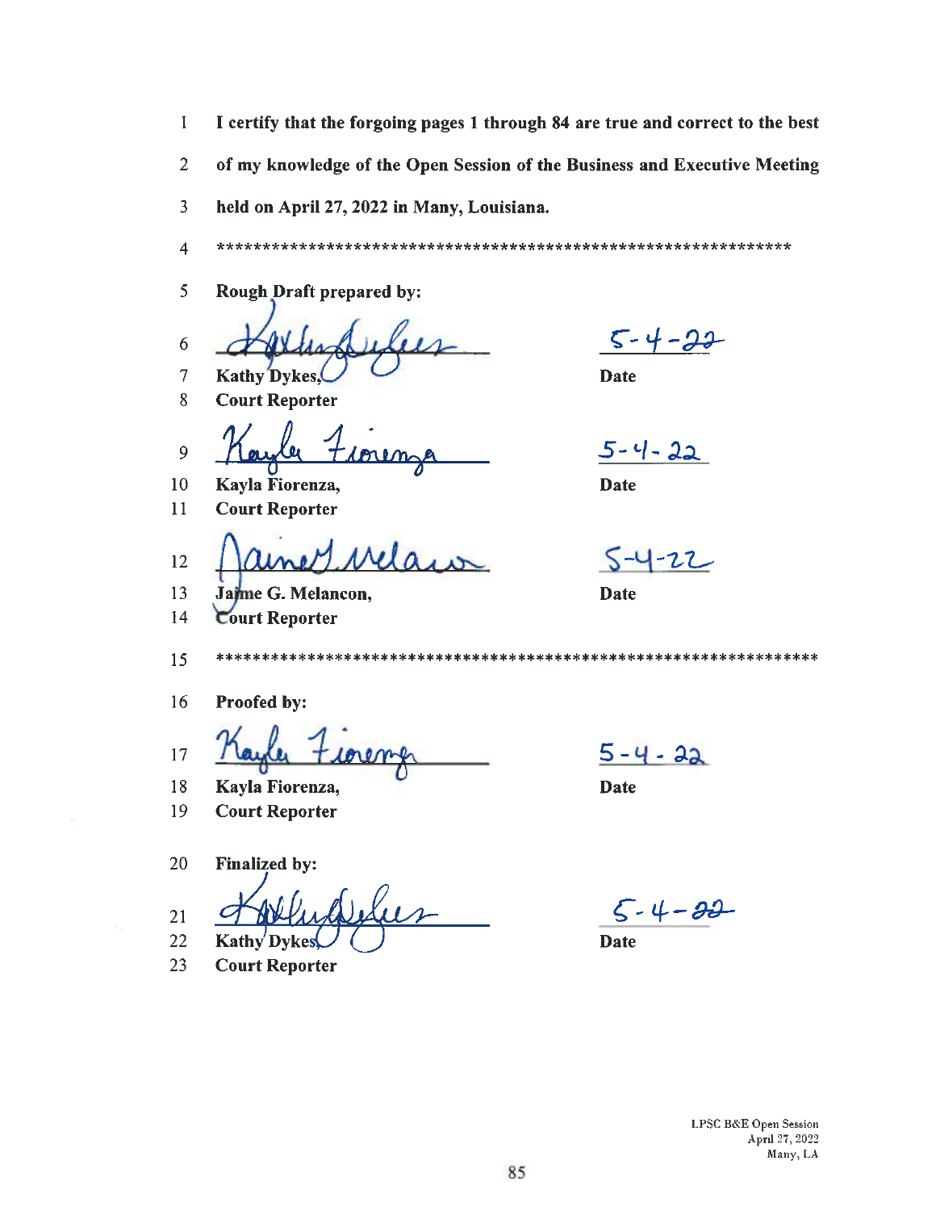1 I certify that the forgoing pages 1 through 84 are true and correct to the best

2 of my knowledge of the Open Session of the Business and Executive Meeting

3 held on April 27, 2022 in Many, Louisiana.

4 ****************************************************************

5 **Rough Draft prepared by:**

6 Kathy Dykes (signature) — 5-4-22

7 **Kathy Dykes,** — Date

8 **Court Reporter**

9 Kayla Fiorenza (signature) — 5-4-22

10 **Kayla Fiorenza,** — Date

11 **Court Reporter**

12 Jaime G. Melancon (signature) — 5-4-22

13 **Jaime G. Melancon,** — Date

14 **Court Reporter**

15 ****************************************************************

16 **Proofed by:**

17 Kayla Fiorenza (signature) — 5-4-22

18 **Kayla Fiorenza,** — Date

19 **Court Reporter**

20 **Finalized by:**

21 Kathy Dykes (signature) — 5-4-22

22 **Kathy Dykes,** — Date

23 **Court Reporter**